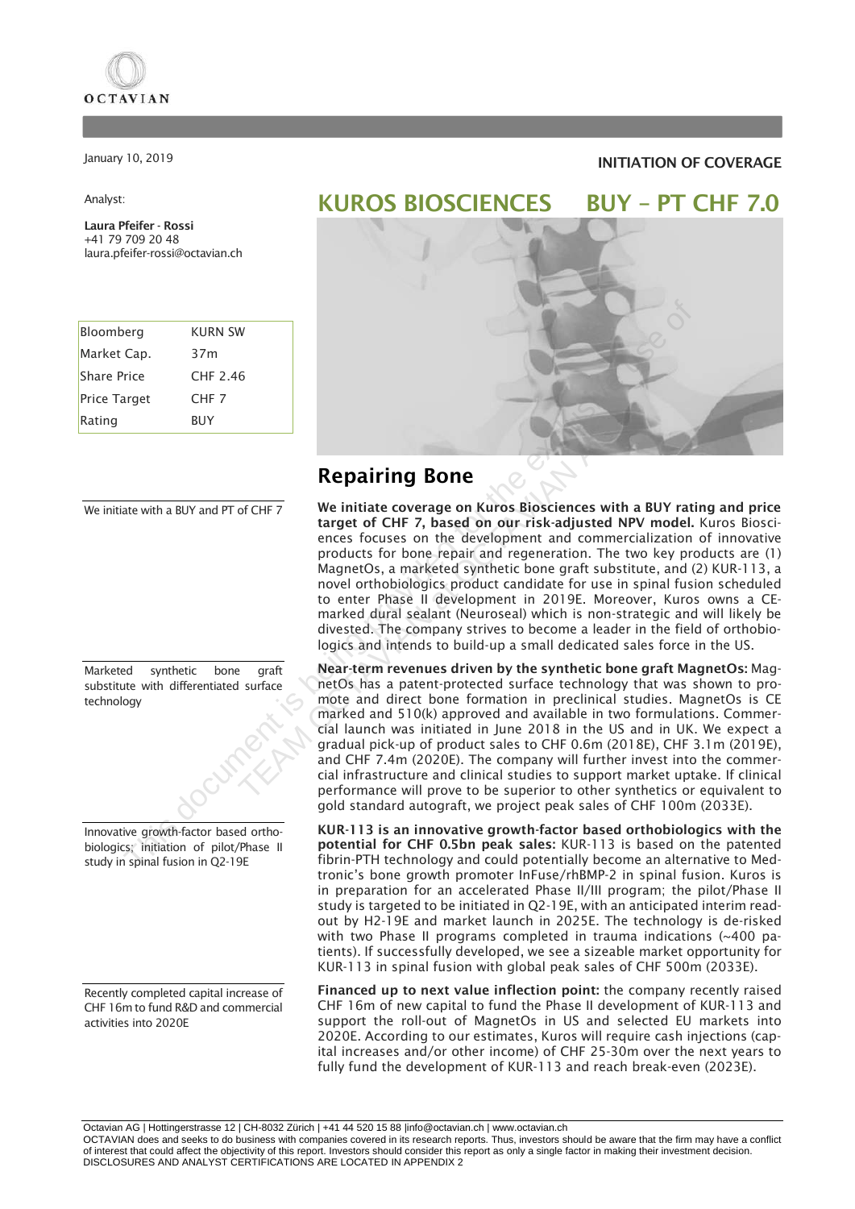OCTAVIAN

January 10, 2019

**INITIATION OF COVERAGE**

Analyst:

**Laura Pfeifer - Rossi**
+41 79 709 20 48
laura.pfeifer-rossi@octavian.ch

| Bloomberg | KURN SW |
|---|---|
| Market Cap. | 37m |
| Share Price | CHF 2.46 |
| Price Target | CHF 7 |
| Rating | BUY |

# KUROS BIOSCIENCES BUY – PT CHF 7.0

## Repairing Bone

*We initiate with a BUY and PT of CHF 7*

**We initiate coverage on Kuros Biosciences with a BUY rating and price target of CHF 7, based on our risk-adjusted NPV model.** Kuros Biosciences focuses on the development and commercialization of innovative products for bone repair and regeneration. The two key products are (1) MagnetOs, a marketed synthetic bone graft substitute, and (2) KUR-113, a novel orthobiologics product candidate for use in spinal fusion scheduled to enter Phase II development in 2019E. Moreover, Kuros owns a CE-marked dural sealant (Neuroseal) which is non-strategic and will likely be divested. The company strives to become a leader in the field of orthobiologics and intends to build-up a small dedicated sales force in the US.

*Marketed synthetic bone graft substitute with differentiated surface technology*

**Near-term revenues driven by the synthetic bone graft MagnetOs:** MagnetOs has a patent-protected surface technology that was shown to promote and direct bone formation in preclinical studies. MagnetOs is CE marked and 510(k) approved and available in two formulations. Commercial launch was initiated in June 2018 in the US and in UK. We expect a gradual pick-up of product sales to CHF 0.6m (2018E), CHF 3.1m (2019E), and CHF 7.4m (2020E). The company will further invest into the commercial infrastructure and clinical studies to support market uptake. If clinical performance will prove to be superior to other synthetics or equivalent to gold standard autograft, we project peak sales of CHF 100m (2033E).

*Innovative growth-factor based orthobiologics; initiation of pilot/Phase II study in spinal fusion in Q2-19E*

**KUR-113 is an innovative growth-factor based orthobiologics with the potential for CHF 0.5bn peak sales:** KUR-113 is based on the patented fibrin-PTH technology and could potentially become an alternative to Medtronic's bone growth promoter InFuse/rhBMP-2 in spinal fusion. Kuros is in preparation for an accelerated Phase II/III program; the pilot/Phase II study is targeted to be initiated in Q2-19E, with an anticipated interim readout by H2-19E and market launch in 2025E. The technology is de-risked with two Phase II programs completed in trauma indications (~400 patients). If successfully developed, we see a sizeable market opportunity for KUR-113 in spinal fusion with global peak sales of CHF 500m (2033E).

*Recently completed capital increase of CHF 16m to fund R&D and commercial activities into 2020E*

**Financed up to next value inflection point:** the company recently raised CHF 16m of new capital to fund the Phase II development of KUR-113 and support the roll-out of MagnetOs in US and selected EU markets into 2020E. According to our estimates, Kuros will require cash injections (capital increases and/or other income) of CHF 25-30m over the next years to fully fund the development of KUR-113 and reach break-even (2023E).

Octavian AG | Hottingerstrasse 12 | CH-8032 Zürich | +41 44 520 15 88 |info@octavian.ch | www.octavian.ch
OCTAVIAN does and seeks to do business with companies covered in its research reports. Thus, investors should be aware that the firm may have a conflict of interest that could affect the objectivity of this report. Investors should consider this report as only a single factor in making their investment decision.
DISCLOSURES AND ANALYST CERTIFICATIONS ARE LOCATED IN APPENDIX 2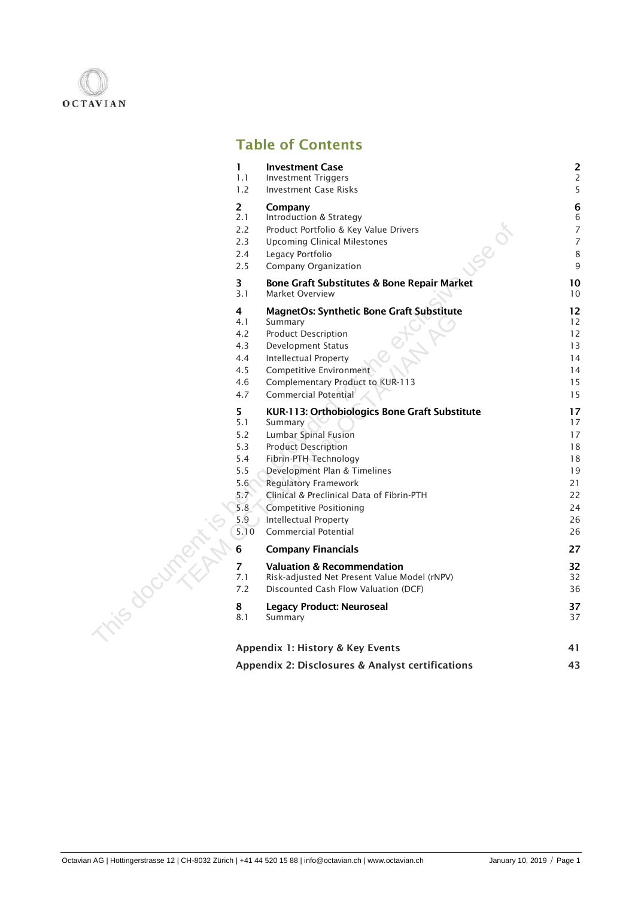# Table of Contents

| | | |
|---|---|---|
| **1** | **Investment Case** | **2** |
| 1.1 | Investment Triggers | 2 |
| 1.2 | Investment Case Risks | 5 |
| **2** | **Company** | **6** |
| 2.1 | Introduction & Strategy | 6 |
| 2.2 | Product Portfolio & Key Value Drivers | 7 |
| 2.3 | Upcoming Clinical Milestones | 7 |
| 2.4 | Legacy Portfolio | 8 |
| 2.5 | Company Organization | 9 |
| **3** | **Bone Graft Substitutes & Bone Repair Market** | **10** |
| 3.1 | Market Overview | 10 |
| **4** | **MagnetOs: Synthetic Bone Graft Substitute** | **12** |
| 4.1 | Summary | 12 |
| 4.2 | Product Description | 12 |
| 4.3 | Development Status | 13 |
| 4.4 | Intellectual Property | 14 |
| 4.5 | Competitive Environment | 14 |
| 4.6 | Complementary Product to KUR-113 | 15 |
| 4.7 | Commercial Potential | 15 |
| **5** | **KUR-113: Orthobiologics Bone Graft Substitute** | **17** |
| 5.1 | Summary | 17 |
| 5.2 | Lumbar Spinal Fusion | 17 |
| 5.3 | Product Description | 18 |
| 5.4 | Fibrin-PTH Technology | 18 |
| 5.5 | Development Plan & Timelines | 19 |
| 5.6 | Regulatory Framework | 21 |
| 5.7 | Clinical & Preclinical Data of Fibrin-PTH | 22 |
| 5.8 | Competitive Positioning | 24 |
| 5.9 | Intellectual Property | 26 |
| 5.10 | Commercial Potential | 26 |
| **6** | **Company Financials** | **27** |
| **7** | **Valuation & Recommendation** | **32** |
| 7.1 | Risk-adjusted Net Present Value Model (rNPV) | 32 |
| 7.2 | Discounted Cash Flow Valuation (DCF) | 36 |
| **8** | **Legacy Product: Neuroseal** | **37** |
| 8.1 | Summary | 37 |
| | **Appendix 1: History & Key Events** | **41** |
| | **Appendix 2: Disclosures & Analyst certifications** | **43** |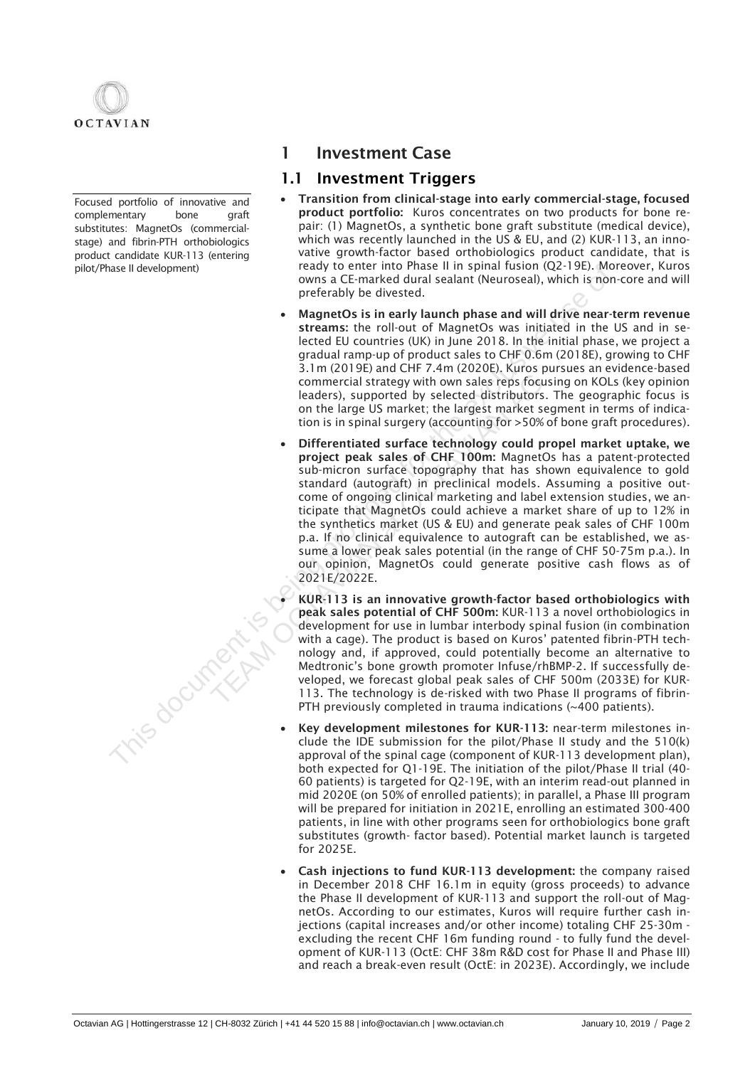# 1 Investment Case

## 1.1 Investment Triggers

Focused portfolio of innovative and complementary bone graft substitutes: MagnetOs (commercial-stage) and fibrin-PTH orthobiologics product candidate KUR-113 (entering pilot/Phase II development)

- **Transition from clinical-stage into early commercial-stage, focused product portfolio:** Kuros concentrates on two products for bone repair: (1) MagnetOs, a synthetic bone graft substitute (medical device), which was recently launched in the US & EU, and (2) KUR-113, an innovative growth-factor based orthobiologics product candidate, that is ready to enter into Phase II in spinal fusion (Q2-19E). Moreover, Kuros owns a CE-marked dural sealant (Neuroseal), which is non-core and will preferably be divested.

- **MagnetOs is in early launch phase and will drive near-term revenue streams:** the roll-out of MagnetOs was initiated in the US and in selected EU countries (UK) in June 2018. In the initial phase, we project a gradual ramp-up of product sales to CHF 0.6m (2018E), growing to CHF 3.1m (2019E) and CHF 7.4m (2020E). Kuros pursues an evidence-based commercial strategy with own sales reps focusing on KOLs (key opinion leaders), supported by selected distributors. The geographic focus is on the large US market; the largest market segment in terms of indication is in spinal surgery (accounting for >50% of bone graft procedures).

- **Differentiated surface technology could propel market uptake, we project peak sales of CHF 100m:** MagnetOs has a patent-protected sub-micron surface topography that has shown equivalence to gold standard (autograft) in preclinical models. Assuming a positive outcome of ongoing clinical marketing and label extension studies, we anticipate that MagnetOs could achieve a market share of up to 12% in the synthetics market (US & EU) and generate peak sales of CHF 100m p.a. If no clinical equivalence to autograft can be established, we assume a lower peak sales potential (in the range of CHF 50-75m p.a.). In our opinion, MagnetOs could generate positive cash flows as of 2021E/2022E.

- **KUR-113 is an innovative growth-factor based orthobiologics with peak sales potential of CHF 500m:** KUR-113 a novel orthobiologics in development for use in lumbar interbody spinal fusion (in combination with a cage). The product is based on Kuros' patented fibrin-PTH technology and, if approved, could potentially become an alternative to Medtronic's bone growth promoter Infuse/rhBMP-2. If successfully developed, we forecast global peak sales of CHF 500m (2033E) for KUR-113. The technology is de-risked with two Phase II programs of fibrin-PTH previously completed in trauma indications (~400 patients).

- **Key development milestones for KUR-113:** near-term milestones include the IDE submission for the pilot/Phase II study and the 510(k) approval of the spinal cage (component of KUR-113 development plan), both expected for Q1-19E. The initiation of the pilot/Phase II trial (40-60 patients) is targeted for Q2-19E, with an interim read-out planned in mid 2020E (on 50% of enrolled patients); in parallel, a Phase III program will be prepared for initiation in 2021E, enrolling an estimated 300-400 patients, in line with other programs seen for orthobiologics bone graft substitutes (growth- factor based). Potential market launch is targeted for 2025E.

- **Cash injections to fund KUR-113 development:** the company raised in December 2018 CHF 16.1m in equity (gross proceeds) to advance the Phase II development of KUR-113 and support the roll-out of MagnetOs. According to our estimates, Kuros will require further cash injections (capital increases and/or other income) totaling CHF 25-30m - excluding the recent CHF 16m funding round - to fully fund the development of KUR-113 (OctE: CHF 38m R&D cost for Phase II and Phase III) and reach a break-even result (OctE: in 2023E). Accordingly, we include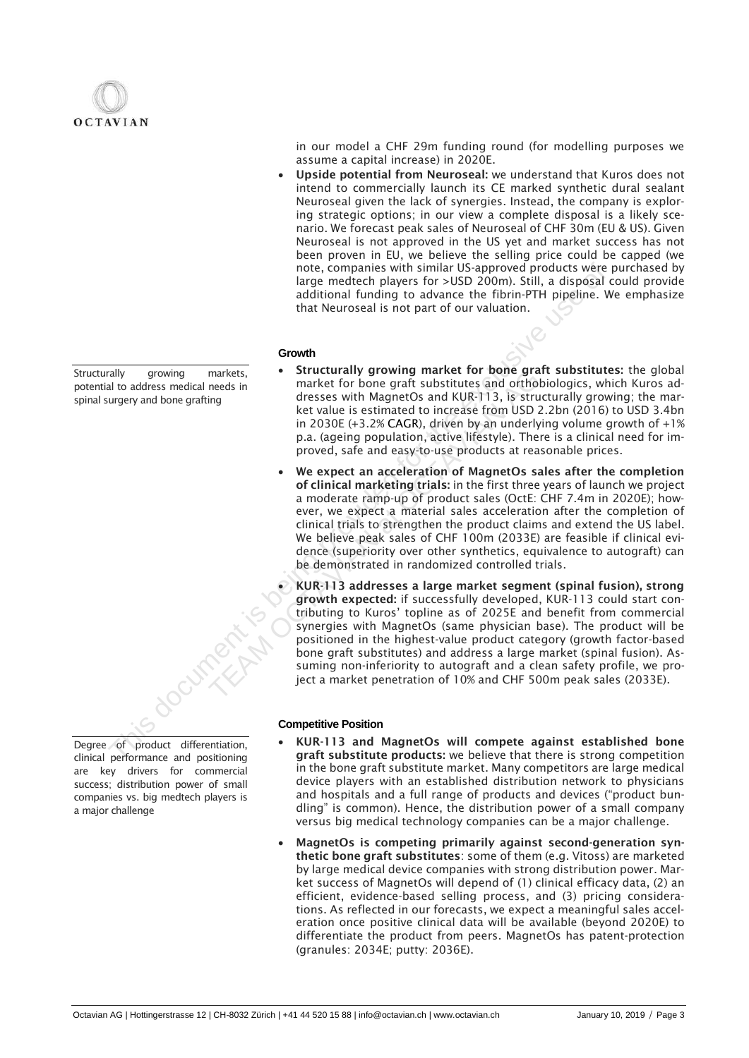in our model a CHF 29m funding round (for modelling purposes we assume a capital increase) in 2020E.

- **Upside potential from Neuroseal:** we understand that Kuros does not intend to commercially launch its CE marked synthetic dural sealant Neuroseal given the lack of synergies. Instead, the company is exploring strategic options; in our view a complete disposal is a likely scenario. We forecast peak sales of Neuroseal of CHF 30m (EU & US). Given Neuroseal is not approved in the US yet and market success has not been proven in EU, we believe the selling price could be capped (we note, companies with similar US-approved products were purchased by large medtech players for >USD 200m). Still, a disposal could provide additional funding to advance the fibrin-PTH pipeline. We emphasize that Neuroseal is not part of our valuation.

### Growth

Structurally growing markets, potential to address medical needs in spinal surgery and bone grafting

- **Structurally growing market for bone graft substitutes:** the global market for bone graft substitutes and orthobiologics, which Kuros addresses with MagnetOs and KUR-113, is structurally growing; the market value is estimated to increase from USD 2.2bn (2016) to USD 3.4bn in 2030E (+3.2% CAGR), driven by an underlying volume growth of +1% p.a. (ageing population, active lifestyle). There is a clinical need for improved, safe and easy-to-use products at reasonable prices.
- **We expect an acceleration of MagnetOs sales after the completion of clinical marketing trials:** in the first three years of launch we project a moderate ramp-up of product sales (OctE: CHF 7.4m in 2020E); however, we expect a material sales acceleration after the completion of clinical trials to strengthen the product claims and extend the US label. We believe peak sales of CHF 100m (2033E) are feasible if clinical evidence (superiority over other synthetics, equivalence to autograft) can be demonstrated in randomized controlled trials.
- **KUR-113 addresses a large market segment (spinal fusion), strong growth expected:** if successfully developed, KUR-113 could start contributing to Kuros' topline as of 2025E and benefit from commercial synergies with MagnetOs (same physician base). The product will be positioned in the highest-value product category (growth factor-based bone graft substitutes) and address a large market (spinal fusion). Assuming non-inferiority to autograft and a clean safety profile, we project a market penetration of 10% and CHF 500m peak sales (2033E).

### Competitive Position

Degree of product differentiation, clinical performance and positioning are key drivers for commercial success; distribution power of small companies vs. big medtech players is a major challenge

- **KUR-113 and MagnetOs will compete against established bone graft substitute products:** we believe that there is strong competition in the bone graft substitute market. Many competitors are large medical device players with an established distribution network to physicians and hospitals and a full range of products and devices ("product bundling" is common). Hence, the distribution power of a small company versus big medical technology companies can be a major challenge.
- **MagnetOs is competing primarily against second-generation synthetic bone graft substitutes**: some of them (e.g. Vitoss) are marketed by large medical device companies with strong distribution power. Market success of MagnetOs will depend of (1) clinical efficacy data, (2) an efficient, evidence-based selling process, and (3) pricing considerations. As reflected in our forecasts, we expect a meaningful sales acceleration once positive clinical data will be available (beyond 2020E) to differentiate the product from peers. MagnetOs has patent-protection (granules: 2034E; putty: 2036E).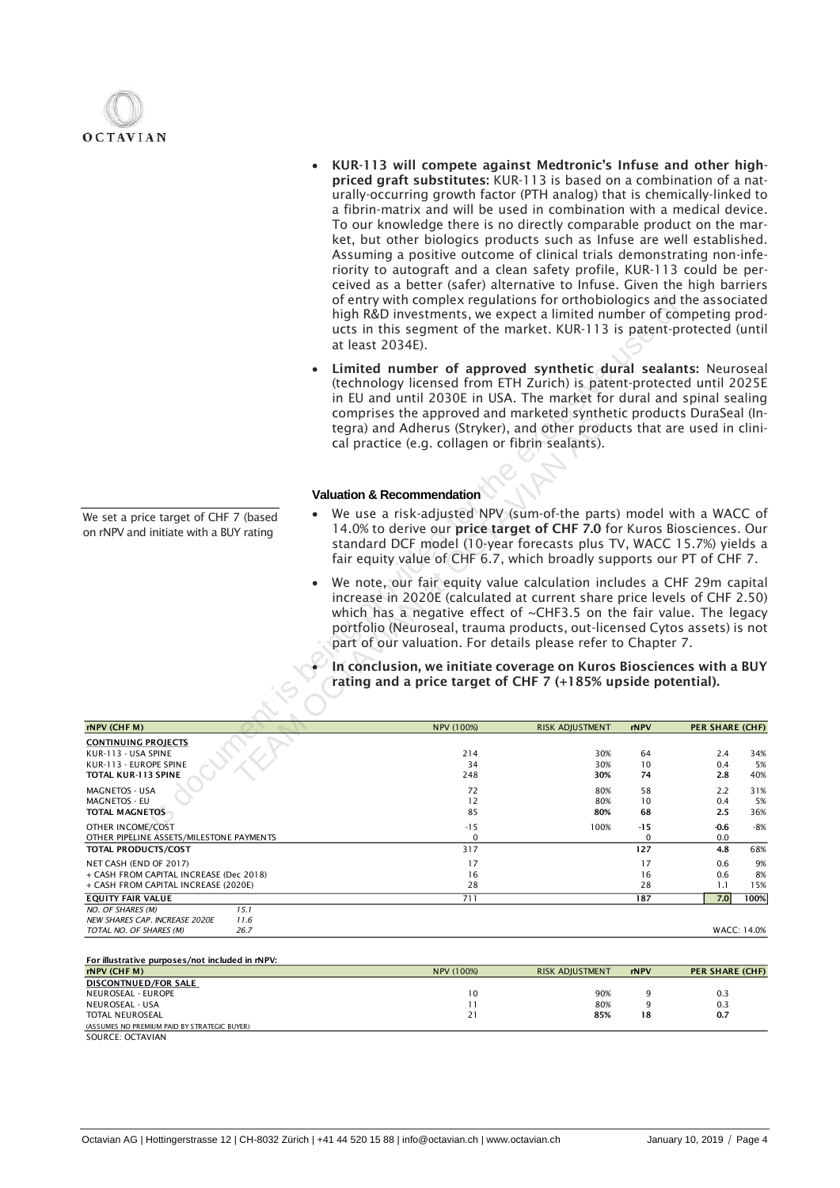- **KUR-113 will compete against Medtronic's Infuse and other high-priced graft substitutes:** KUR-113 is based on a combination of a naturally-occurring growth factor (PTH analog) that is chemically-linked to a fibrin-matrix and will be used in combination with a medical device. To our knowledge there is no directly comparable product on the market, but other biologics products such as Infuse are well established. Assuming a positive outcome of clinical trials demonstrating non-inferiority to autograft and a clean safety profile, KUR-113 could be perceived as a better (safer) alternative to Infuse. Given the high barriers of entry with complex regulations for orthobiologics and the associated high R&D investments, we expect a limited number of competing products in this segment of the market. KUR-113 is patent-protected (until at least 2034E).

- **Limited number of approved synthetic dural sealants:** Neuroseal (technology licensed from ETH Zurich) is patent-protected until 2025E in EU and until 2030E in USA. The market for dural and spinal sealing comprises the approved and marketed synthetic products DuraSeal (Integra) and Adherus (Stryker), and other products that are used in clinical practice (e.g. collagen or fibrin sealants).

### Valuation & Recommendation

We set a price target of CHF 7 (based on rNPV and initiate with a BUY rating

- We use a risk-adjusted NPV (sum-of-the parts) model with a WACC of 14.0% to derive our **price target of CHF 7.0** for Kuros Biosciences. Our standard DCF model (10-year forecasts plus TV, WACC 15.7%) yields a fair equity value of CHF 6.7, which broadly supports our PT of CHF 7.

- We note, our fair equity value calculation includes a CHF 29m capital increase in 2020E (calculated at current share price levels of CHF 2.50) which has a negative effect of ~CHF3.5 on the fair value. The legacy portfolio (Neuroseal, trauma products, out-licensed Cytos assets) is not part of our valuation. For details please refer to Chapter 7.

- **In conclusion, we initiate coverage on Kuros Biosciences with a BUY rating and a price target of CHF 7 (+185% upside potential).**

| rNPV (CHF M) | | NPV (100%) | RISK ADJUSTMENT | rNPV | PER SHARE (CHF) | |
|---|---|---|---|---|---|---|
| **CONTINUING PROJECTS** | | | | | | |
| KUR-113 - USA SPINE | | 214 | 30% | 64 | 2.4 | 34% |
| KUR-113 - EUROPE SPINE | | 34 | 30% | 10 | 0.4 | 5% |
| **TOTAL KUR-113 SPINE** | | 248 | **30%** | **74** | **2.8** | 40% |
| MAGNETOS - USA | | 72 | 80% | 58 | 2.2 | 31% |
| MAGNETOS - EU | | 12 | 80% | 10 | 0.4 | 5% |
| **TOTAL MAGNETOS** | | 85 | **80%** | **68** | **2.5** | 36% |
| OTHER INCOME/COST | | -15 | 100% | -15 | -0.6 | -8% |
| OTHER PIPELINE ASSETS/MILESTONE PAYMENTS | | 0 | | 0 | 0.0 | |
| **TOTAL PRODUCTS/COST** | | 317 | | **127** | **4.8** | 68% |
| NET CASH (END OF 2017) | | 17 | | 17 | 0.6 | 9% |
| + CASH FROM CAPITAL INCREASE (Dec 2018) | | 16 | | 16 | 0.6 | 8% |
| + CASH FROM CAPITAL INCREASE (2020E) | | 28 | | 28 | 1.1 | 15% |
| **EQUITY FAIR VALUE** | | 711 | | **187** | **7.0** | **100%** |
| *NO. OF SHARES (M)* | *15.1* | | | | | |
| *NEW SHARES CAP. INCREASE 2020E* | *11.6* | | | | | |
| *TOTAL NO. OF SHARES (M)* | *26.7* | | | | WACC: 14.0% | |

**For illustrative purposes/not included in rNPV:**

| rNPV (CHF M) | NPV (100%) | RISK ADJUSTMENT | rNPV | PER SHARE (CHF) |
|---|---|---|---|---|
| **DISCONTNUED/FOR SALE** | | | | |
| NEUROSEAL - EUROPE | 10 | 90% | 9 | 0.3 |
| NEUROSEAL - USA | 11 | 80% | 9 | 0.3 |
| TOTAL NEUROSEAL | 21 | **85%** | **18** | **0.7** |
| (ASSUMES NO PREMIUM PAID BY STRATEGIC BUYER) | | | | |

SOURCE: OCTAVIAN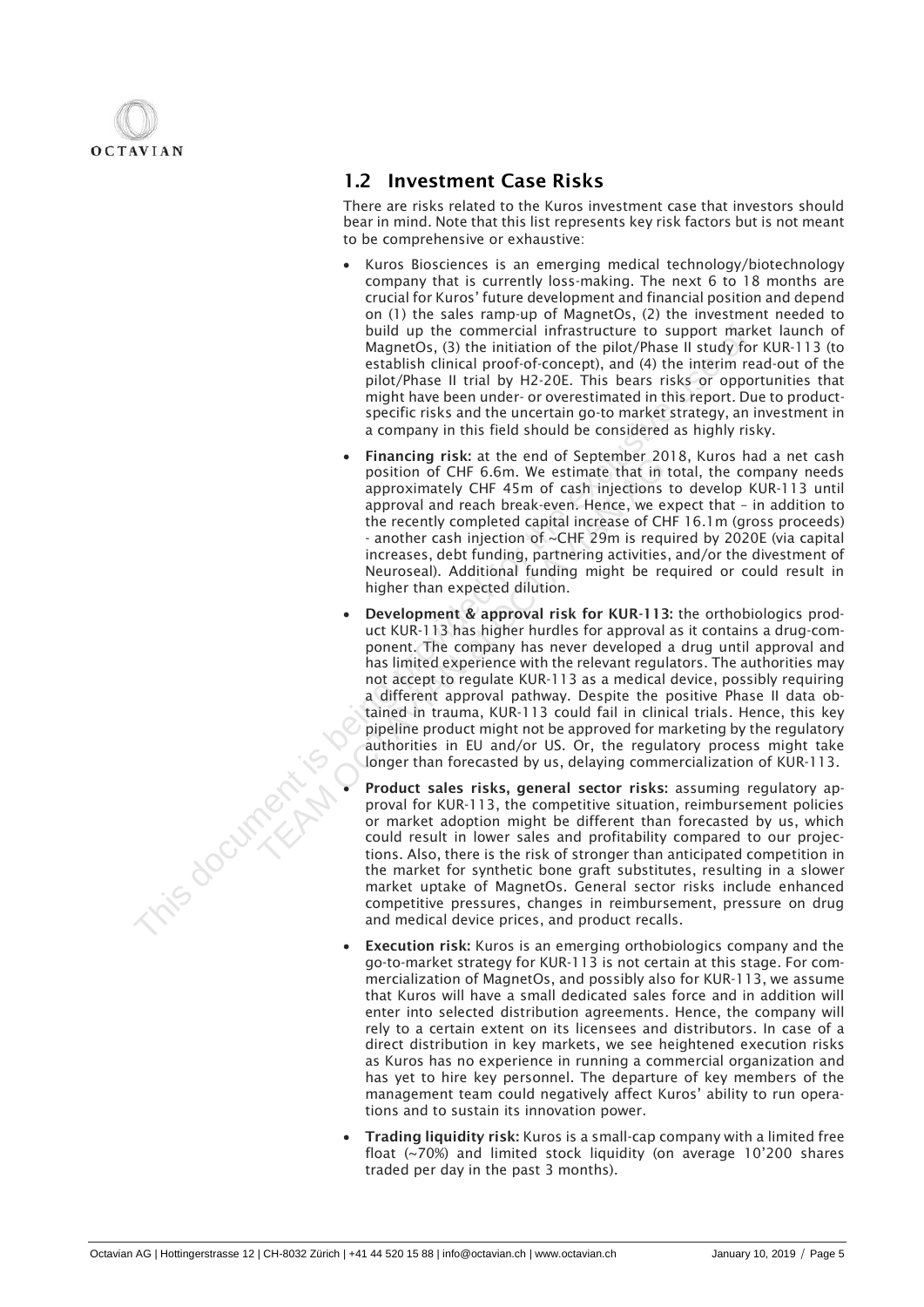## 1.2 Investment Case Risks

There are risks related to the Kuros investment case that investors should bear in mind. Note that this list represents key risk factors but is not meant to be comprehensive or exhaustive:

- Kuros Biosciences is an emerging medical technology/biotechnology company that is currently loss-making. The next 6 to 18 months are crucial for Kuros' future development and financial position and depend on (1) the sales ramp-up of MagnetOs, (2) the investment needed to build up the commercial infrastructure to support market launch of MagnetOs, (3) the initiation of the pilot/Phase II study for KUR-113 (to establish clinical proof-of-concept), and (4) the interim read-out of the pilot/Phase II trial by H2-20E. This bears risks or opportunities that might have been under- or overestimated in this report. Due to product-specific risks and the uncertain go-to market strategy, an investment in a company in this field should be considered as highly risky.
- **Financing risk:** at the end of September 2018, Kuros had a net cash position of CHF 6.6m. We estimate that in total, the company needs approximately CHF 45m of cash injections to develop KUR-113 until approval and reach break-even. Hence, we expect that – in addition to the recently completed capital increase of CHF 16.1m (gross proceeds) - another cash injection of ~CHF 29m is required by 2020E (via capital increases, debt funding, partnering activities, and/or the divestment of Neuroseal). Additional funding might be required or could result in higher than expected dilution.
- **Development & approval risk for KUR-113:** the orthobiologics product KUR-113 has higher hurdles for approval as it contains a drug-component. The company has never developed a drug until approval and has limited experience with the relevant regulators. The authorities may not accept to regulate KUR-113 as a medical device, possibly requiring a different approval pathway. Despite the positive Phase II data obtained in trauma, KUR-113 could fail in clinical trials. Hence, this key pipeline product might not be approved for marketing by the regulatory authorities in EU and/or US. Or, the regulatory process might take longer than forecasted by us, delaying commercialization of KUR-113.
- **Product sales risks, general sector risks:** assuming regulatory approval for KUR-113, the competitive situation, reimbursement policies or market adoption might be different than forecasted by us, which could result in lower sales and profitability compared to our projections. Also, there is the risk of stronger than anticipated competition in the market for synthetic bone graft substitutes, resulting in a slower market uptake of MagnetOs. General sector risks include enhanced competitive pressures, changes in reimbursement, pressure on drug and medical device prices, and product recalls.
- **Execution risk:** Kuros is an emerging orthobiologics company and the go-to-market strategy for KUR-113 is not certain at this stage. For commercialization of MagnetOs, and possibly also for KUR-113, we assume that Kuros will have a small dedicated sales force and in addition will enter into selected distribution agreements. Hence, the company will rely to a certain extent on its licensees and distributors. In case of a direct distribution in key markets, we see heightened execution risks as Kuros has no experience in running a commercial organization and has yet to hire key personnel. The departure of key members of the management team could negatively affect Kuros' ability to run operations and to sustain its innovation power.
- **Trading liquidity risk:** Kuros is a small-cap company with a limited free float (~70%) and limited stock liquidity (on average 10'200 shares traded per day in the past 3 months).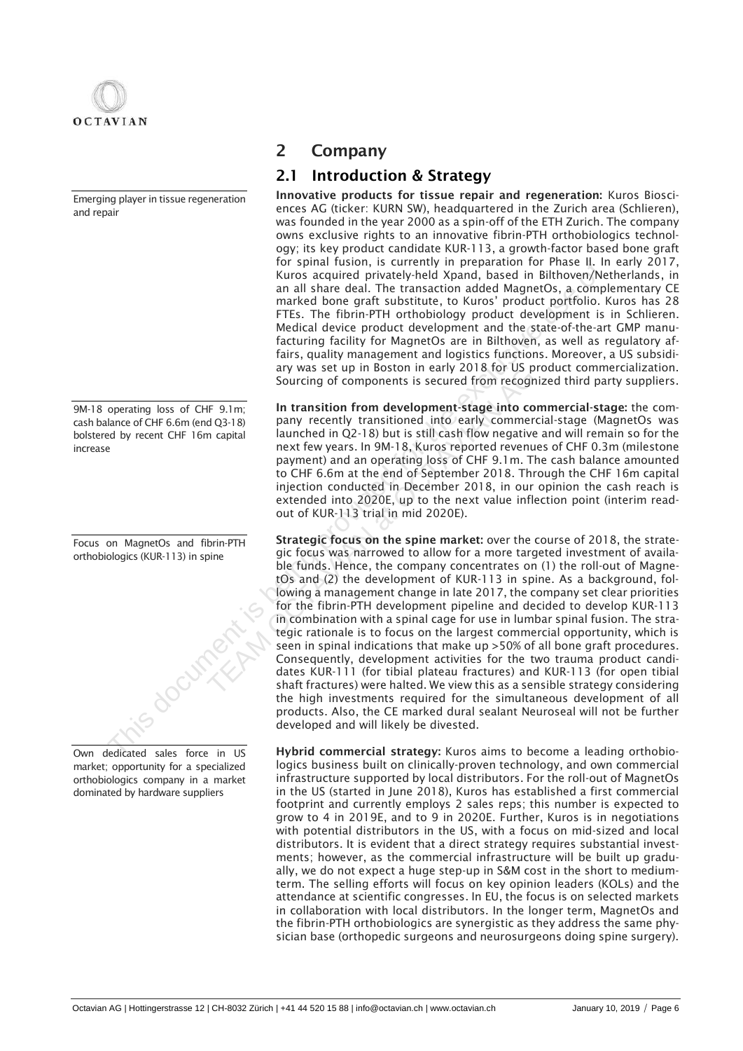## 2 Company

### 2.1 Introduction & Strategy

Emerging player in tissue regeneration and repair

**Innovative products for tissue repair and regeneration:** Kuros Biosciences AG (ticker: KURN SW), headquartered in the Zurich area (Schlieren), was founded in the year 2000 as a spin-off of the ETH Zurich. The company owns exclusive rights to an innovative fibrin-PTH orthobiologics technology; its key product candidate KUR-113, a growth-factor based bone graft for spinal fusion, is currently in preparation for Phase II. In early 2017, Kuros acquired privately-held Xpand, based in Bilthoven/Netherlands, in an all share deal. The transaction added MagnetOs, a complementary CE marked bone graft substitute, to Kuros' product portfolio. Kuros has 28 FTEs. The fibrin-PTH orthobiology product development is in Schlieren. Medical device product development and the state-of-the-art GMP manufacturing facility for MagnetOs are in Bilthoven, as well as regulatory affairs, quality management and logistics functions. Moreover, a US subsidiary was set up in Boston in early 2018 for US product commercialization. Sourcing of components is secured from recognized third party suppliers.

9M-18 operating loss of CHF 9.1m; cash balance of CHF 6.6m (end Q3-18) bolstered by recent CHF 16m capital increase

**In transition from development-stage into commercial-stage:** the company recently transitioned into early commercial-stage (MagnetOs was launched in Q2-18) but is still cash flow negative and will remain so for the next few years. In 9M-18, Kuros reported revenues of CHF 0.3m (milestone payment) and an operating loss of CHF 9.1m. The cash balance amounted to CHF 6.6m at the end of September 2018. Through the CHF 16m capital injection conducted in December 2018, in our opinion the cash reach is extended into 2020E, up to the next value inflection point (interim readout of KUR-113 trial in mid 2020E).

Focus on MagnetOs and fibrin-PTH orthobiologics (KUR-113) in spine

**Strategic focus on the spine market:** over the course of 2018, the strategic focus was narrowed to allow for a more targeted investment of available funds. Hence, the company concentrates on (1) the roll-out of MagnetOs and (2) the development of KUR-113 in spine. As a background, following a management change in late 2017, the company set clear priorities for the fibrin-PTH development pipeline and decided to develop KUR-113 in combination with a spinal cage for use in lumbar spinal fusion. The strategic rationale is to focus on the largest commercial opportunity, which is seen in spinal indications that make up >50% of all bone graft procedures. Consequently, development activities for the two trauma product candidates KUR-111 (for tibial plateau fractures) and KUR-113 (for open tibial shaft fractures) were halted. We view this as a sensible strategy considering the high investments required for the simultaneous development of all products. Also, the CE marked dural sealant Neuroseal will not be further developed and will likely be divested.

Own dedicated sales force in US market; opportunity for a specialized orthobiologics company in a market dominated by hardware suppliers

**Hybrid commercial strategy:** Kuros aims to become a leading orthobiologics business built on clinically-proven technology, and own commercial infrastructure supported by local distributors. For the roll-out of MagnetOs in the US (started in June 2018), Kuros has established a first commercial footprint and currently employs 2 sales reps; this number is expected to grow to 4 in 2019E, and to 9 in 2020E. Further, Kuros is in negotiations with potential distributors in the US, with a focus on mid-sized and local distributors. It is evident that a direct strategy requires substantial investments; however, as the commercial infrastructure will be built up gradually, we do not expect a huge step-up in S&M cost in the short to medium-term. The selling efforts will focus on key opinion leaders (KOLs) and the attendance at scientific congresses. In EU, the focus is on selected markets in collaboration with local distributors. In the longer term, MagnetOs and the fibrin-PTH orthobiologics are synergistic as they address the same physician base (orthopedic surgeons and neurosurgeons doing spine surgery).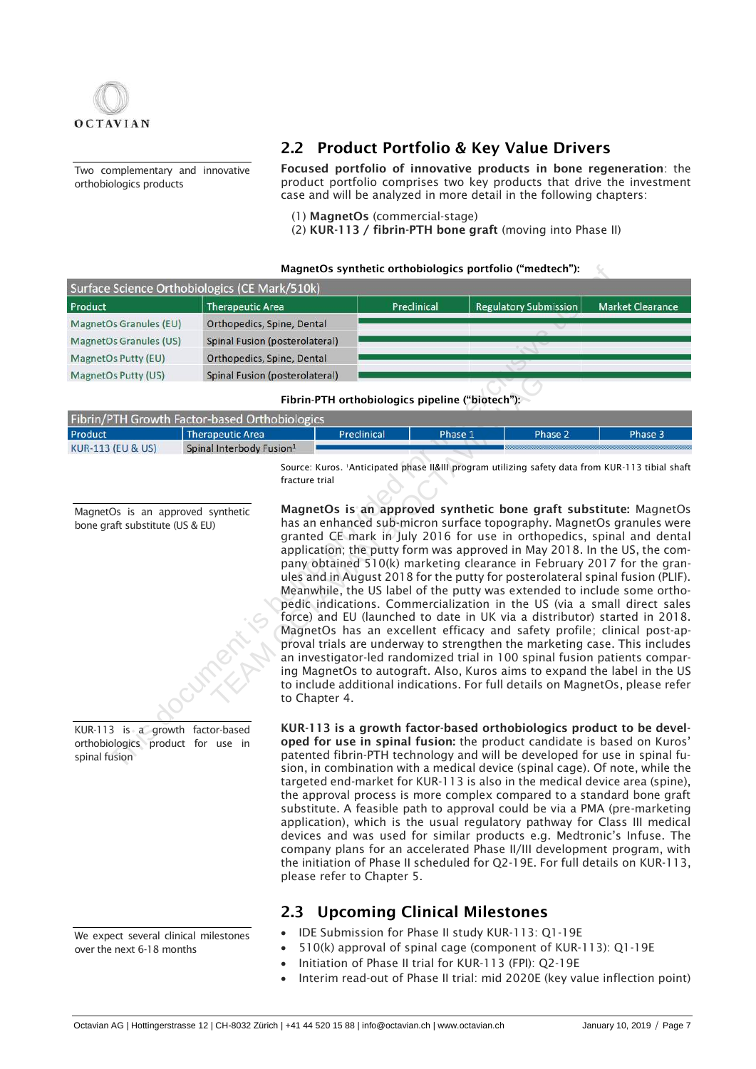## 2.2 Product Portfolio & Key Value Drivers

Two complementary and innovative orthobiologics products

**Focused portfolio of innovative products in bone regeneration**: the product portfolio comprises two key products that drive the investment case and will be analyzed in more detail in the following chapters:

(1) **MagnetOs** (commercial-stage)
(2) **KUR-113 / fibrin-PTH bone graft** (moving into Phase II)

**MagnetOs synthetic orthobiologics portfolio ("medtech"):**

| Surface Science Orthobiologics (CE Mark/510k) | | | | |
|---|---|---|---|---|
| Product | Therapeutic Area | Preclinical | Regulatory Submission | Market Clearance |
| MagnetOs Granules (EU) | Orthopedics, Spine, Dental | ▬ | ▬ | ▬ |
| MagnetOs Granules (US) | Spinal Fusion (posterolateral) | ▬ | ▬ | ▬ |
| MagnetOs Putty (EU) | Orthopedics, Spine, Dental | ▬ | ▬ | ▬ |
| MagnetOs Putty (US) | Spinal Fusion (posterolateral) | ▬ | ▬ | ▬ |

**Fibrin-PTH orthobiologics pipeline ("biotech"):**

| Fibrin/PTH Growth Factor-based Orthobiologics | | | | | |
|---|---|---|---|---|---|
| Product | Therapeutic Area | Preclinical | Phase 1 | Phase 2 | Phase 3 |
| KUR-113 (EU & US) | Spinal Interbody Fusion[1] | ▬ | ▬ | ░ | ░ |

Source: Kuros. [1]Anticipated phase II&III program utilizing safety data from KUR-113 tibial shaft fracture trial

MagnetOs is an approved synthetic bone graft substitute (US & EU)

**MagnetOs is an approved synthetic bone graft substitute:** MagnetOs has an enhanced sub-micron surface topography. MagnetOs granules were granted CE mark in July 2016 for use in orthopedics, spinal and dental application; the putty form was approved in May 2018. In the US, the company obtained 510(k) marketing clearance in February 2017 for the granules and in August 2018 for the putty for posterolateral spinal fusion (PLIF). Meanwhile, the US label of the putty was extended to include some orthopedic indications. Commercialization in the US (via a small direct sales force) and EU (launched to date in UK via a distributor) started in 2018. MagnetOs has an excellent efficacy and safety profile; clinical post-approval trials are underway to strengthen the marketing case. This includes an investigator-led randomized trial in 100 spinal fusion patients comparing MagnetOs to autograft. Also, Kuros aims to expand the label in the US to include additional indications. For full details on MagnetOs, please refer to Chapter 4.

KUR-113 is a growth factor-based orthobiologics product for use in spinal fusion

**KUR-113 is a growth factor-based orthobiologics product to be developed for use in spinal fusion:** the product candidate is based on Kuros' patented fibrin-PTH technology and will be developed for use in spinal fusion, in combination with a medical device (spinal cage). Of note, while the targeted end-market for KUR-113 is also in the medical device area (spine), the approval process is more complex compared to a standard bone graft substitute. A feasible path to approval could be via a PMA (pre-marketing application), which is the usual regulatory pathway for Class III medical devices and was used for similar products e.g. Medtronic's Infuse. The company plans for an accelerated Phase II/III development program, with the initiation of Phase II scheduled for Q2-19E. For full details on KUR-113, please refer to Chapter 5.

## 2.3 Upcoming Clinical Milestones

We expect several clinical milestones over the next 6-18 months

- IDE Submission for Phase II study KUR-113: Q1-19E
- 510(k) approval of spinal cage (component of KUR-113): Q1-19E
- Initiation of Phase II trial for KUR-113 (FPI): Q2-19E
- Interim read-out of Phase II trial: mid 2020E (key value inflection point)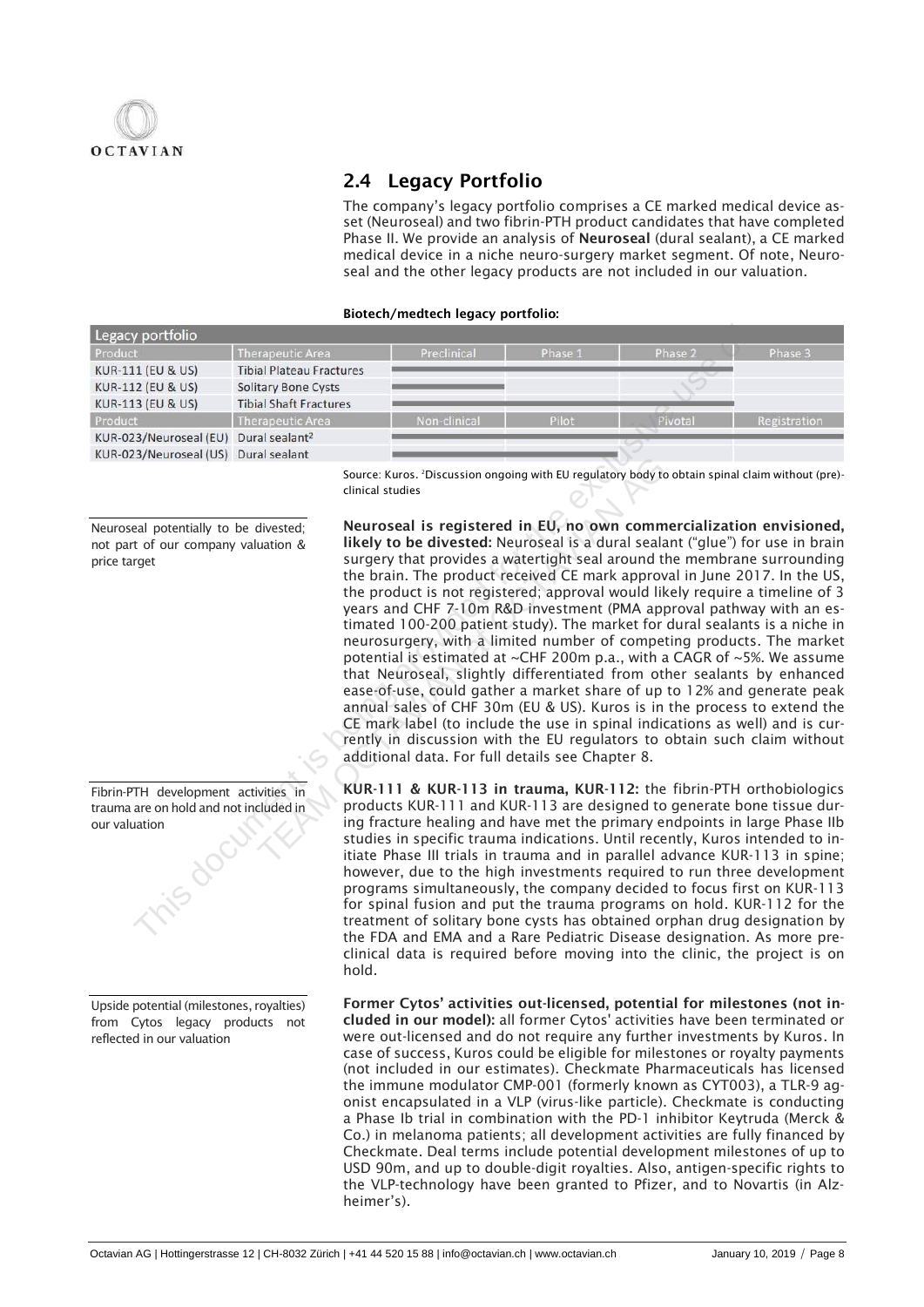## 2.4 Legacy Portfolio

The company's legacy portfolio comprises a CE marked medical device asset (Neuroseal) and two fibrin-PTH product candidates that have completed Phase II. We provide an analysis of **Neuroseal** (dural sealant), a CE marked medical device in a niche neuro-surgery market segment. Of note, Neuroseal and the other legacy products are not included in our valuation.

**Biotech/medtech legacy portfolio:**

| Legacy portfolio | | | | | |
|---|---|---|---|---|---|
| Product | Therapeutic Area | Preclinical | Phase 1 | Phase 2 | Phase 3 |
| KUR-111 (EU & US) | Tibial Plateau Fractures | | | | |
| KUR-112 (EU & US) | Solitary Bone Cysts | | | | |
| KUR-113 (EU & US) | Tibial Shaft Fractures | | | | |
| Product | Therapeutic Area | Non-clinical | Pilot | Pivotal | Registration |
| KUR-023/Neuroseal (EU) | Dural sealant[2] | | | | |
| KUR-023/Neuroseal (US) | Dural sealant | | | | |

Source: Kuros. [2]Discussion ongoing with EU regulatory body to obtain spinal claim without (pre)-clinical studies

Neuroseal potentially to be divested; not part of our company valuation & price target

**Neuroseal is registered in EU, no own commercialization envisioned, likely to be divested:** Neuroseal is a dural sealant ("glue") for use in brain surgery that provides a watertight seal around the membrane surrounding the brain. The product received CE mark approval in June 2017. In the US, the product is not registered; approval would likely require a timeline of 3 years and CHF 7-10m R&D investment (PMA approval pathway with an estimated 100-200 patient study). The market for dural sealants is a niche in neurosurgery, with a limited number of competing products. The market potential is estimated at ~CHF 200m p.a., with a CAGR of ~5%. We assume that Neuroseal, slightly differentiated from other sealants by enhanced ease-of-use, could gather a market share of up to 12% and generate peak annual sales of CHF 30m (EU & US). Kuros is in the process to extend the CE mark label (to include the use in spinal indications as well) and is currently in discussion with the EU regulators to obtain such claim without additional data. For full details see Chapter 8.

Fibrin-PTH development activities in trauma are on hold and not included in our valuation

**KUR-111 & KUR-113 in trauma, KUR-112:** the fibrin-PTH orthobiologics products KUR-111 and KUR-113 are designed to generate bone tissue during fracture healing and have met the primary endpoints in large Phase IIb studies in specific trauma indications. Until recently, Kuros intended to initiate Phase III trials in trauma and in parallel advance KUR-113 in spine; however, due to the high investments required to run three development programs simultaneously, the company decided to focus first on KUR-113 for spinal fusion and put the trauma programs on hold. KUR-112 for the treatment of solitary bone cysts has obtained orphan drug designation by the FDA and EMA and a Rare Pediatric Disease designation. As more preclinical data is required before moving into the clinic, the project is on hold.

Upside potential (milestones, royalties) from Cytos legacy products not reflected in our valuation

**Former Cytos' activities out-licensed, potential for milestones (not included in our model):** all former Cytos' activities have been terminated or were out-licensed and do not require any further investments by Kuros. In case of success, Kuros could be eligible for milestones or royalty payments (not included in our estimates). Checkmate Pharmaceuticals has licensed the immune modulator CMP-001 (formerly known as CYT003), a TLR-9 agonist encapsulated in a VLP (virus-like particle). Checkmate is conducting a Phase Ib trial in combination with the PD-1 inhibitor Keytruda (Merck & Co.) in melanoma patients; all development activities are fully financed by Checkmate. Deal terms include potential development milestones of up to USD 90m, and up to double-digit royalties. Also, antigen-specific rights to the VLP-technology have been granted to Pfizer, and to Novartis (in Alzheimer's).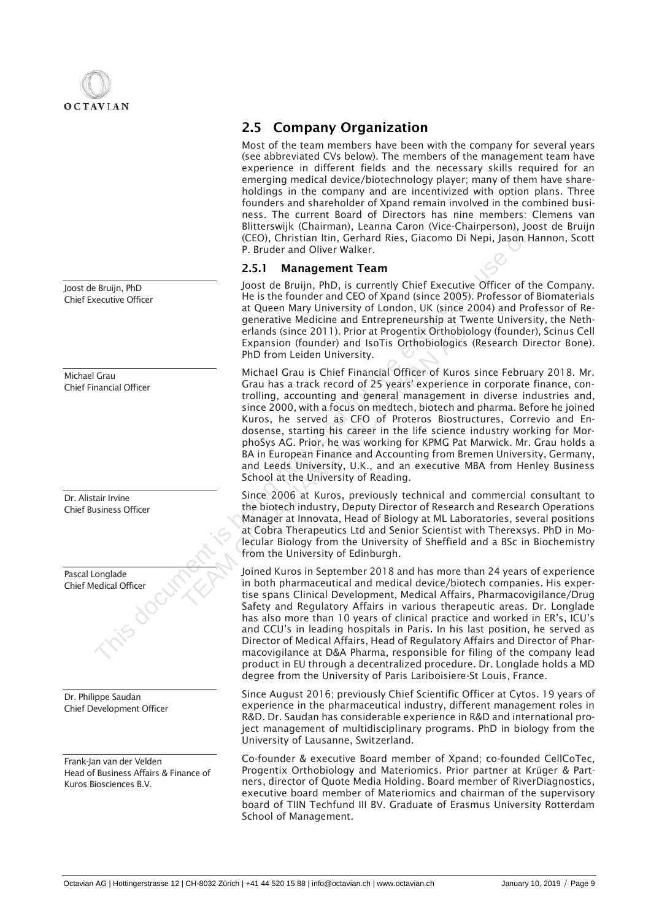## 2.5 Company Organization

Most of the team members have been with the company for several years (see abbreviated CVs below). The members of the management team have experience in different fields and the necessary skills required for an emerging medical device/biotechnology player; many of them have shareholdings in the company and are incentivized with option plans. Three founders and shareholder of Xpand remain involved in the combined business. The current Board of Directors has nine members: Clemens van Blitterswijk (Chairman), Leanna Caron (Vice-Chairperson), Joost de Bruijn (CEO), Christian Itin, Gerhard Ries, Giacomo Di Nepi, Jason Hannon, Scott P. Bruder and Oliver Walker.

### 2.5.1 Management Team

**Joost de Bruijn, PhD**
Chief Executive Officer

Joost de Bruijn, PhD, is currently Chief Executive Officer of the Company. He is the founder and CEO of Xpand (since 2005). Professor of Biomaterials at Queen Mary University of London, UK (since 2004) and Professor of Regenerative Medicine and Entrepreneurship at Twente University, the Netherlands (since 2011). Prior at Progentix Orthobiology (founder), Scinus Cell Expansion (founder) and IsoTis Orthobiologics (Research Director Bone). PhD from Leiden University.

**Michael Grau**
Chief Financial Officer

Michael Grau is Chief Financial Officer of Kuros since February 2018. Mr. Grau has a track record of 25 years' experience in corporate finance, controlling, accounting and general management in diverse industries and, since 2000, with a focus on medtech, biotech and pharma. Before he joined Kuros, he served as CFO of Proteros Biostructures, Correvio and Endosense, starting his career in the life science industry working for MorphoSys AG. Prior, he was working for KPMG Pat Marwick. Mr. Grau holds a BA in European Finance and Accounting from Bremen University, Germany, and Leeds University, U.K., and an executive MBA from Henley Business School at the University of Reading.

**Dr. Alistair Irvine**
Chief Business Officer

Since 2006 at Kuros, previously technical and commercial consultant to the biotech industry, Deputy Director of Research and Research Operations Manager at Innovata, Head of Biology at ML Laboratories, several positions at Cobra Therapeutics Ltd and Senior Scientist with Therexsys. PhD in Molecular Biology from the University of Sheffield and a BSc in Biochemistry from the University of Edinburgh.

**Pascal Longlade**
Chief Medical Officer

Joined Kuros in September 2018 and has more than 24 years of experience in both pharmaceutical and medical device/biotech companies. His expertise spans Clinical Development, Medical Affairs, Pharmacovigilance/Drug Safety and Regulatory Affairs in various therapeutic areas. Dr. Longlade has also more than 10 years of clinical practice and worked in ER's, ICU's and CCU's in leading hospitals in Paris. In his last position, he served as Director of Medical Affairs, Head of Regulatory Affairs and Director of Pharmacovigilance at D&A Pharma, responsible for filing of the company lead product in EU through a decentralized procedure. Dr. Longlade holds a MD degree from the University of Paris Lariboisiere-St Louis, France.

**Dr. Philippe Saudan**
Chief Development Officer

Since August 2016; previously Chief Scientific Officer at Cytos. 19 years of experience in the pharmaceutical industry, different management roles in R&D. Dr. Saudan has considerable experience in R&D and international project management of multidisciplinary programs. PhD in biology from the University of Lausanne, Switzerland.

**Frank-Jan van der Velden**
Head of Business Affairs & Finance of Kuros Biosciences B.V.

Co-founder & executive Board member of Xpand; co-founded CellCoTec, Progentix Orthobiology and Materiomics. Prior partner at Krüger & Partners, director of Quote Media Holding. Board member of RiverDiagnostics, executive board member of Materiomics and chairman of the supervisory board of TIIN Techfund III BV. Graduate of Erasmus University Rotterdam School of Management.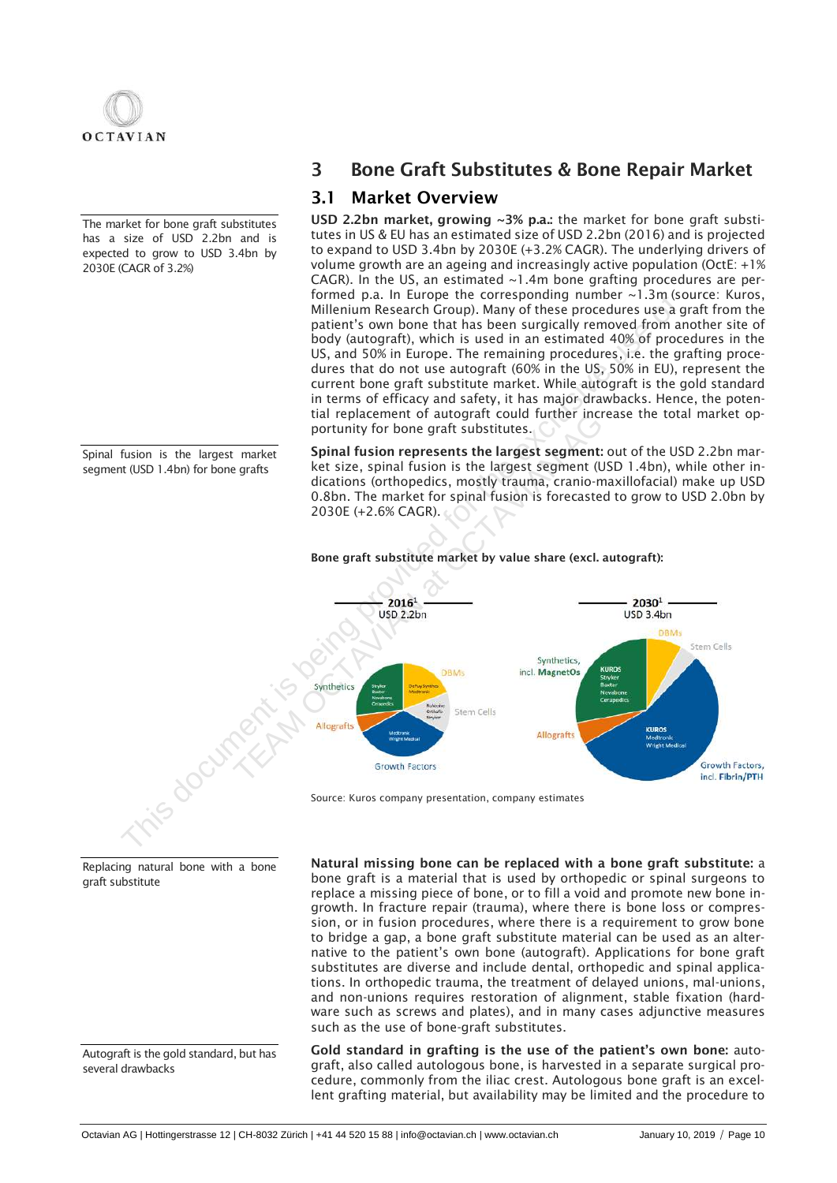## 3 Bone Graft Substitutes & Bone Repair Market

### 3.1 Market Overview

The market for bone graft substitutes has a size of USD 2.2bn and is expected to grow to USD 3.4bn by 2030E (CAGR of 3.2%)

**USD 2.2bn market, growing ~3% p.a.:** the market for bone graft substitutes in US & EU has an estimated size of USD 2.2bn (2016) and is projected to expand to USD 3.4bn by 2030E (+3.2% CAGR). The underlying drivers of volume growth are an ageing and increasingly active population (OctE: +1% CAGR). In the US, an estimated ~1.4m bone grafting procedures are performed p.a. In Europe the corresponding number ~1.3m (source: Kuros, Millenium Research Group). Many of these procedures use a graft from the patient's own bone that has been surgically removed from another site of body (autograft), which is used in an estimated 40% of procedures in the US, and 50% in Europe. The remaining procedures, i.e. the grafting procedures that do not use autograft (60% in the US, 50% in EU), represent the current bone graft substitute market. While autograft is the gold standard in terms of efficacy and safety, it has major drawbacks. Hence, the potential replacement of autograft could further increase the total market opportunity for bone graft substitutes.

Spinal fusion is the largest market segment (USD 1.4bn) for bone grafts

**Spinal fusion represents the largest segment:** out of the USD 2.2bn market size, spinal fusion is the largest segment (USD 1.4bn), while other indications (orthopedics, mostly trauma, cranio-maxillofacial) make up USD 0.8bn. The market for spinal fusion is forecasted to grow to USD 2.0bn by 2030E (+2.6% CAGR).

**Bone graft substitute market by value share (excl. autograft):**

2016[1] USD 2.2bn — Synthetics (Stryker, Baxter, Novabone, Cerapedics); DBMs (DePuy Synthes, Medtronic); Stem Cells (NuVasive, Orthofix, Seikagaku); Growth Factors (Medtronic, Wright Medical); Allografts

2030[1] USD 3.4bn — Synthetics, incl. **MagnetOs** (KUROS, Stryker, Baxter, Novabone, Cerapedics); DBMs; Stem Cells; Growth Factors, incl. **Fibrin/PTH** (KUROS, Medtronic, Wright Medical); Allografts

Source: Kuros company presentation, company estimates

Replacing natural bone with a bone graft substitute

**Natural missing bone can be replaced with a bone graft substitute:** a bone graft is a material that is used by orthopedic or spinal surgeons to replace a missing piece of bone, or to fill a void and promote new bone ingrowth. In fracture repair (trauma), where there is bone loss or compression, or in fusion procedures, where there is a requirement to grow bone to bridge a gap, a bone graft substitute material can be used as an alternative to the patient's own bone (autograft). Applications for bone graft substitutes are diverse and include dental, orthopedic and spinal applications. In orthopedic trauma, the treatment of delayed unions, mal-unions, and non-unions requires restoration of alignment, stable fixation (hardware such as screws and plates), and in many cases adjunctive measures such as the use of bone-graft substitutes.

Autograft is the gold standard, but has several drawbacks

**Gold standard in grafting is the use of the patient's own bone:** autograft, also called autologous bone, is harvested in a separate surgical procedure, commonly from the iliac crest. Autologous bone graft is an excellent grafting material, but availability may be limited and the procedure to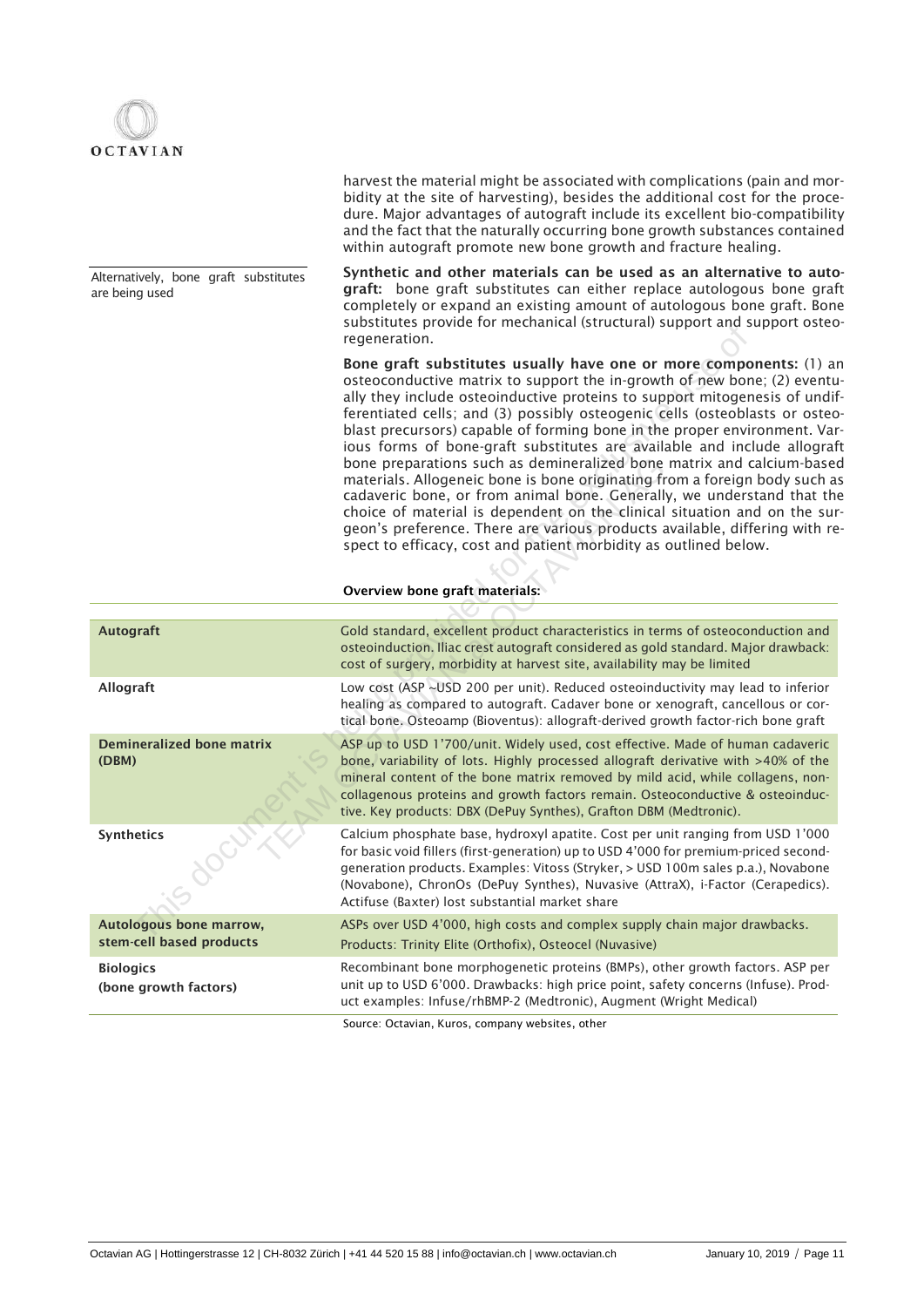harvest the material might be associated with complications (pain and morbidity at the site of harvesting), besides the additional cost for the procedure. Major advantages of autograft include its excellent bio-compatibility and the fact that the naturally occurring bone growth substances contained within autograft promote new bone growth and fracture healing.

Alternatively, bone graft substitutes are being used

**Synthetic and other materials can be used as an alternative to autograft:** bone graft substitutes can either replace autologous bone graft completely or expand an existing amount of autologous bone graft. Bone substitutes provide for mechanical (structural) support and support osteoregeneration.

**Bone graft substitutes usually have one or more components:** (1) an osteoconductive matrix to support the in-growth of new bone; (2) eventually they include osteoinductive proteins to support mitogenesis of undifferentiated cells; and (3) possibly osteogenic cells (osteoblasts or osteoblast precursors) capable of forming bone in the proper environment. Various forms of bone-graft substitutes are available and include allograft bone preparations such as demineralized bone matrix and calcium-based materials. Allogeneic bone is bone originating from a foreign body such as cadaveric bone, or from animal bone. Generally, we understand that the choice of material is dependent on the clinical situation and on the surgeon's preference. There are various products available, differing with respect to efficacy, cost and patient morbidity as outlined below.

**Overview bone graft materials:**

| | |
|---|---|
| **Autograft** | Gold standard, excellent product characteristics in terms of osteoconduction and osteoinduction. Iliac crest autograft considered as gold standard. Major drawback: cost of surgery, morbidity at harvest site, availability may be limited |
| **Allograft** | Low cost (ASP ~USD 200 per unit). Reduced osteoinductivity may lead to inferior healing as compared to autograft. Cadaver bone or xenograft, cancellous or cortical bone. Osteoamp (Bioventus): allograft-derived growth factor-rich bone graft |
| **Demineralized bone matrix (DBM)** | ASP up to USD 1'700/unit. Widely used, cost effective. Made of human cadaveric bone, variability of lots. Highly processed allograft derivative with >40% of the mineral content of the bone matrix removed by mild acid, while collagens, non-collagenous proteins and growth factors remain. Osteoconductive & osteoinductive. Key products: DBX (DePuy Synthes), Grafton DBM (Medtronic). |
| **Synthetics** | Calcium phosphate base, hydroxyl apatite. Cost per unit ranging from USD 1'000 for basic void fillers (first-generation) up to USD 4'000 for premium-priced second-generation products. Examples: Vitoss (Stryker, > USD 100m sales p.a.), Novabone (Novabone), ChronOs (DePuy Synthes), Nuvasive (AttraX), i-Factor (Cerapedics). Actifuse (Baxter) lost substantial market share |
| **Autologous bone marrow, stem-cell based products** | ASPs over USD 4'000, high costs and complex supply chain major drawbacks. Products: Trinity Elite (Orthofix), Osteocel (Nuvasive) |
| **Biologics (bone growth factors)** | Recombinant bone morphogenetic proteins (BMPs), other growth factors. ASP per unit up to USD 6'000. Drawbacks: high price point, safety concerns (Infuse). Product examples: Infuse/rhBMP-2 (Medtronic), Augment (Wright Medical) |

Source: Octavian, Kuros, company websites, other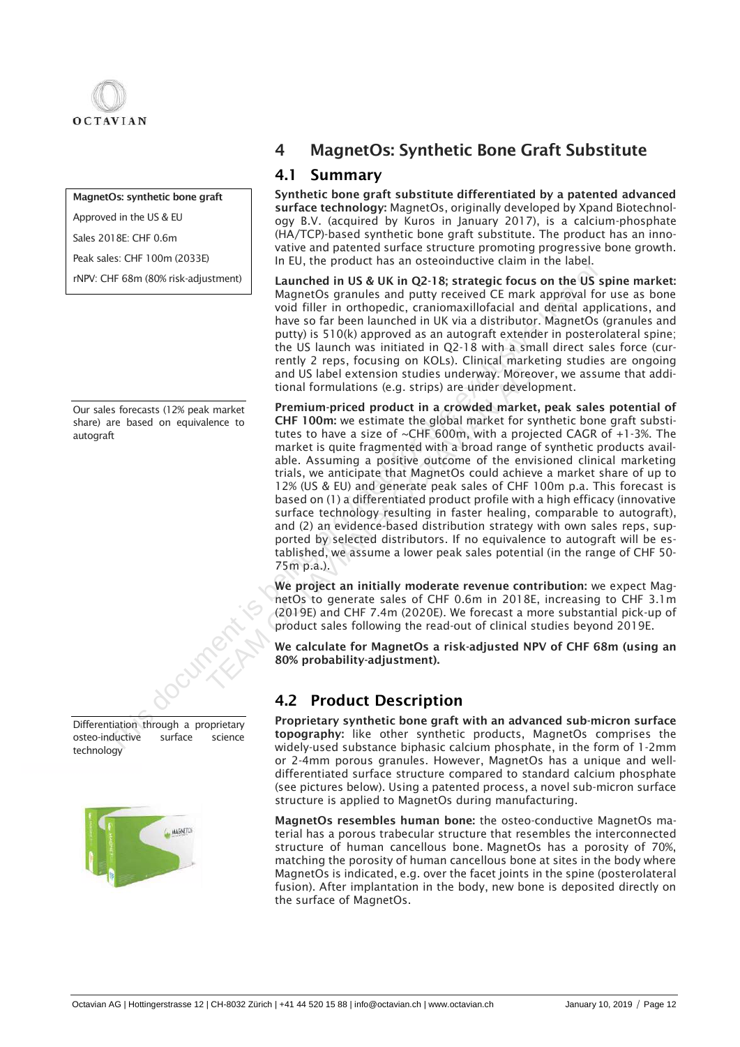## 4 MagnetOs: Synthetic Bone Graft Substitute

### 4.1 Summary

**MagnetOs: synthetic bone graft**

Approved in the US & EU

Sales 2018E: CHF 0.6m

Peak sales: CHF 100m (2033E)

rNPV: CHF 68m (80% risk-adjustment)

**Synthetic bone graft substitute differentiated by a patented advanced surface technology:** MagnetOs, originally developed by Xpand Biotechnology B.V. (acquired by Kuros in January 2017), is a calcium-phosphate (HA/TCP)-based synthetic bone graft substitute. The product has an innovative and patented surface structure promoting progressive bone growth. In EU, the product has an osteoinductive claim in the label.

**Launched in US & UK in Q2-18; strategic focus on the US spine market:** MagnetOs granules and putty received CE mark approval for use as bone void filler in orthopedic, craniomaxillofacial and dental applications, and have so far been launched in UK via a distributor. MagnetOs (granules and putty) is 510(k) approved as an autograft extender in posterolateral spine; the US launch was initiated in Q2-18 with a small direct sales force (currently 2 reps, focusing on KOLs). Clinical marketing studies are ongoing and US label extension studies underway. Moreover, we assume that additional formulations (e.g. strips) are under development.

Our sales forecasts (12% peak market share) are based on equivalence to autograft

**Premium-priced product in a crowded market, peak sales potential of CHF 100m:** we estimate the global market for synthetic bone graft substitutes to have a size of ~CHF 600m, with a projected CAGR of +1-3%. The market is quite fragmented with a broad range of synthetic products available. Assuming a positive outcome of the envisioned clinical marketing trials, we anticipate that MagnetOs could achieve a market share of up to 12% (US & EU) and generate peak sales of CHF 100m p.a. This forecast is based on (1) a differentiated product profile with a high efficacy (innovative surface technology resulting in faster healing, comparable to autograft), and (2) an evidence-based distribution strategy with own sales reps, supported by selected distributors. If no equivalence to autograft will be established, we assume a lower peak sales potential (in the range of CHF 50-75m p.a.).

**We project an initially moderate revenue contribution:** we expect MagnetOs to generate sales of CHF 0.6m in 2018E, increasing to CHF 3.1m (2019E) and CHF 7.4m (2020E). We forecast a more substantial pick-up of product sales following the read-out of clinical studies beyond 2019E.

**We calculate for MagnetOs a risk-adjusted NPV of CHF 68m (using an 80% probability-adjustment).**

### 4.2 Product Description

Differentiation through a proprietary osteo-inductive surface science technology

**Proprietary synthetic bone graft with an advanced sub-micron surface topography:** like other synthetic products, MagnetOs comprises the widely-used substance biphasic calcium phosphate, in the form of 1-2mm or 2-4mm porous granules. However, MagnetOs has a unique and well-differentiated surface structure compared to standard calcium phosphate (see pictures below). Using a patented process, a novel sub-micron surface structure is applied to MagnetOs during manufacturing.

**MagnetOs resembles human bone:** the osteo-conductive MagnetOs material has a porous trabecular structure that resembles the interconnected structure of human cancellous bone. MagnetOs has a porosity of 70%, matching the porosity of human cancellous bone at sites in the body where MagnetOs is indicated, e.g. over the facet joints in the spine (posterolateral fusion). After implantation in the body, new bone is deposited directly on the surface of MagnetOs.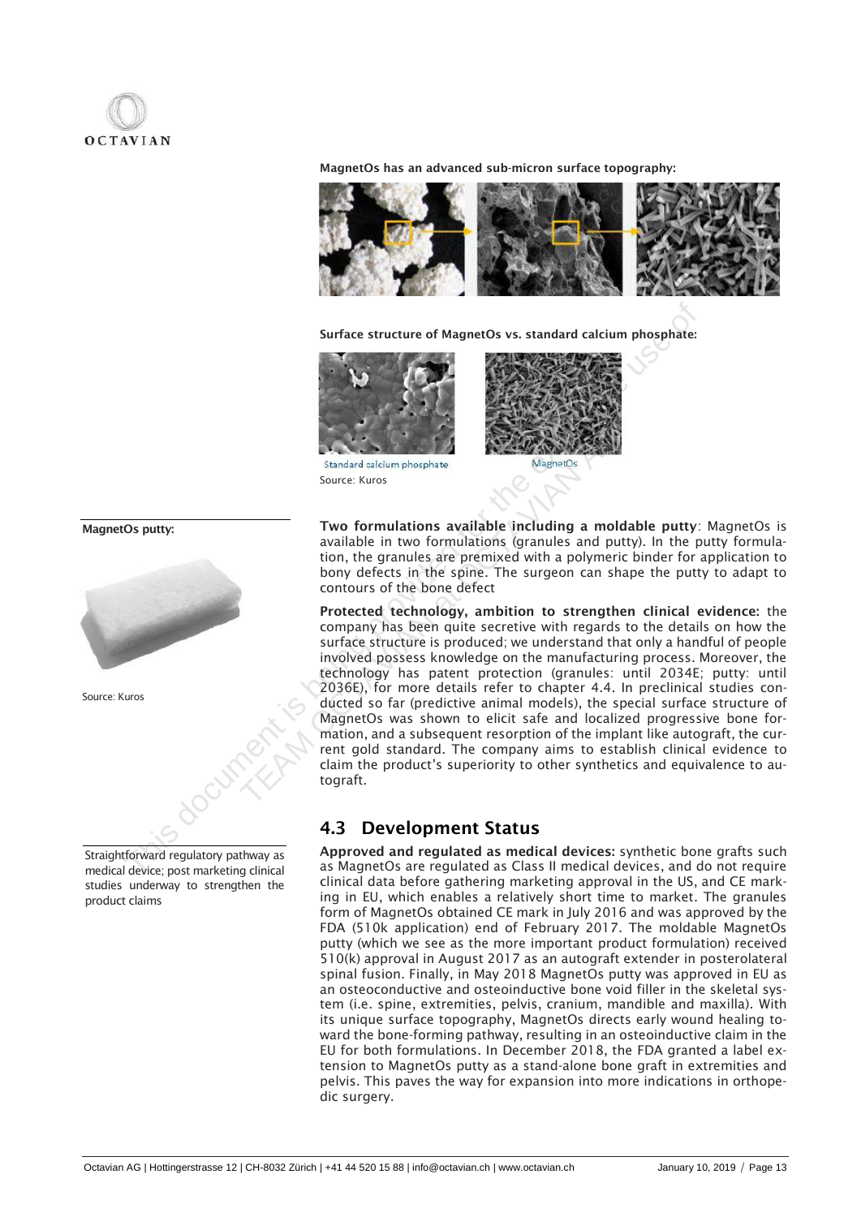**MagnetOs has an advanced sub-micron surface topography:**

**Surface structure of MagnetOs vs. standard calcium phosphate:**

Standard calcium phosphate

MagnetOs

Source: Kuros

**MagnetOs putty:**

Source: Kuros

**Two formulations available including a moldable putty**: MagnetOs is available in two formulations (granules and putty). In the putty formulation, the granules are premixed with a polymeric binder for application to bony defects in the spine. The surgeon can shape the putty to adapt to contours of the bone defect

**Protected technology, ambition to strengthen clinical evidence:** the company has been quite secretive with regards to the details on how the surface structure is produced; we understand that only a handful of people involved possess knowledge on the manufacturing process. Moreover, the technology has patent protection (granules: until 2034E; putty: until 2036E), for more details refer to chapter 4.4. In preclinical studies conducted so far (predictive animal models), the special surface structure of MagnetOs was shown to elicit safe and localized progressive bone formation, and a subsequent resorption of the implant like autograft, the current gold standard. The company aims to establish clinical evidence to claim the product's superiority to other synthetics and equivalence to autograft.

## 4.3 Development Status

Straightforward regulatory pathway as medical device; post marketing clinical studies underway to strengthen the product claims

**Approved and regulated as medical devices:** synthetic bone grafts such as MagnetOs are regulated as Class II medical devices, and do not require clinical data before gathering marketing approval in the US, and CE marking in EU, which enables a relatively short time to market. The granules form of MagnetOs obtained CE mark in July 2016 and was approved by the FDA (510k application) end of February 2017. The moldable MagnetOs putty (which we see as the more important product formulation) received 510(k) approval in August 2017 as an autograft extender in posterolateral spinal fusion. Finally, in May 2018 MagnetOs putty was approved in EU as an osteoconductive and osteoinductive bone void filler in the skeletal system (i.e. spine, extremities, pelvis, cranium, mandible and maxilla). With its unique surface topography, MagnetOs directs early wound healing toward the bone-forming pathway, resulting in an osteoinductive claim in the EU for both formulations. In December 2018, the FDA granted a label extension to MagnetOs putty as a stand-alone bone graft in extremities and pelvis. This paves the way for expansion into more indications in orthopedic surgery.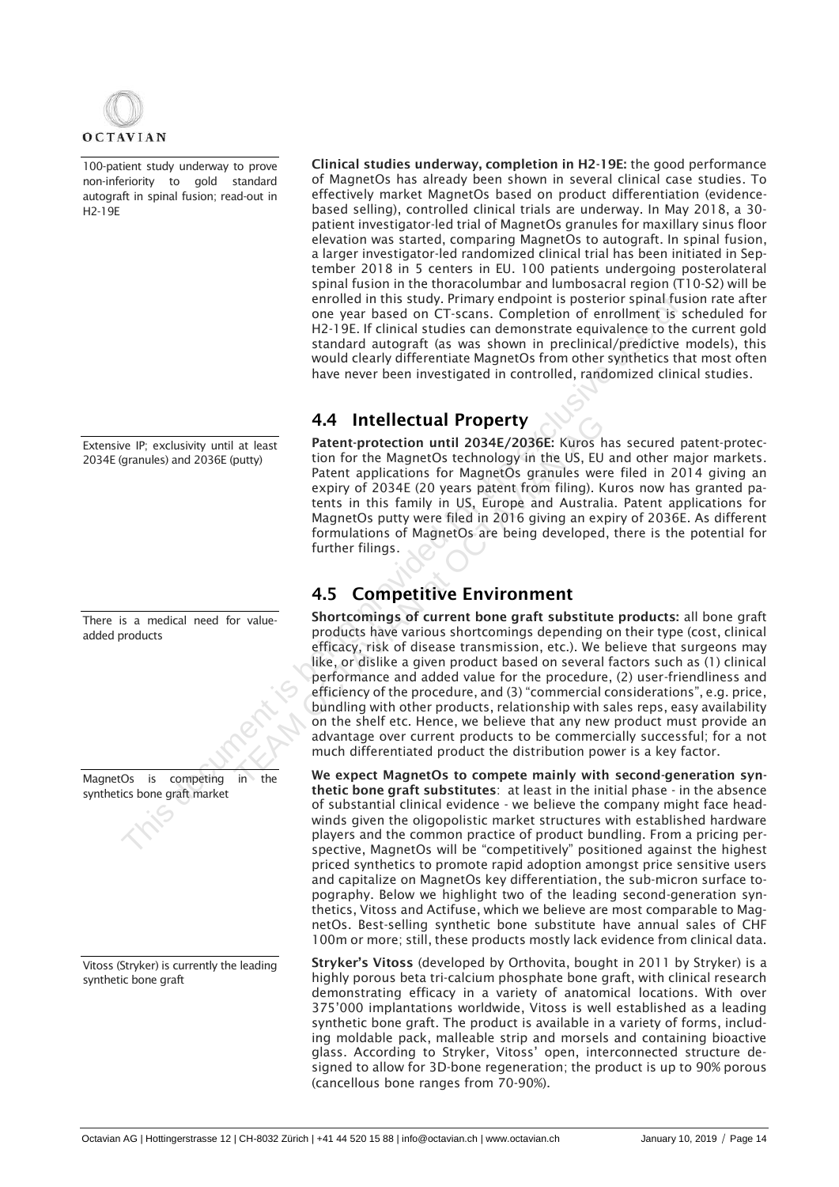100-patient study underway to prove non-inferiority to gold standard autograft in spinal fusion; read-out in H2-19E

**Clinical studies underway, completion in H2-19E:** the good performance of MagnetOs has already been shown in several clinical case studies. To effectively market MagnetOs based on product differentiation (evidence-based selling), controlled clinical trials are underway. In May 2018, a 30-patient investigator-led trial of MagnetOs granules for maxillary sinus floor elevation was started, comparing MagnetOs to autograft. In spinal fusion, a larger investigator-led randomized clinical trial has been initiated in September 2018 in 5 centers in EU. 100 patients undergoing posterolateral spinal fusion in the thoracolumbar and lumbosacral region (T10-S2) will be enrolled in this study. Primary endpoint is posterior spinal fusion rate after one year based on CT-scans. Completion of enrollment is scheduled for H2-19E. If clinical studies can demonstrate equivalence to the current gold standard autograft (as was shown in preclinical/predictive models), this would clearly differentiate MagnetOs from other synthetics that most often have never been investigated in controlled, randomized clinical studies.

## 4.4 Intellectual Property

Extensive IP; exclusivity until at least 2034E (granules) and 2036E (putty)

**Patent-protection until 2034E/2036E:** Kuros has secured patent-protection for the MagnetOs technology in the US, EU and other major markets. Patent applications for MagnetOs granules were filed in 2014 giving an expiry of 2034E (20 years patent from filing). Kuros now has granted patents in this family in US, Europe and Australia. Patent applications for MagnetOs putty were filed in 2016 giving an expiry of 2036E. As different formulations of MagnetOs are being developed, there is the potential for further filings.

## 4.5 Competitive Environment

There is a medical need for value-added products

**Shortcomings of current bone graft substitute products:** all bone graft products have various shortcomings depending on their type (cost, clinical efficacy, risk of disease transmission, etc.). We believe that surgeons may like, or dislike a given product based on several factors such as (1) clinical performance and added value for the procedure, (2) user-friendliness and efficiency of the procedure, and (3) "commercial considerations", e.g. price, bundling with other products, relationship with sales reps, easy availability on the shelf etc. Hence, we believe that any new product must provide an advantage over current products to be commercially successful; for a not much differentiated product the distribution power is a key factor.

MagnetOs is competing in the synthetics bone graft market

**We expect MagnetOs to compete mainly with second-generation synthetic bone graft substitutes**: at least in the initial phase - in the absence of substantial clinical evidence - we believe the company might face headwinds given the oligopolistic market structures with established hardware players and the common practice of product bundling. From a pricing perspective, MagnetOs will be "competitively" positioned against the highest priced synthetics to promote rapid adoption amongst price sensitive users and capitalize on MagnetOs key differentiation, the sub-micron surface topography. Below we highlight two of the leading second-generation synthetics, Vitoss and Actifuse, which we believe are most comparable to MagnetOs. Best-selling synthetic bone substitute have annual sales of CHF 100m or more; still, these products mostly lack evidence from clinical data.

Vitoss (Stryker) is currently the leading synthetic bone graft

**Stryker's Vitoss** (developed by Orthovita, bought in 2011 by Stryker) is a highly porous beta tri-calcium phosphate bone graft, with clinical research demonstrating efficacy in a variety of anatomical locations. With over 375'000 implantations worldwide, Vitoss is well established as a leading synthetic bone graft. The product is available in a variety of forms, including moldable pack, malleable strip and morsels and containing bioactive glass. According to Stryker, Vitoss' open, interconnected structure designed to allow for 3D-bone regeneration; the product is up to 90% porous (cancellous bone ranges from 70-90%).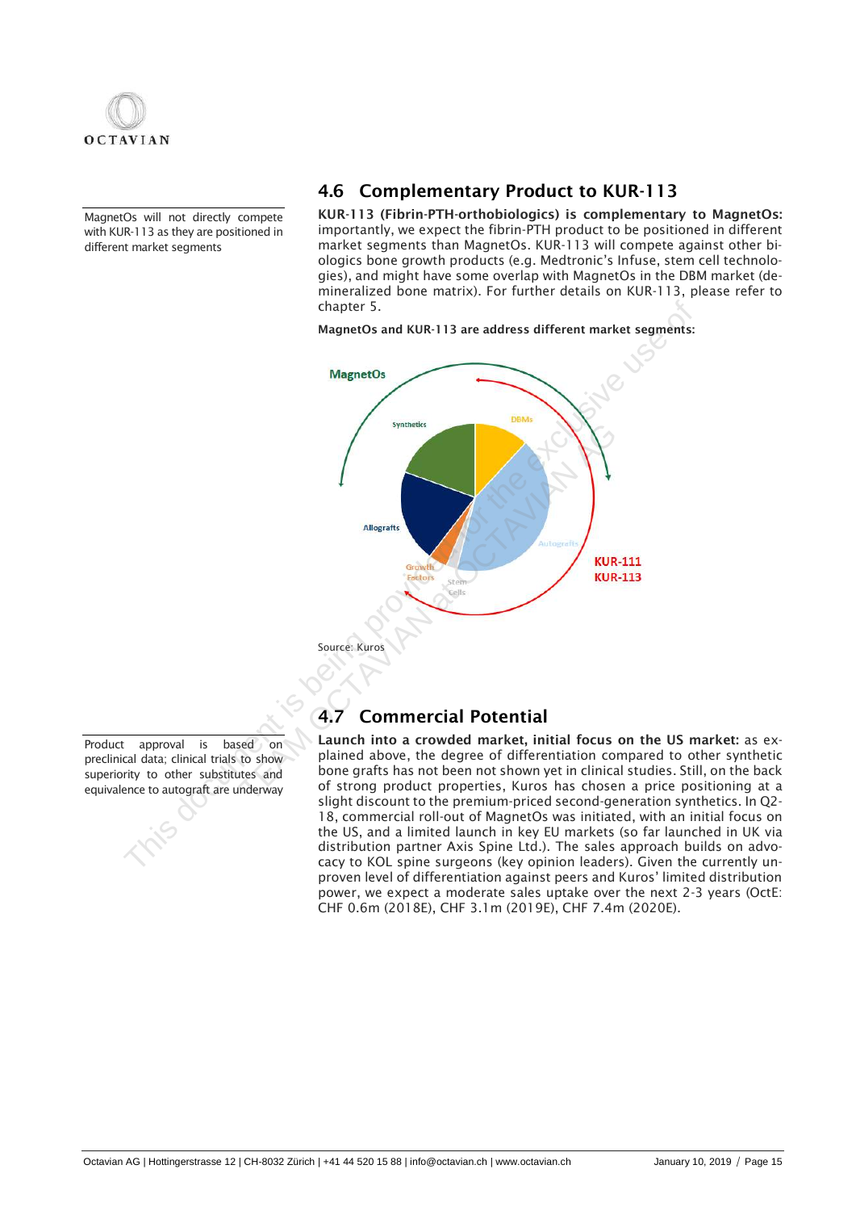## 4.6 Complementary Product to KUR-113

MagnetOs will not directly compete with KUR-113 as they are positioned in different market segments

**KUR-113 (Fibrin-PTH-orthobiologics) is complementary to MagnetOs:** importantly, we expect the fibrin-PTH product to be positioned in different market segments than MagnetOs. KUR-113 will compete against other biologics bone growth products (e.g. Medtronic's Infuse, stem cell technologies), and might have some overlap with MagnetOs in the DBM market (demineralized bone matrix). For further details on KUR-113, please refer to chapter 5.

**MagnetOs and KUR-113 are address different market segments:**

MagnetOs

Synthetics

DBMs

Allografts

Autografts

Growth Factors

Stem Cells

KUR-111
KUR-113

Source: Kuros

## 4.7 Commercial Potential

Product approval is based on preclinical data; clinical trials to show superiority to other substitutes and equivalence to autograft are underway

**Launch into a crowded market, initial focus on the US market:** as explained above, the degree of differentiation compared to other synthetic bone grafts has not been not shown yet in clinical studies. Still, on the back of strong product properties, Kuros has chosen a price positioning at a slight discount to the premium-priced second-generation synthetics. In Q2-18, commercial roll-out of MagnetOs was initiated, with an initial focus on the US, and a limited launch in key EU markets (so far launched in UK via distribution partner Axis Spine Ltd.). The sales approach builds on advocacy to KOL spine surgeons (key opinion leaders). Given the currently unproven level of differentiation against peers and Kuros' limited distribution power, we expect a moderate sales uptake over the next 2-3 years (OctE: CHF 0.6m (2018E), CHF 3.1m (2019E), CHF 7.4m (2020E).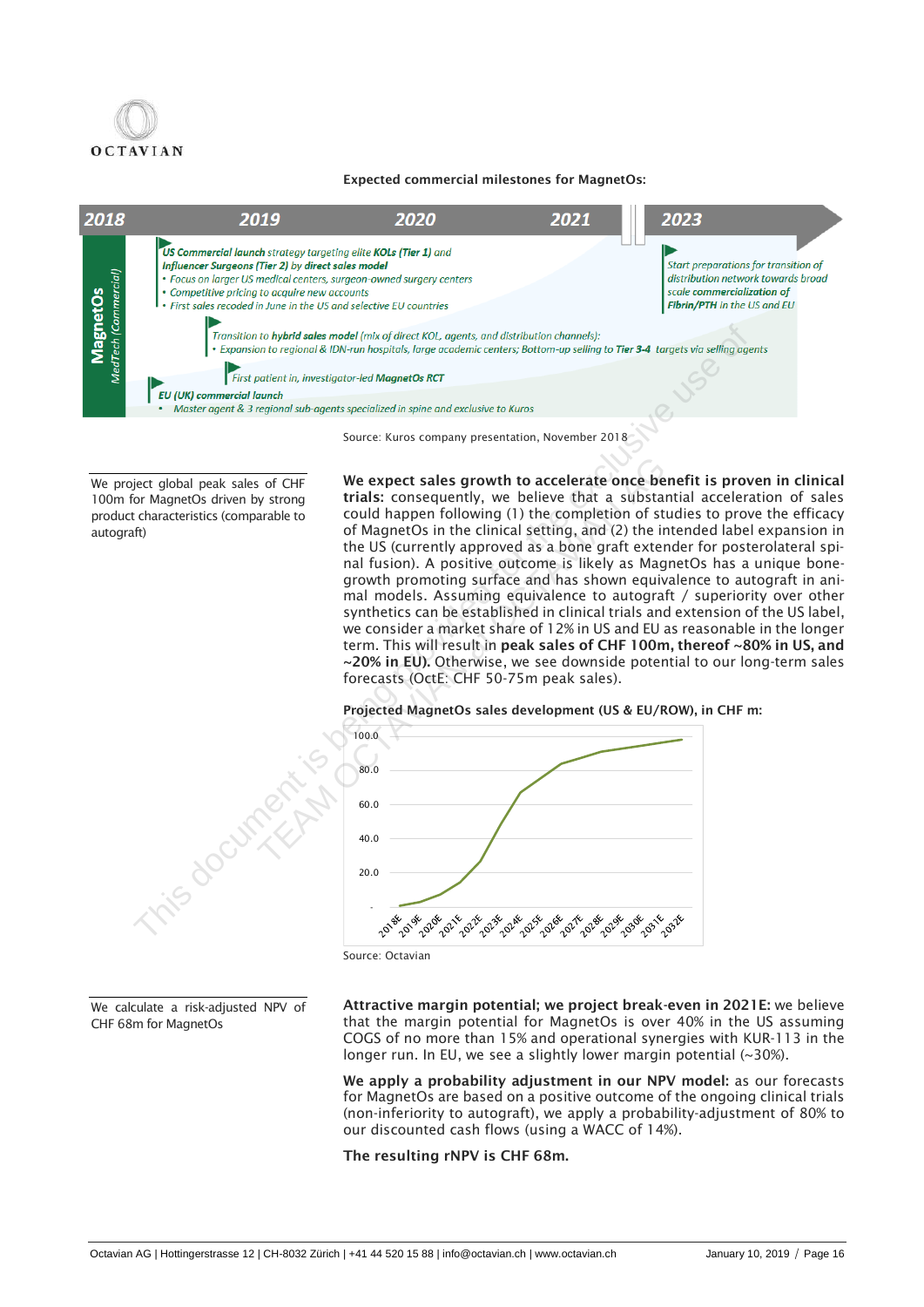**Expected commercial milestones for MagnetOs:**

| 2018 | 2019 | 2020 | 2021 | 2023 |
|---|---|---|---|---|

**MagnetOs** *MedTech (Commercial)*

- ***US Commercial launch** strategy targeting elite **KOLs (Tier 1)** and **Influencer Surgeons (Tier 2)** by **direct sales model***
  - *Focus on larger US medical centers, surgeon-owned surgery centers*
  - *Competitive pricing to acquire new accounts*
  - *First sales recoded in June in the US and selective EU countries*
- *Transition to **hybrid sales model** (mix of direct KOL, agents, and distribution channels):*
  - *Expansion to regional & IDN-run hospitals, large academic centers; Bottom-up selling to **Tier 3-4** targets via selling agents*
- *First patient in, investigator-led **MagnetOs RCT***
- ***EU (UK) commercial launch***
  - *Master agent & 3 regional sub-agents specialized in spine and exclusive to Kuros*
- *Start preparations for transition of distribution network towards broad scale **commercialization of Fibrin/PTH** in the US and EU*

Source: Kuros company presentation, November 2018

We project global peak sales of CHF 100m for MagnetOs driven by strong product characteristics (comparable to autograft)

**We expect sales growth to accelerate once benefit is proven in clinical trials:** consequently, we believe that a substantial acceleration of sales could happen following (1) the completion of studies to prove the efficacy of MagnetOs in the clinical setting, and (2) the intended label expansion in the US (currently approved as a bone graft extender for posterolateral spinal fusion). A positive outcome is likely as MagnetOs has a unique bone-growth promoting surface and has shown equivalence to autograft in animal models. Assuming equivalence to autograft / superiority over other synthetics can be established in clinical trials and extension of the US label, we consider a market share of 12% in US and EU as reasonable in the longer term. This will result in **peak sales of CHF 100m, thereof ~80% in US, and ~20% in EU).** Otherwise, we see downside potential to our long-term sales forecasts (OctE: CHF 50-75m peak sales).

**Projected MagnetOs sales development (US & EU/ROW), in CHF m:**

Source: Octavian

We calculate a risk-adjusted NPV of CHF 68m for MagnetOs

**Attractive margin potential; we project break-even in 2021E:** we believe that the margin potential for MagnetOs is over 40% in the US assuming COGS of no more than 15% and operational synergies with KUR-113 in the longer run. In EU, we see a slightly lower margin potential (~30%).

**We apply a probability adjustment in our NPV model:** as our forecasts for MagnetOs are based on a positive outcome of the ongoing clinical trials (non-inferiority to autograft), we apply a probability-adjustment of 80% to our discounted cash flows (using a WACC of 14%).

**The resulting rNPV is CHF 68m.**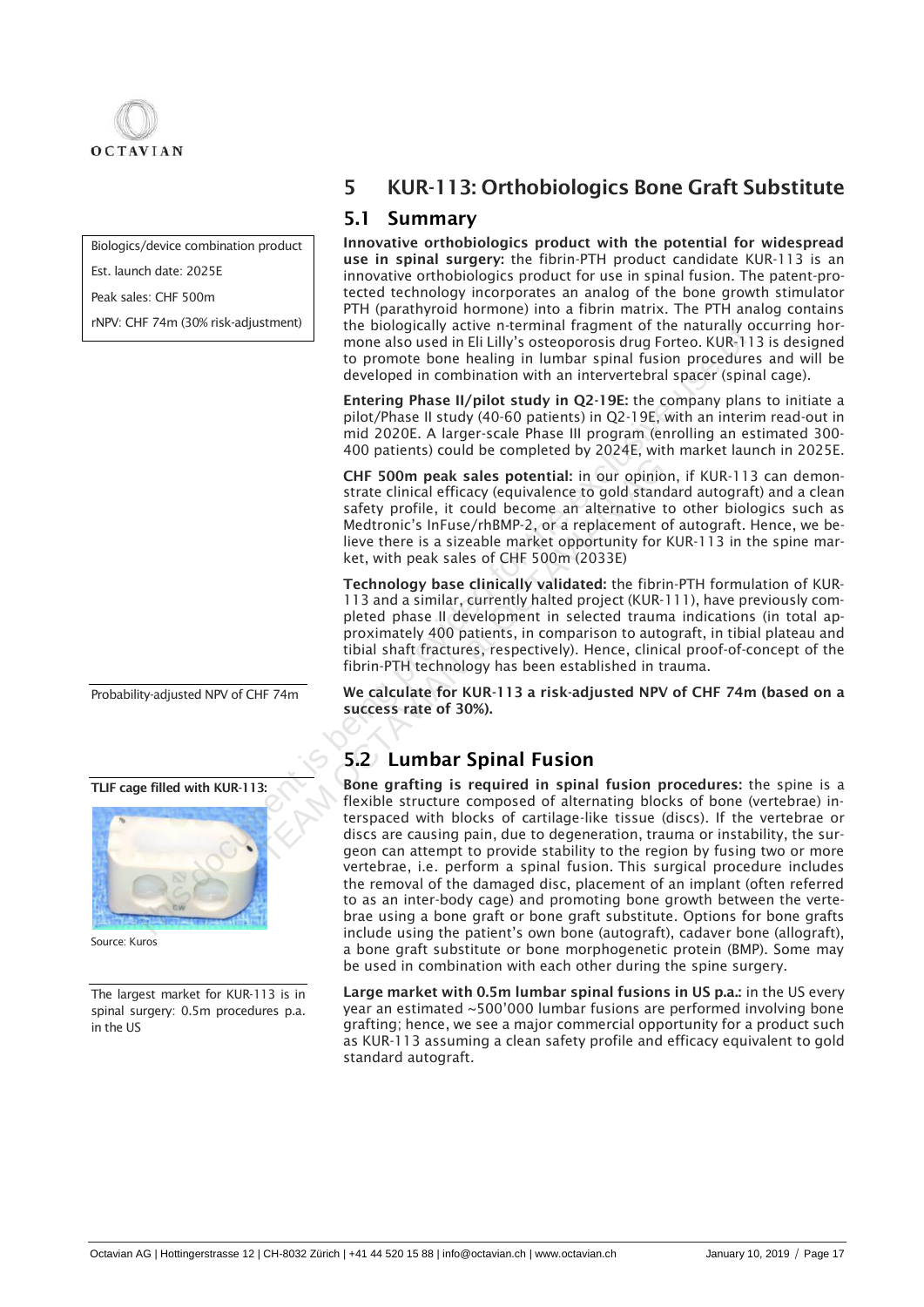## 5 KUR-113: Orthobiologics Bone Graft Substitute

### 5.1 Summary

Biologics/device combination product

Est. launch date: 2025E

Peak sales: CHF 500m

rNPV: CHF 74m (30% risk-adjustment)

**Innovative orthobiologics product with the potential for widespread use in spinal surgery:** the fibrin-PTH product candidate KUR-113 is an innovative orthobiologics product for use in spinal fusion. The patent-protected technology incorporates an analog of the bone growth stimulator PTH (parathyroid hormone) into a fibrin matrix. The PTH analog contains the biologically active n-terminal fragment of the naturally occurring hormone also used in Eli Lilly's osteoporosis drug Forteo. KUR-113 is designed to promote bone healing in lumbar spinal fusion procedures and will be developed in combination with an intervertebral spacer (spinal cage).

**Entering Phase II/pilot study in Q2-19E:** the company plans to initiate a pilot/Phase II study (40-60 patients) in Q2-19E, with an interim read-out in mid 2020E. A larger-scale Phase III program (enrolling an estimated 300-400 patients) could be completed by 2024E, with market launch in 2025E.

**CHF 500m peak sales potential:** in our opinion, if KUR-113 can demonstrate clinical efficacy (equivalence to gold standard autograft) and a clean safety profile, it could become an alternative to other biologics such as Medtronic's InFuse/rhBMP-2, or a replacement of autograft. Hence, we believe there is a sizeable market opportunity for KUR-113 in the spine market, with peak sales of CHF 500m (2033E)

**Technology base clinically validated:** the fibrin-PTH formulation of KUR-113 and a similar, currently halted project (KUR-111), have previously completed phase II development in selected trauma indications (in total approximately 400 patients, in comparison to autograft, in tibial plateau and tibial shaft fractures, respectively). Hence, clinical proof-of-concept of the fibrin-PTH technology has been established in trauma.

Probability-adjusted NPV of CHF 74m

**We calculate for KUR-113 a risk-adjusted NPV of CHF 74m (based on a success rate of 30%).**

### 5.2 Lumbar Spinal Fusion

**TLIF cage filled with KUR-113:**

Source: Kuros

**Bone grafting is required in spinal fusion procedures:** the spine is a flexible structure composed of alternating blocks of bone (vertebrae) interspaced with blocks of cartilage-like tissue (discs). If the vertebrae or discs are causing pain, due to degeneration, trauma or instability, the surgeon can attempt to provide stability to the region by fusing two or more vertebrae, i.e. perform a spinal fusion. This surgical procedure includes the removal of the damaged disc, placement of an implant (often referred to as an inter-body cage) and promoting bone growth between the vertebrae using a bone graft or bone graft substitute. Options for bone grafts include using the patient's own bone (autograft), cadaver bone (allograft), a bone graft substitute or bone morphogenetic protein (BMP). Some may be used in combination with each other during the spine surgery.

The largest market for KUR-113 is in spinal surgery: 0.5m procedures p.a. in the US

**Large market with 0.5m lumbar spinal fusions in US p.a.:** in the US every year an estimated ~500'000 lumbar fusions are performed involving bone grafting; hence, we see a major commercial opportunity for a product such as KUR-113 assuming a clean safety profile and efficacy equivalent to gold standard autograft.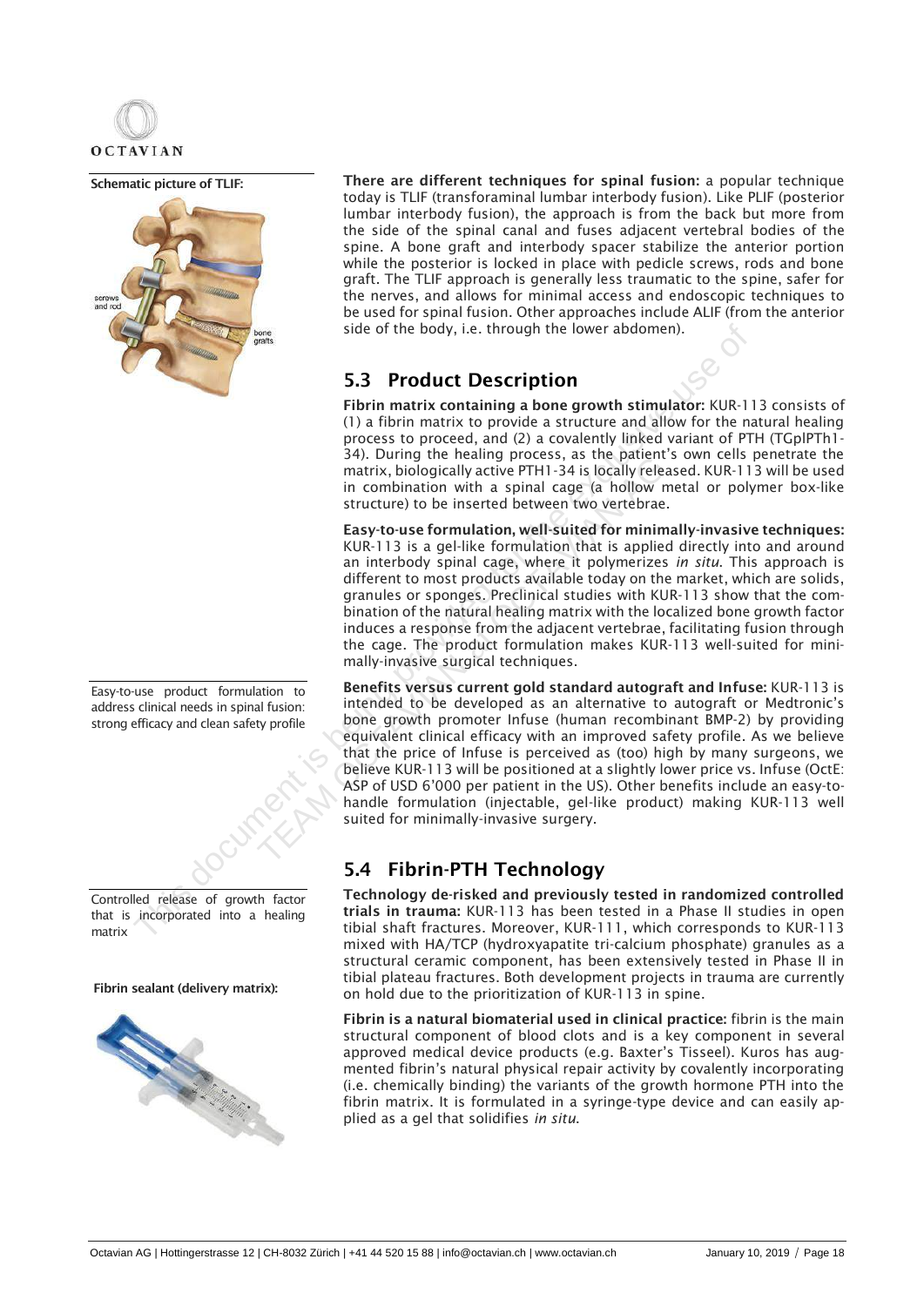Schematic picture of TLIF:

**There are different techniques for spinal fusion:** a popular technique today is TLIF (transforaminal lumbar interbody fusion). Like PLIF (posterior lumbar interbody fusion), the approach is from the back but more from the side of the spinal canal and fuses adjacent vertebral bodies of the spine. A bone graft and interbody spacer stabilize the anterior portion while the posterior is locked in place with pedicle screws, rods and bone graft. The TLIF approach is generally less traumatic to the spine, safer for the nerves, and allows for minimal access and endoscopic techniques to be used for spinal fusion. Other approaches include ALIF (from the anterior side of the body, i.e. through the lower abdomen).

## 5.3 Product Description

**Fibrin matrix containing a bone growth stimulator:** KUR-113 consists of (1) a fibrin matrix to provide a structure and allow for the natural healing process to proceed, and (2) a covalently linked variant of PTH (TGplPTh1-34). During the healing process, as the patient's own cells penetrate the matrix, biologically active PTH1-34 is locally released. KUR-113 will be used in combination with a spinal cage (a hollow metal or polymer box-like structure) to be inserted between two vertebrae.

**Easy-to-use formulation, well-suited for minimally-invasive techniques:** KUR-113 is a gel-like formulation that is applied directly into and around an interbody spinal cage, where it polymerizes *in situ*. This approach is different to most products available today on the market, which are solids, granules or sponges. Preclinical studies with KUR-113 show that the combination of the natural healing matrix with the localized bone growth factor induces a response from the adjacent vertebrae, facilitating fusion through the cage. The product formulation makes KUR-113 well-suited for minimally-invasive surgical techniques.

Easy-to-use product formulation to address clinical needs in spinal fusion: strong efficacy and clean safety profile

**Benefits versus current gold standard autograft and Infuse:** KUR-113 is intended to be developed as an alternative to autograft or Medtronic's bone growth promoter Infuse (human recombinant BMP-2) by providing equivalent clinical efficacy with an improved safety profile. As we believe that the price of Infuse is perceived as (too) high by many surgeons, we believe KUR-113 will be positioned at a slightly lower price vs. Infuse (OctE: ASP of USD 6'000 per patient in the US). Other benefits include an easy-to-handle formulation (injectable, gel-like product) making KUR-113 well suited for minimally-invasive surgery.

## 5.4 Fibrin-PTH Technology

Controlled release of growth factor that is incorporated into a healing matrix

**Technology de-risked and previously tested in randomized controlled trials in trauma:** KUR-113 has been tested in a Phase II studies in open tibial shaft fractures. Moreover, KUR-111, which corresponds to KUR-113 mixed with HA/TCP (hydroxyapatite tri-calcium phosphate) granules as a structural ceramic component, has been extensively tested in Phase II in tibial plateau fractures. Both development projects in trauma are currently on hold due to the prioritization of KUR-113 in spine.

Fibrin sealant (delivery matrix):

**Fibrin is a natural biomaterial used in clinical practice:** fibrin is the main structural component of blood clots and is a key component in several approved medical device products (e.g. Baxter's Tisseel). Kuros has augmented fibrin's natural physical repair activity by covalently incorporating (i.e. chemically binding) the variants of the growth hormone PTH into the fibrin matrix. It is formulated in a syringe-type device and can easily applied as a gel that solidifies *in situ*.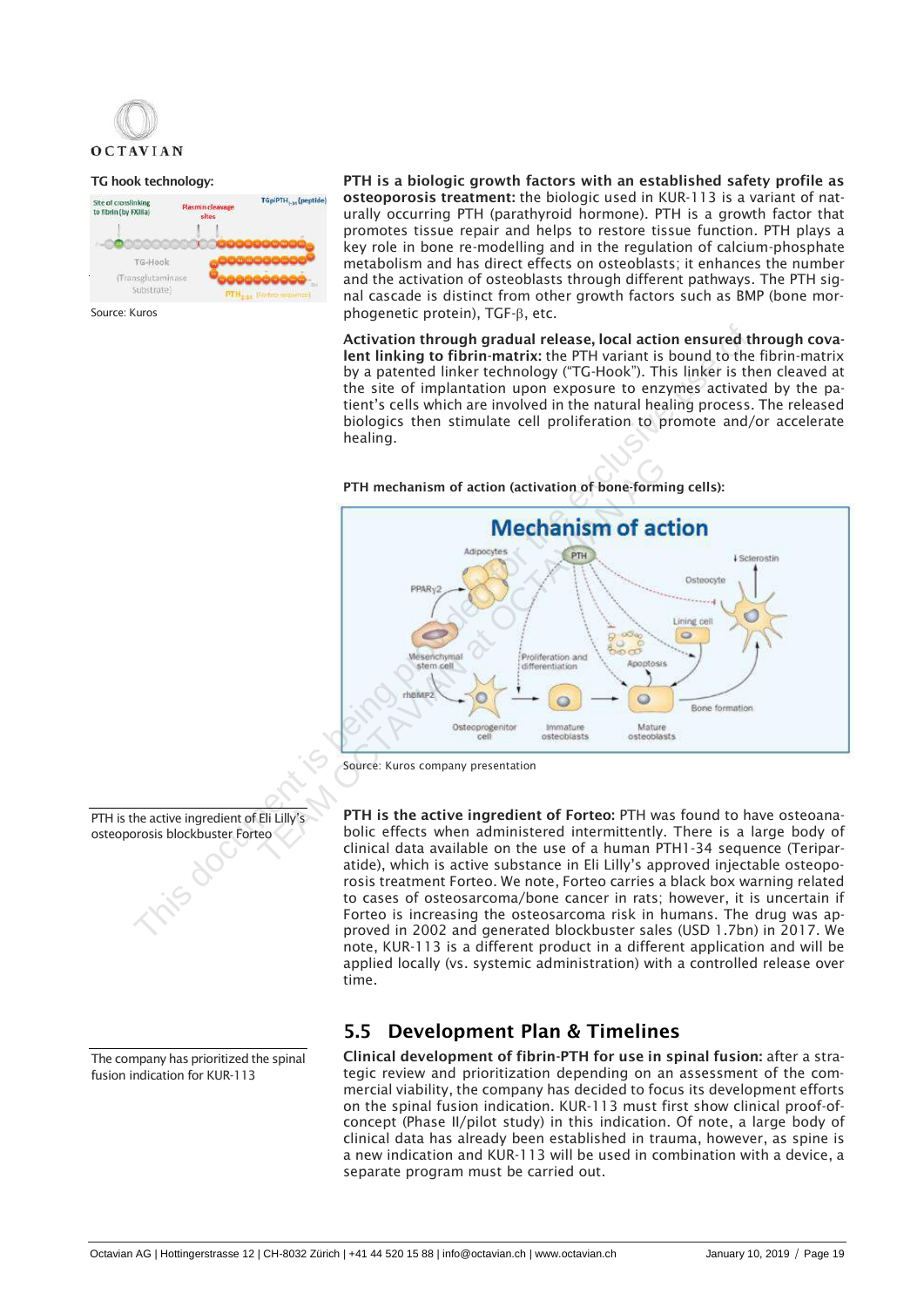TG hook technology:

Source: Kuros

**PTH is a biologic growth factors with an established safety profile as osteoporosis treatment:** the biologic used in KUR-113 is a variant of naturally occurring PTH (parathyroid hormone). PTH is a growth factor that promotes tissue repair and helps to restore tissue function. PTH plays a key role in bone re-modelling and in the regulation of calcium-phosphate metabolism and has direct effects on osteoblasts; it enhances the number and the activation of osteoblasts through different pathways. The PTH signal cascade is distinct from other growth factors such as BMP (bone morphogenetic protein), TGF-β, etc.

**Activation through gradual release, local action ensured through covalent linking to fibrin-matrix:** the PTH variant is bound to the fibrin-matrix by a patented linker technology ("TG-Hook"). This linker is then cleaved at the site of implantation upon exposure to enzymes activated by the patient's cells which are involved in the natural healing process. The released biologics then stimulate cell proliferation to promote and/or accelerate healing.

**PTH mechanism of action (activation of bone-forming cells):**

Source: Kuros company presentation

PTH is the active ingredient of Eli Lilly's osteoporosis blockbuster Forteo

**PTH is the active ingredient of Forteo:** PTH was found to have osteoanabolic effects when administered intermittently. There is a large body of clinical data available on the use of a human PTH1-34 sequence (Teriparatide), which is active substance in Eli Lilly's approved injectable osteoporosis treatment Forteo. We note, Forteo carries a black box warning related to cases of osteosarcoma/bone cancer in rats; however, it is uncertain if Forteo is increasing the osteosarcoma risk in humans. The drug was approved in 2002 and generated blockbuster sales (USD 1.7bn) in 2017. We note, KUR-113 is a different product in a different application and will be applied locally (vs. systemic administration) with a controlled release over time.

## 5.5 Development Plan & Timelines

The company has prioritized the spinal fusion indication for KUR-113

**Clinical development of fibrin-PTH for use in spinal fusion:** after a strategic review and prioritization depending on an assessment of the commercial viability, the company has decided to focus its development efforts on the spinal fusion indication. KUR-113 must first show clinical proof-of-concept (Phase II/pilot study) in this indication. Of note, a large body of clinical data has already been established in trauma, however, as spine is a new indication and KUR-113 will be used in combination with a device, a separate program must be carried out.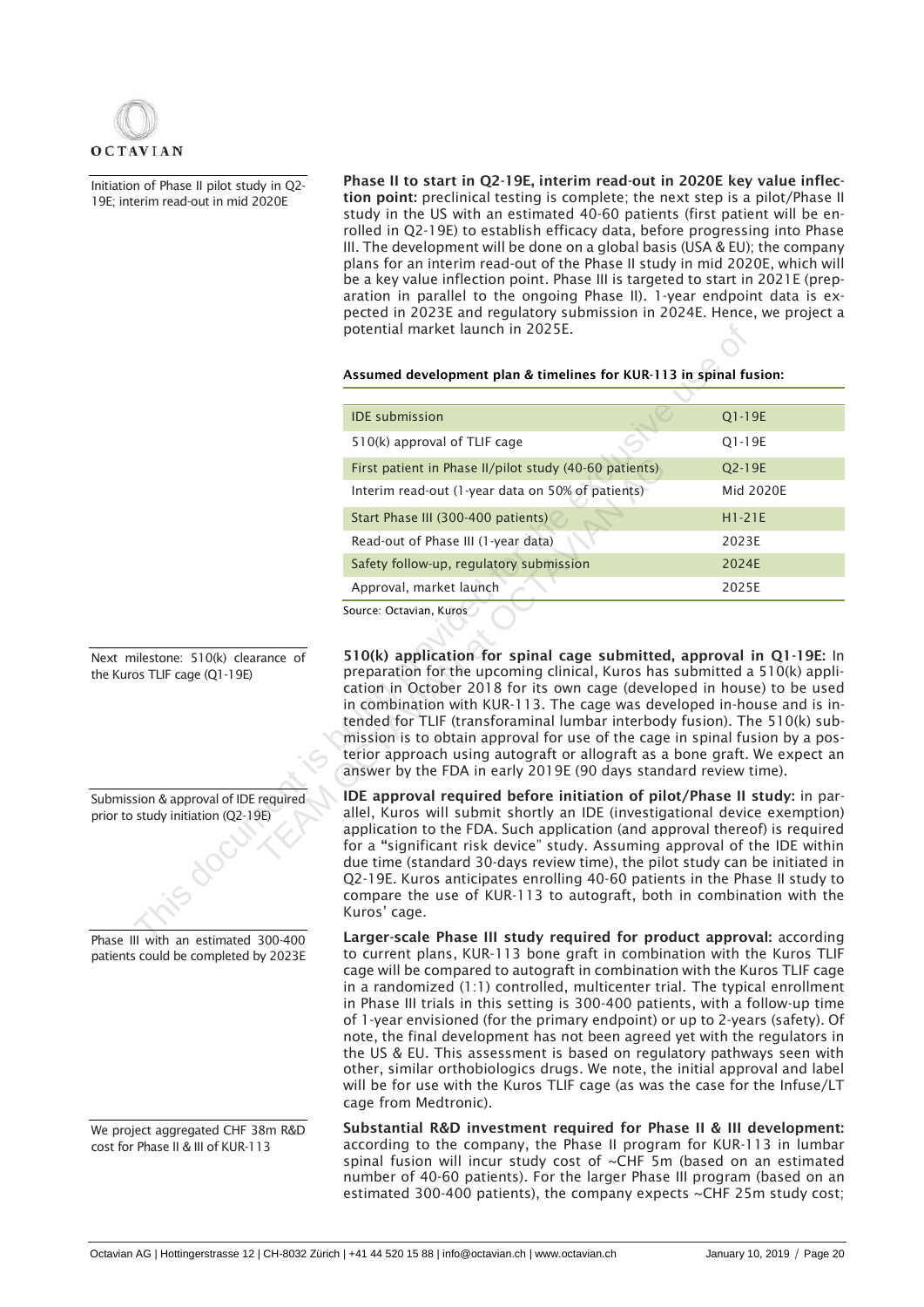Initiation of Phase II pilot study in Q2-19E; interim read-out in mid 2020E

**Phase II to start in Q2-19E, interim read-out in 2020E key value inflection point:** preclinical testing is complete; the next step is a pilot/Phase II study in the US with an estimated 40-60 patients (first patient will be enrolled in Q2-19E) to establish efficacy data, before progressing into Phase III. The development will be done on a global basis (USA & EU); the company plans for an interim read-out of the Phase II study in mid 2020E, which will be a key value inflection point. Phase III is targeted to start in 2021E (preparation in parallel to the ongoing Phase II). 1-year endpoint data is expected in 2023E and regulatory submission in 2024E. Hence, we project a potential market launch in 2025E.

**Assumed development plan & timelines for KUR-113 in spinal fusion:**

| | |
|---|---|
| IDE submission | Q1-19E |
| 510(k) approval of TLIF cage | Q1-19E |
| First patient in Phase II/pilot study (40-60 patients) | Q2-19E |
| Interim read-out (1-year data on 50% of patients) | Mid 2020E |
| Start Phase III (300-400 patients) | H1-21E |
| Read-out of Phase III (1-year data) | 2023E |
| Safety follow-up, regulatory submission | 2024E |
| Approval, market launch | 2025E |

Source: Octavian, Kuros

Next milestone: 510(k) clearance of the Kuros TLIF cage (Q1-19E)

**510(k) application for spinal cage submitted, approval in Q1-19E:** In preparation for the upcoming clinical, Kuros has submitted a 510(k) application in October 2018 for its own cage (developed in house) to be used in combination with KUR-113. The cage was developed in-house and is intended for TLIF (transforaminal lumbar interbody fusion). The 510(k) submission is to obtain approval for use of the cage in spinal fusion by a posterior approach using autograft or allograft as a bone graft. We expect an answer by the FDA in early 2019E (90 days standard review time).

Submission & approval of IDE required prior to study initiation (Q2-19E)

**IDE approval required before initiation of pilot/Phase II study:** in parallel, Kuros will submit shortly an IDE (investigational device exemption) application to the FDA. Such application (and approval thereof) is required for a "significant risk device" study. Assuming approval of the IDE within due time (standard 30-days review time), the pilot study can be initiated in Q2-19E. Kuros anticipates enrolling 40-60 patients in the Phase II study to compare the use of KUR-113 to autograft, both in combination with the Kuros' cage.

Phase III with an estimated 300-400 patients could be completed by 2023E

**Larger-scale Phase III study required for product approval:** according to current plans, KUR-113 bone graft in combination with the Kuros TLIF cage will be compared to autograft in combination with the Kuros TLIF cage in a randomized (1:1) controlled, multicenter trial. The typical enrollment in Phase III trials in this setting is 300-400 patients, with a follow-up time of 1-year envisioned (for the primary endpoint) or up to 2-years (safety). Of note, the final development has not been agreed yet with the regulators in the US & EU. This assessment is based on regulatory pathways seen with other, similar orthobiologics drugs. We note, the initial approval and label will be for use with the Kuros TLIF cage (as was the case for the Infuse/LT cage from Medtronic).

We project aggregated CHF 38m R&D cost for Phase II & III of KUR-113

**Substantial R&D investment required for Phase II & III development:** according to the company, the Phase II program for KUR-113 in lumbar spinal fusion will incur study cost of ~CHF 5m (based on an estimated number of 40-60 patients). For the larger Phase III program (based on an estimated 300-400 patients), the company expects ~CHF 25m study cost;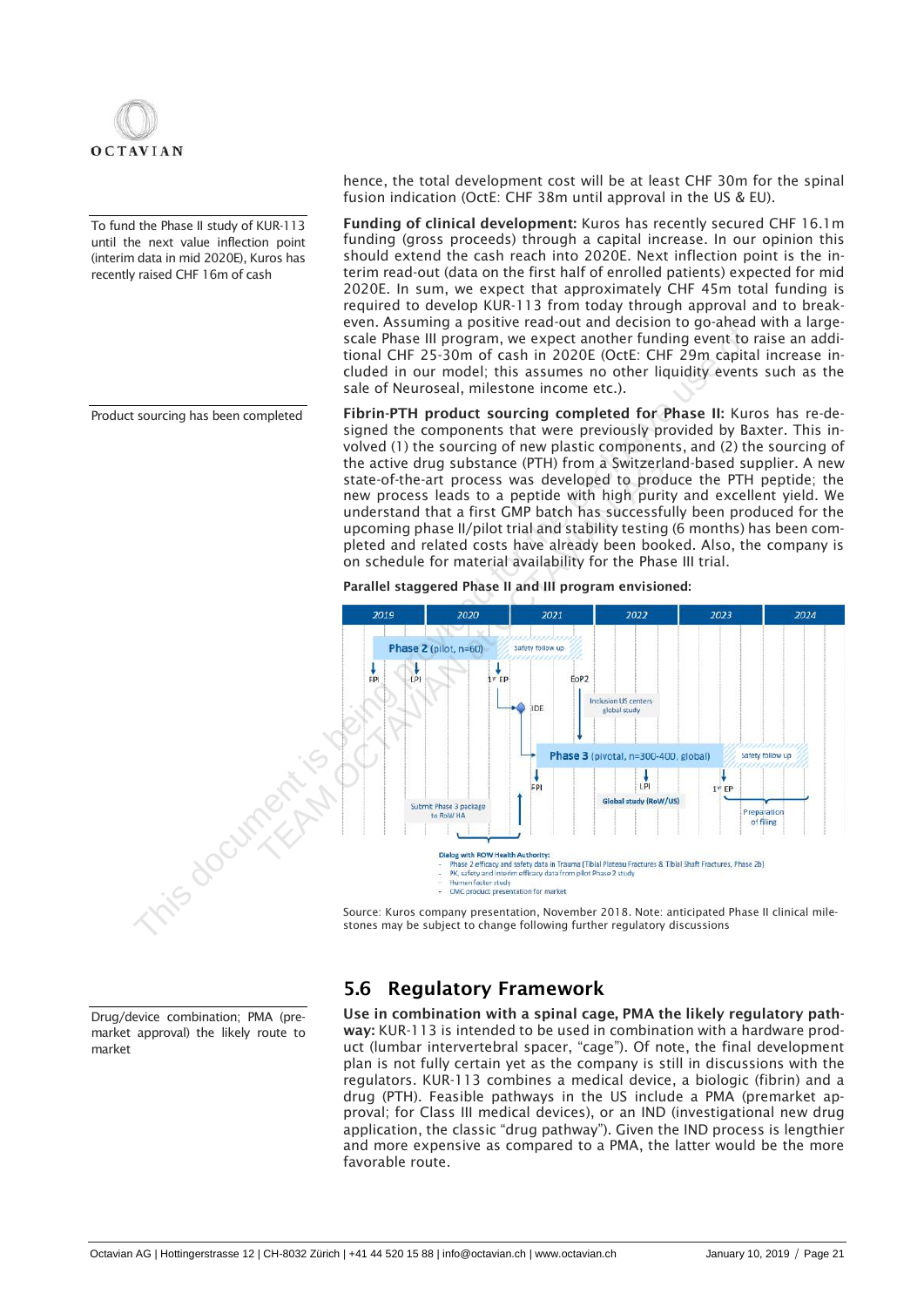hence, the total development cost will be at least CHF 30m for the spinal fusion indication (OctE: CHF 38m until approval in the US & EU).

To fund the Phase II study of KUR-113 until the next value inflection point (interim data in mid 2020E), Kuros has recently raised CHF 16m of cash

**Funding of clinical development:** Kuros has recently secured CHF 16.1m funding (gross proceeds) through a capital increase. In our opinion this should extend the cash reach into 2020E. Next inflection point is the interim read-out (data on the first half of enrolled patients) expected for mid 2020E. In sum, we expect that approximately CHF 45m total funding is required to develop KUR-113 from today through approval and to break-even. Assuming a positive read-out and decision to go-ahead with a large-scale Phase III program, we expect another funding event to raise an additional CHF 25-30m of cash in 2020E (OctE: CHF 29m capital increase included in our model; this assumes no other liquidity events such as the sale of Neuroseal, milestone income etc.).

Product sourcing has been completed

**Fibrin-PTH product sourcing completed for Phase II:** Kuros has re-designed the components that were previously provided by Baxter. This involved (1) the sourcing of new plastic components, and (2) the sourcing of the active drug substance (PTH) from a Switzerland-based supplier. A new state-of-the-art process was developed to produce the PTH peptide; the new process leads to a peptide with high purity and excellent yield. We understand that a first GMP batch has successfully been produced for the upcoming phase II/pilot trial and stability testing (6 months) has been completed and related costs have already been booked. Also, the company is on schedule for material availability for the Phase III trial.

**Parallel staggered Phase II and III program envisioned:**

Source: Kuros company presentation, November 2018. Note: anticipated Phase II clinical milestones may be subject to change following further regulatory discussions

## 5.6 Regulatory Framework

Drug/device combination; PMA (pre-market approval) the likely route to market

**Use in combination with a spinal cage, PMA the likely regulatory pathway:** KUR-113 is intended to be used in combination with a hardware product (lumbar intervertebral spacer, "cage"). Of note, the final development plan is not fully certain yet as the company is still in discussions with the regulators. KUR-113 combines a medical device, a biologic (fibrin) and a drug (PTH). Feasible pathways in the US include a PMA (premarket approval; for Class III medical devices), or an IND (investigational new drug application, the classic "drug pathway"). Given the IND process is lengthier and more expensive as compared to a PMA, the latter would be the more favorable route.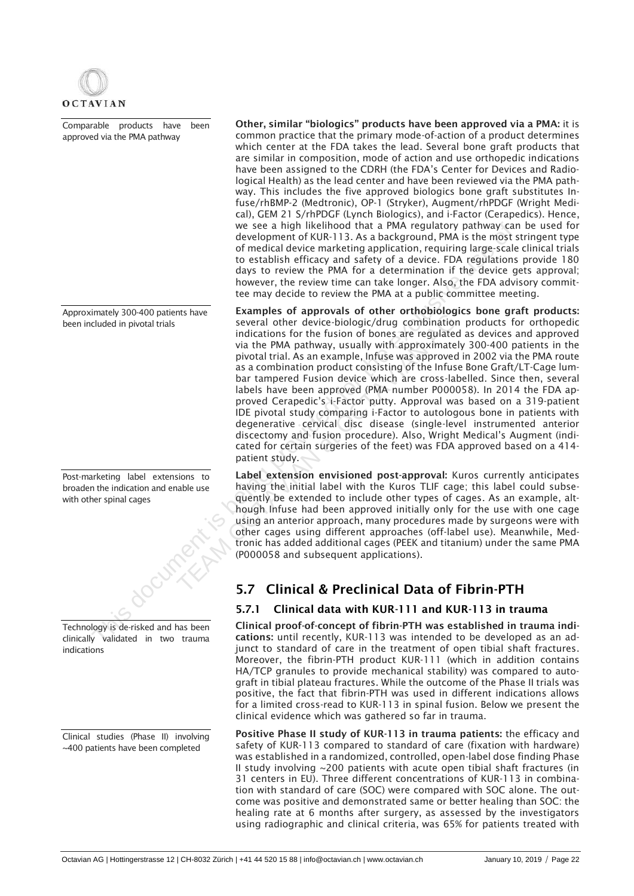Comparable products have been approved via the PMA pathway

**Other, similar "biologics" products have been approved via a PMA:** it is common practice that the primary mode-of-action of a product determines which center at the FDA takes the lead. Several bone graft products that are similar in composition, mode of action and use orthopedic indications have been assigned to the CDRH (the FDA's Center for Devices and Radiological Health) as the lead center and have been reviewed via the PMA pathway. This includes the five approved biologics bone graft substitutes Infuse/rhBMP-2 (Medtronic), OP-1 (Stryker), Augment/rhPDGF (Wright Medical), GEM 21 S/rhPDGF (Lynch Biologics), and i-Factor (Cerapedics). Hence, we see a high likelihood that a PMA regulatory pathway can be used for development of KUR-113. As a background, PMA is the most stringent type of medical device marketing application, requiring large-scale clinical trials to establish efficacy and safety of a device. FDA regulations provide 180 days to review the PMA for a determination if the device gets approval; however, the review time can take longer. Also, the FDA advisory committee may decide to review the PMA at a public committee meeting.

Approximately 300-400 patients have been included in pivotal trials

**Examples of approvals of other orthobiologics bone graft products:** several other device-biologic/drug combination products for orthopedic indications for the fusion of bones are regulated as devices and approved via the PMA pathway, usually with approximately 300-400 patients in the pivotal trial. As an example, Infuse was approved in 2002 via the PMA route as a combination product consisting of the Infuse Bone Graft/LT-Cage lumbar tampered Fusion device which are cross-labelled. Since then, several labels have been approved (PMA number P000058). In 2014 the FDA approved Cerapedic's i-Factor putty. Approval was based on a 319-patient IDE pivotal study comparing i-Factor to autologous bone in patients with degenerative cervical disc disease (single-level instrumented anterior discectomy and fusion procedure). Also, Wright Medical's Augment (indicated for certain surgeries of the feet) was FDA approved based on a 414-patient study.

Post-marketing label extensions to broaden the indication and enable use with other spinal cages

**Label extension envisioned post-approval:** Kuros currently anticipates having the initial label with the Kuros TLIF cage; this label could subsequently be extended to include other types of cages. As an example, although Infuse had been approved initially only for the use with one cage using an anterior approach, many procedures made by surgeons were with other cages using different approaches (off-label use). Meanwhile, Medtronic has added additional cages (PEEK and titanium) under the same PMA (P000058 and subsequent applications).

## 5.7 Clinical & Preclinical Data of Fibrin-PTH

### 5.7.1 Clinical data with KUR-111 and KUR-113 in trauma

Technology is de-risked and has been clinically validated in two trauma indications

**Clinical proof-of-concept of fibrin-PTH was established in trauma indications:** until recently, KUR-113 was intended to be developed as an adjunct to standard of care in the treatment of open tibial shaft fractures. Moreover, the fibrin-PTH product KUR-111 (which in addition contains HA/TCP granules to provide mechanical stability) was compared to autograft in tibial plateau fractures. While the outcome of the Phase II trials was positive, the fact that fibrin-PTH was used in different indications allows for a limited cross-read to KUR-113 in spinal fusion. Below we present the clinical evidence which was gathered so far in trauma.

Clinical studies (Phase II) involving ~400 patients have been completed

**Positive Phase II study of KUR-113 in trauma patients:** the efficacy and safety of KUR-113 compared to standard of care (fixation with hardware) was established in a randomized, controlled, open-label dose finding Phase II study involving ~200 patients with acute open tibial shaft fractures (in 31 centers in EU). Three different concentrations of KUR-113 in combination with standard of care (SOC) were compared with SOC alone. The outcome was positive and demonstrated same or better healing than SOC: the healing rate at 6 months after surgery, as assessed by the investigators using radiographic and clinical criteria, was 65% for patients treated with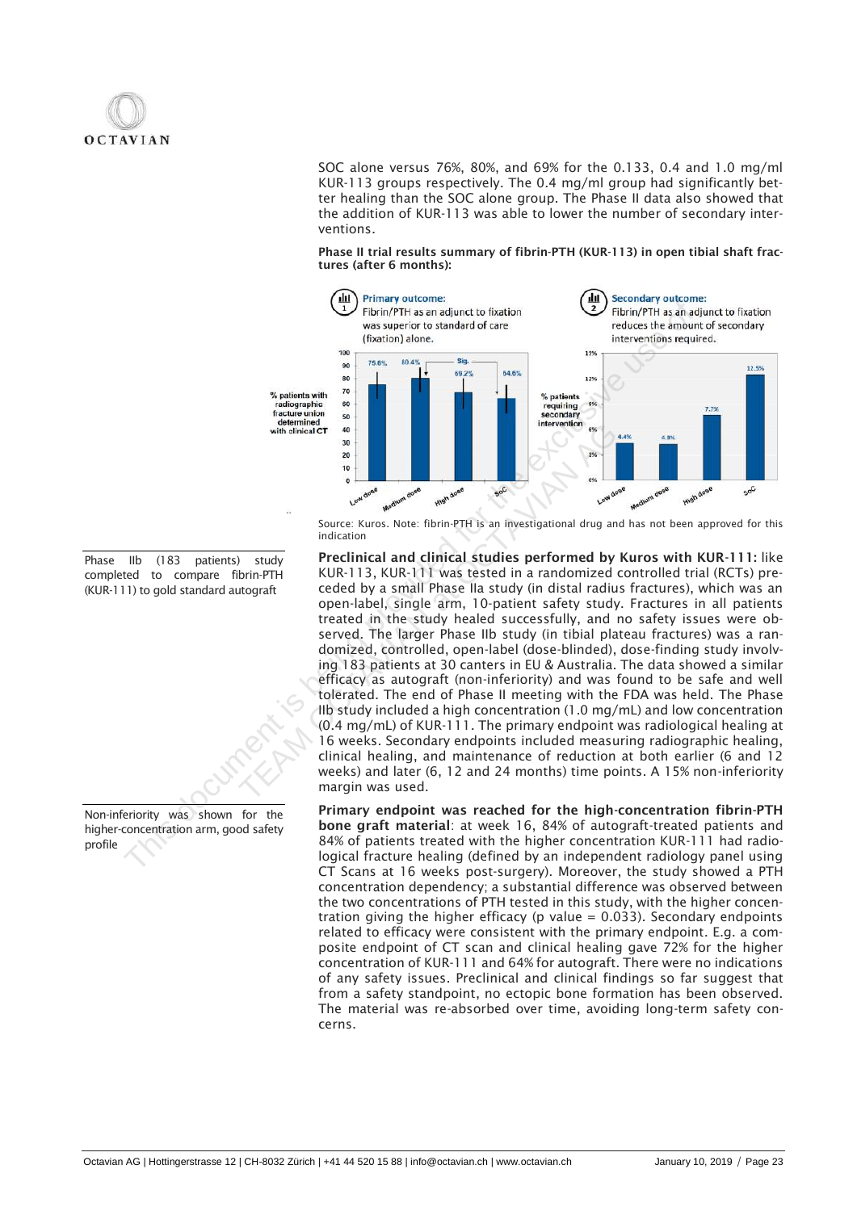SOC alone versus 76%, 80%, and 69% for the 0.133, 0.4 and 1.0 mg/ml KUR-113 groups respectively. The 0.4 mg/ml group had significantly better healing than the SOC alone group. The Phase II data also showed that the addition of KUR-113 was able to lower the number of secondary interventions.

**Phase II trial results summary of fibrin-PTH (KUR-113) in open tibial shaft fractures (after 6 months):**

Primary outcome: Fibrin/PTH as an adjunct to fixation was superior to standard of care (fixation) alone.

| % patients with radiographic fracture union determined with clinical CT | Low dose | Medium dose | High dose | SoC |
|---|---|---|---|---|
| | 75.6% | 80.4% | 69.2% | 64.6% |

Secondary outcome: Fibrin/PTH as an adjunct to fixation reduces the amount of secondary interventions required.

| % patients requiring secondary intervention | Low dose | Medium dose | High dose | SoC |
|---|---|---|---|---|
| | 4.4% | 4.3% | 7.7% | 12.5% |

Source: Kuros. Note: fibrin-PTH is an investigational drug and has not been approved for this indication

Phase IIb (183 patients) study completed to compare fibrin-PTH (KUR-111) to gold standard autograft

**Preclinical and clinical studies performed by Kuros with KUR-111:** like KUR-113, KUR-111 was tested in a randomized controlled trial (RCTs) preceded by a small Phase IIa study (in distal radius fractures), which was an open-label, single arm, 10-patient safety study. Fractures in all patients treated in the study healed successfully, and no safety issues were observed. The larger Phase IIb study (in tibial plateau fractures) was a randomized, controlled, open-label (dose-blinded), dose-finding study involving 183 patients at 30 canters in EU & Australia. The data showed a similar efficacy as autograft (non-inferiority) and was found to be safe and well tolerated. The end of Phase II meeting with the FDA was held. The Phase IIb study included a high concentration (1.0 mg/mL) and low concentration (0.4 mg/mL) of KUR-111. The primary endpoint was radiological healing at 16 weeks. Secondary endpoints included measuring radiographic healing, clinical healing, and maintenance of reduction at both earlier (6 and 12 weeks) and later (6, 12 and 24 months) time points. A 15% non-inferiority margin was used.

Non-inferiority was shown for the higher-concentration arm, good safety profile

**Primary endpoint was reached for the high-concentration fibrin-PTH bone graft material**: at week 16, 84% of autograft-treated patients and 84% of patients treated with the higher concentration KUR-111 had radiological fracture healing (defined by an independent radiology panel using CT Scans at 16 weeks post-surgery). Moreover, the study showed a PTH concentration dependency; a substantial difference was observed between the two concentrations of PTH tested in this study, with the higher concentration giving the higher efficacy (p value = 0.033). Secondary endpoints related to efficacy were consistent with the primary endpoint. E.g. a composite endpoint of CT scan and clinical healing gave 72% for the higher concentration of KUR-111 and 64% for autograft. There were no indications of any safety issues. Preclinical and clinical findings so far suggest that from a safety standpoint, no ectopic bone formation has been observed. The material was re-absorbed over time, avoiding long-term safety concerns.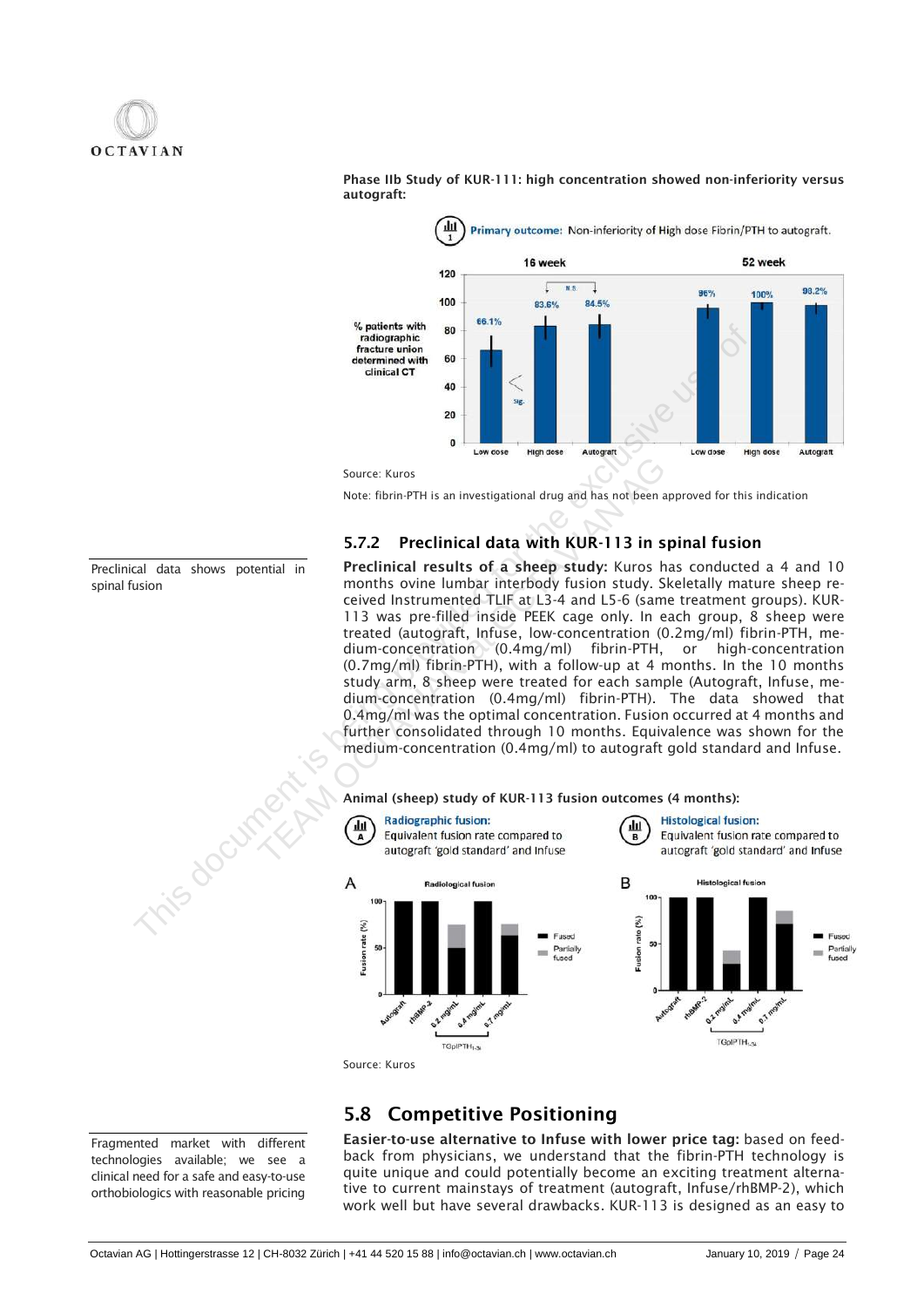**Phase IIb Study of KUR-111: high concentration showed non-inferiority versus autograft:**

Primary outcome: Non-inferiority of High dose Fibrin/PTH to autograft.

Source: Kuros

Note: fibrin-PTH is an investigational drug and has not been approved for this indication

### 5.7.2 Preclinical data with KUR-113 in spinal fusion

Preclinical data shows potential in spinal fusion

**Preclinical results of a sheep study:** Kuros has conducted a 4 and 10 months ovine lumbar interbody fusion study. Skeletally mature sheep received Instrumented TLIF at L3-4 and L5-6 (same treatment groups). KUR-113 was pre-filled inside PEEK cage only. In each group, 8 sheep were treated (autograft, Infuse, low-concentration (0.2mg/ml) fibrin-PTH, medium-concentration (0.4mg/ml) fibrin-PTH, or high-concentration (0.7mg/ml) fibrin-PTH), with a follow-up at 4 months. In the 10 months study arm, 8 sheep were treated for each sample (Autograft, Infuse, medium-concentration (0.4mg/ml) fibrin-PTH). The data showed that 0.4mg/ml was the optimal concentration. Fusion occurred at 4 months and further consolidated through 10 months. Equivalence was shown for the medium-concentration (0.4mg/ml) to autograft gold standard and Infuse.

**Animal (sheep) study of KUR-113 fusion outcomes (4 months):**

Radiographic fusion: Equivalent fusion rate compared to autograft 'gold standard' and Infuse

Histological fusion: Equivalent fusion rate compared to autograft 'gold standard' and Infuse

Source: Kuros

## 5.8 Competitive Positioning

Fragmented market with different technologies available; we see a clinical need for a safe and easy-to-use orthobiologics with reasonable pricing

**Easier-to-use alternative to Infuse with lower price tag:** based on feedback from physicians, we understand that the fibrin-PTH technology is quite unique and could potentially become an exciting treatment alternative to current mainstays of treatment (autograft, Infuse/rhBMP-2), which work well but have several drawbacks. KUR-113 is designed as an easy to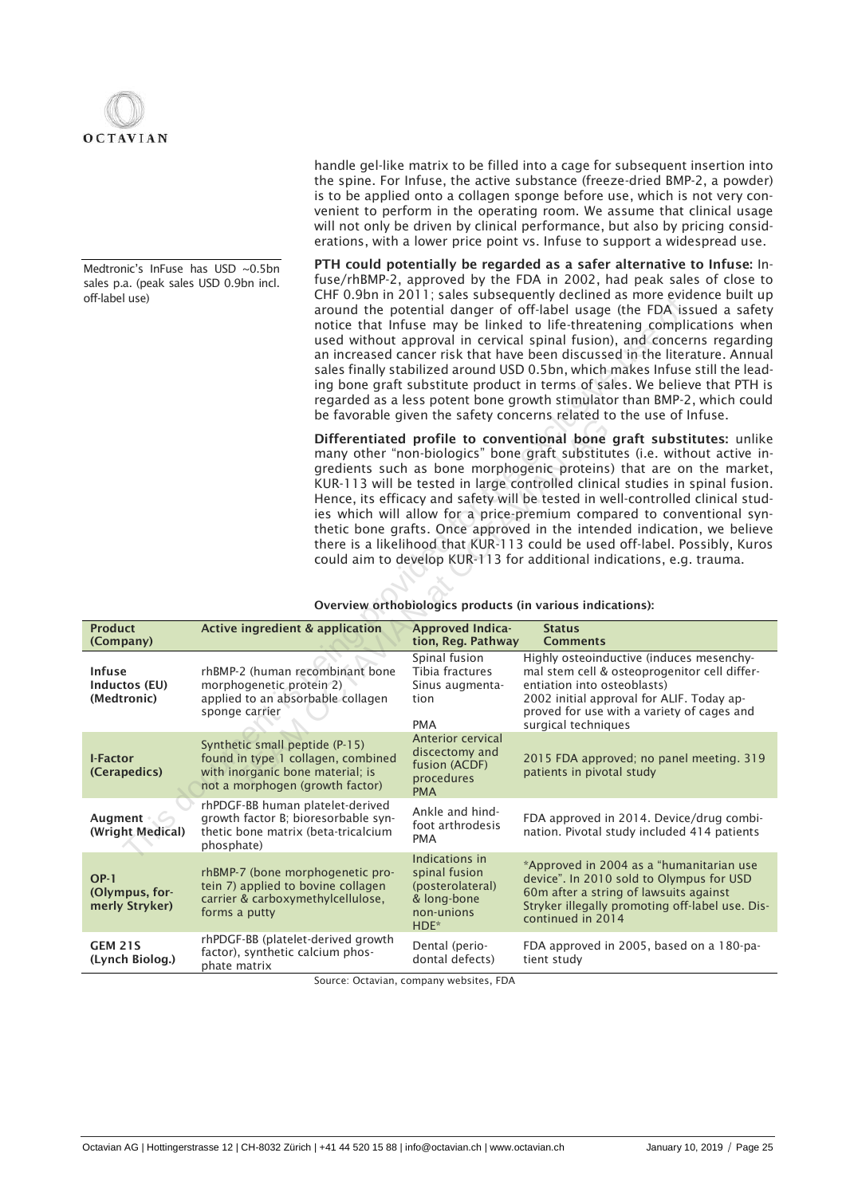handle gel-like matrix to be filled into a cage for subsequent insertion into the spine. For Infuse, the active substance (freeze-dried BMP-2, a powder) is to be applied onto a collagen sponge before use, which is not very convenient to perform in the operating room. We assume that clinical usage will not only be driven by clinical performance, but also by pricing considerations, with a lower price point vs. Infuse to support a widespread use.

Medtronic's InFuse has USD ~0.5bn sales p.a. (peak sales USD 0.9bn incl. off-label use)

**PTH could potentially be regarded as a safer alternative to Infuse:** Infuse/rhBMP-2, approved by the FDA in 2002, had peak sales of close to CHF 0.9bn in 2011; sales subsequently declined as more evidence built up around the potential danger of off-label usage (the FDA issued a safety notice that Infuse may be linked to life-threatening complications when used without approval in cervical spinal fusion), and concerns regarding an increased cancer risk that have been discussed in the literature. Annual sales finally stabilized around USD 0.5bn, which makes Infuse still the leading bone graft substitute product in terms of sales. We believe that PTH is regarded as a less potent bone growth stimulator than BMP-2, which could be favorable given the safety concerns related to the use of Infuse.

**Differentiated profile to conventional bone graft substitutes:** unlike many other "non-biologics" bone graft substitutes (i.e. without active ingredients such as bone morphogenic proteins) that are on the market, KUR-113 will be tested in large controlled clinical studies in spinal fusion. Hence, its efficacy and safety will be tested in well-controlled clinical studies which will allow for a price-premium compared to conventional synthetic bone grafts. Once approved in the intended indication, we believe there is a likelihood that KUR-113 could be used off-label. Possibly, Kuros could aim to develop KUR-113 for additional indications, e.g. trauma.

**Overview orthobiologics products (in various indications):**

| Product (Company) | Active ingredient & application | Approved Indication, Reg. Pathway | Status Comments |
|---|---|---|---|
| **Infuse Inductos (EU) (Medtronic)** | rhBMP-2 (human recombinant bone morphogenetic protein 2) applied to an absorbable collagen sponge carrier | Spinal fusion Tibia fractures Sinus augmentation PMA | Highly osteoinductive (induces mesenchymal stem cell & osteoprogenitor cell differentiation into osteoblasts) 2002 initial approval for ALIF. Today approved for use with a variety of cages and surgical techniques |
| **I-Factor (Cerapedics)** | Synthetic small peptide (P-15) found in type 1 collagen, combined with inorganic bone material; is not a morphogen (growth factor) | Anterior cervical discectomy and fusion (ACDF) procedures PMA | 2015 FDA approved; no panel meeting. 319 patients in pivotal study |
| **Augment (Wright Medical)** | rhPDGF-BB human platelet-derived growth factor B; bioresorbable synthetic bone matrix (beta-tricalcium phosphate) | Ankle and hindfoot arthrodesis PMA | FDA approved in 2014. Device/drug combination. Pivotal study included 414 patients |
| **OP-1 (Olympus, formerly Stryker)** | rhBMP-7 (bone morphogenetic protein 7) applied to bovine collagen carrier & carboxymethylcellulose, forms a putty | Indications in spinal fusion (posterolateral) & long-bone non-unions HDE* | *Approved in 2004 as a "humanitarian use device". In 2010 sold to Olympus for USD 60m after a string of lawsuits against Stryker illegally promoting off-label use. Discontinued in 2014 |
| **GEM 21S (Lynch Biolog.)** | rhPDGF-BB (platelet-derived growth factor), synthetic calcium phosphate matrix | Dental (periodontal defects) | FDA approved in 2005, based on a 180-patient study |

Source: Octavian, company websites, FDA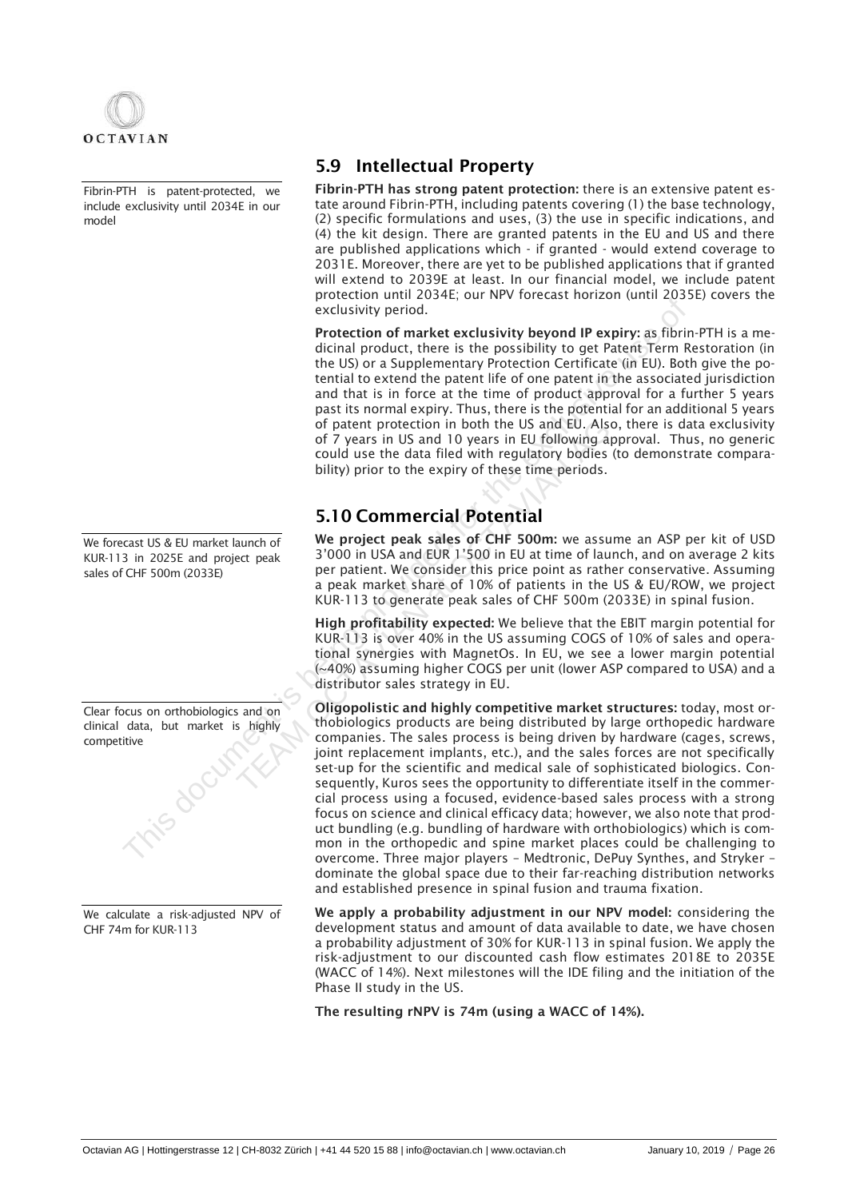## 5.9 Intellectual Property

Fibrin-PTH is patent-protected, we include exclusivity until 2034E in our model

**Fibrin-PTH has strong patent protection:** there is an extensive patent estate around Fibrin-PTH, including patents covering (1) the base technology, (2) specific formulations and uses, (3) the use in specific indications, and (4) the kit design. There are granted patents in the EU and US and there are published applications which - if granted - would extend coverage to 2031E. Moreover, there are yet to be published applications that if granted will extend to 2039E at least. In our financial model, we include patent protection until 2034E; our NPV forecast horizon (until 2035E) covers the exclusivity period.

**Protection of market exclusivity beyond IP expiry:** as fibrin-PTH is a medicinal product, there is the possibility to get Patent Term Restoration (in the US) or a Supplementary Protection Certificate (in EU). Both give the potential to extend the patent life of one patent in the associated jurisdiction and that is in force at the time of product approval for a further 5 years past its normal expiry. Thus, there is the potential for an additional 5 years of patent protection in both the US and EU. Also, there is data exclusivity of 7 years in US and 10 years in EU following approval. Thus, no generic could use the data filed with regulatory bodies (to demonstrate comparability) prior to the expiry of these time periods.

## 5.10 Commercial Potential

We forecast US & EU market launch of KUR-113 in 2025E and project peak sales of CHF 500m (2033E)

**We project peak sales of CHF 500m:** we assume an ASP per kit of USD 3'000 in USA and EUR 1'500 in EU at time of launch, and on average 2 kits per patient. We consider this price point as rather conservative. Assuming a peak market share of 10% of patients in the US & EU/ROW, we project KUR-113 to generate peak sales of CHF 500m (2033E) in spinal fusion.

**High profitability expected:** We believe that the EBIT margin potential for KUR-113 is over 40% in the US assuming COGS of 10% of sales and operational synergies with MagnetOs. In EU, we see a lower margin potential (~40%) assuming higher COGS per unit (lower ASP compared to USA) and a distributor sales strategy in EU.

Clear focus on orthobiologics and on clinical data, but market is highly competitive

**Oligopolistic and highly competitive market structures:** today, most orthobiologics products are being distributed by large orthopedic hardware companies. The sales process is being driven by hardware (cages, screws, joint replacement implants, etc.), and the sales forces are not specifically set-up for the scientific and medical sale of sophisticated biologics. Consequently, Kuros sees the opportunity to differentiate itself in the commercial process using a focused, evidence-based sales process with a strong focus on science and clinical efficacy data; however, we also note that product bundling (e.g. bundling of hardware with orthobiologics) which is common in the orthopedic and spine market places could be challenging to overcome. Three major players – Medtronic, DePuy Synthes, and Stryker – dominate the global space due to their far-reaching distribution networks and established presence in spinal fusion and trauma fixation.

We calculate a risk-adjusted NPV of CHF 74m for KUR-113

**We apply a probability adjustment in our NPV model:** considering the development status and amount of data available to date, we have chosen a probability adjustment of 30% for KUR-113 in spinal fusion. We apply the risk-adjustment to our discounted cash flow estimates 2018E to 2035E (WACC of 14%). Next milestones will the IDE filing and the initiation of the Phase II study in the US.

**The resulting rNPV is 74m (using a WACC of 14%).**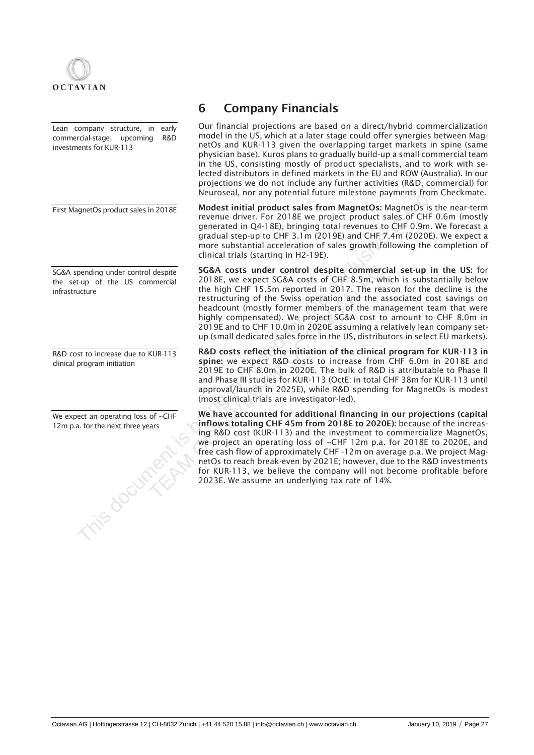# 6 Company Financials

Lean company structure, in early commercial-stage, upcoming R&D investments for KUR-113

Our financial projections are based on a direct/hybrid commercialization model in the US, which at a later stage could offer synergies between MagnetOs and KUR-113 given the overlapping target markets in spine (same physician base). Kuros plans to gradually build-up a small commercial team in the US, consisting mostly of product specialists, and to work with selected distributors in defined markets in the EU and ROW (Australia). In our projections we do not include any further activities (R&D, commercial) for Neuroseal, nor any potential future milestone payments from Checkmate.

First MagnetOs product sales in 2018E

**Modest initial product sales from MagnetOs:** MagnetOs is the near-term revenue driver. For 2018E we project product sales of CHF 0.6m (mostly generated in Q4-18E), bringing total revenues to CHF 0.9m. We forecast a gradual step-up to CHF 3.1m (2019E) and CHF 7.4m (2020E). We expect a more substantial acceleration of sales growth following the completion of clinical trials (starting in H2-19E).

SG&A spending under control despite the set-up of the US commercial infrastructure

**SG&A costs under control despite commercial set-up in the US:** for 2018E, we expect SG&A costs of CHF 8.5m, which is substantially below the high CHF 15.5m reported in 2017. The reason for the decline is the restructuring of the Swiss operation and the associated cost savings on headcount (mostly former members of the management team that were highly compensated). We project SG&A cost to amount to CHF 8.0m in 2019E and to CHF 10.0m in 2020E assuming a relatively lean company set-up (small dedicated sales force in the US, distributors in select EU markets).

R&D cost to increase due to KUR-113 clinical program initiation

**R&D costs reflect the initiation of the clinical program for KUR-113 in spine:** we expect R&D costs to increase from CHF 6.0m in 2018E and 2019E to CHF 8.0m in 2020E. The bulk of R&D is attributable to Phase II and Phase III studies for KUR-113 (OctE: in total CHF 38m for KUR-113 until approval/launch in 2025E), while R&D spending for MagnetOs is modest (most clinical trials are investigator-led).

We expect an operating loss of ~CHF 12m p.a. for the next three years

**We have accounted for additional financing in our projections (capital inflows totaling CHF 45m from 2018E to 2020E):** because of the increasing R&D cost (KUR-113) and the investment to commercialize MagnetOs, we project an operating loss of ~CHF 12m p.a. for 2018E to 2020E, and free cash flow of approximately CHF -12m on average p.a. We project MagnetOs to reach break-even by 2021E; however, due to the R&D investments for KUR-113, we believe the company will not become profitable before 2023E. We assume an underlying tax rate of 14%.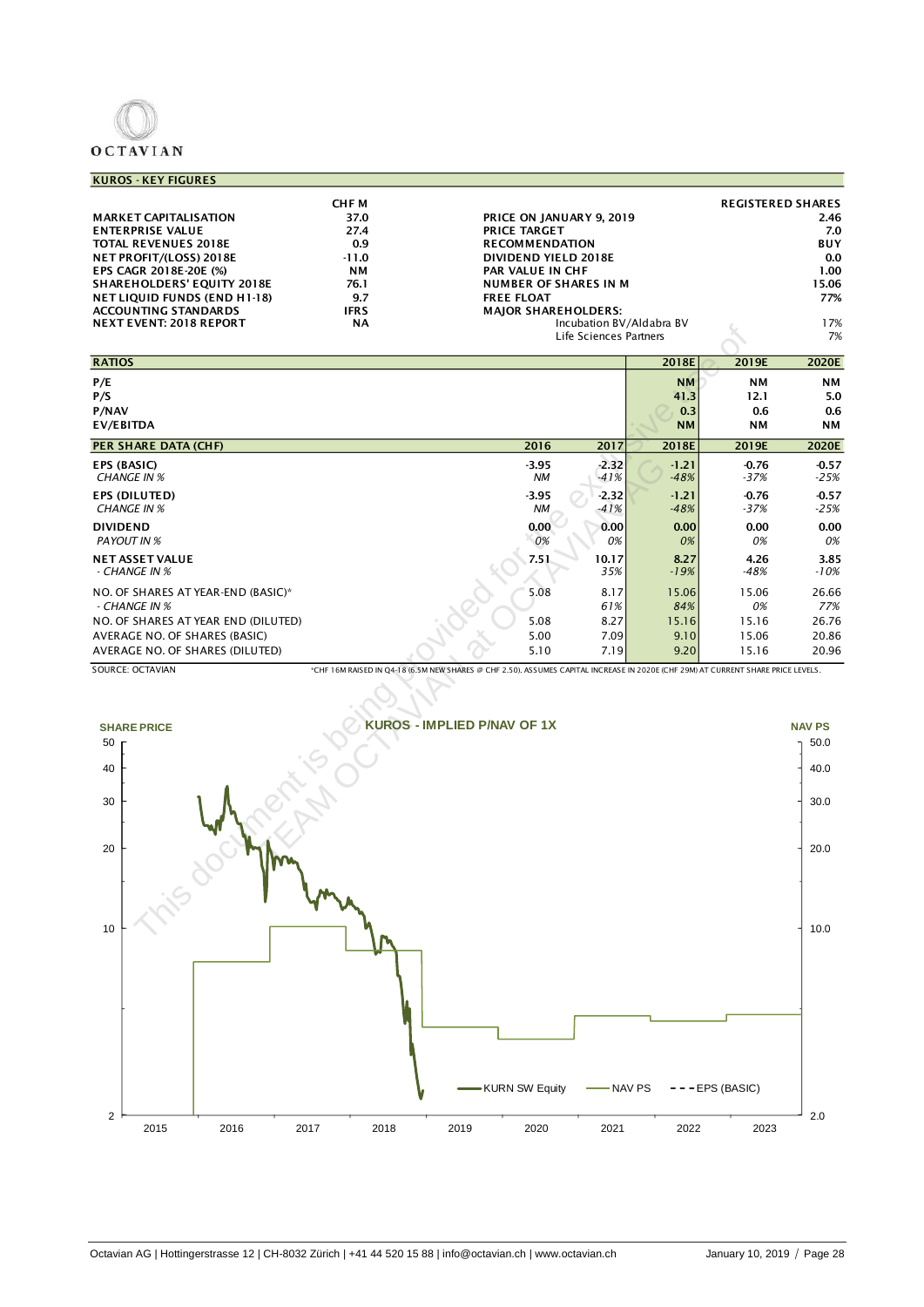## KUROS - KEY FIGURES

| | CHF M | | REGISTERED SHARES |
|---|---|---|---|
| MARKET CAPITALISATION | 37.0 | PRICE ON JANUARY 9, 2019 | 2.46 |
| ENTERPRISE VALUE | 27.4 | PRICE TARGET | 7.0 |
| TOTAL REVENUES 2018E | 0.9 | RECOMMENDATION | BUY |
| NET PROFIT/(LOSS) 2018E | -11.0 | DIVIDEND YIELD 2018E | 0.0 |
| EPS CAGR 2018E-20E (%) | NM | PAR VALUE IN CHF | 1.00 |
| SHAREHOLDERS' EQUITY 2018E | 76.1 | NUMBER OF SHARES IN M | 15.06 |
| NET LIQUID FUNDS (END H1-18) | 9.7 | FREE FLOAT | 77% |
| ACCOUNTING STANDARDS | IFRS | MAJOR SHAREHOLDERS: | |
| NEXT EVENT: 2018 REPORT | NA | Incubation BV/Aldabra BV | 17% |
| | | Life Sciences Partners | 7% |

| RATIOS | | | 2018E | 2019E | 2020E |
|---|---|---|---|---|---|
| P/E | | | NM | NM | NM |
| P/S | | | 41.3 | 12.1 | 5.0 |
| P/NAV | | | 0.3 | 0.6 | 0.6 |
| EV/EBITDA | | | NM | NM | NM |

| PER SHARE DATA (CHF) | 2016 | 2017 | 2018E | 2019E | 2020E |
|---|---|---|---|---|---|
| EPS (BASIC) | -3.95 | -2.32 | -1.21 | -0.76 | -0.57 |
| *CHANGE IN %* | *NM* | *-41%* | *-48%* | *-37%* | *-25%* |
| EPS (DILUTED) | -3.95 | -2.32 | -1.21 | -0.76 | -0.57 |
| *CHANGE IN %* | *NM* | *-41%* | *-48%* | *-37%* | *-25%* |
| DIVIDEND | 0.00 | 0.00 | 0.00 | 0.00 | 0.00 |
| *PAYOUT IN %* | *0%* | *0%* | *0%* | *0%* | *0%* |
| NET ASSET VALUE | 7.51 | 10.17 | 8.27 | 4.26 | 3.85 |
| *- CHANGE IN %* | | *35%* | *-19%* | *-48%* | *-10%* |
| NO. OF SHARES AT YEAR-END (BASIC)* | 5.08 | 8.17 | 15.06 | 15.06 | 26.66 |
| *- CHANGE IN %* | | *61%* | *84%* | *0%* | *77%* |
| NO. OF SHARES AT YEAR END (DILUTED) | 5.08 | 8.27 | 15.16 | 15.16 | 26.76 |
| AVERAGE NO. OF SHARES (BASIC) | 5.00 | 7.09 | 9.10 | 15.06 | 20.86 |
| AVERAGE NO. OF SHARES (DILUTED) | 5.10 | 7.19 | 9.20 | 15.16 | 20.96 |

SOURCE: OCTAVIAN

*CHF 16M RAISED IN Q4-18 (6.5M NEW SHARES @ CHF 2.50). ASSUMES CAPITAL INCREASE IN 2020E (CHF 29M) AT CURRENT SHARE PRICE LEVELS.

**KUROS - IMPLIED P/NAV OF 1X**

SHARE PRICE | NAV PS

KURN SW Equity — NAV PS — EPS (BASIC)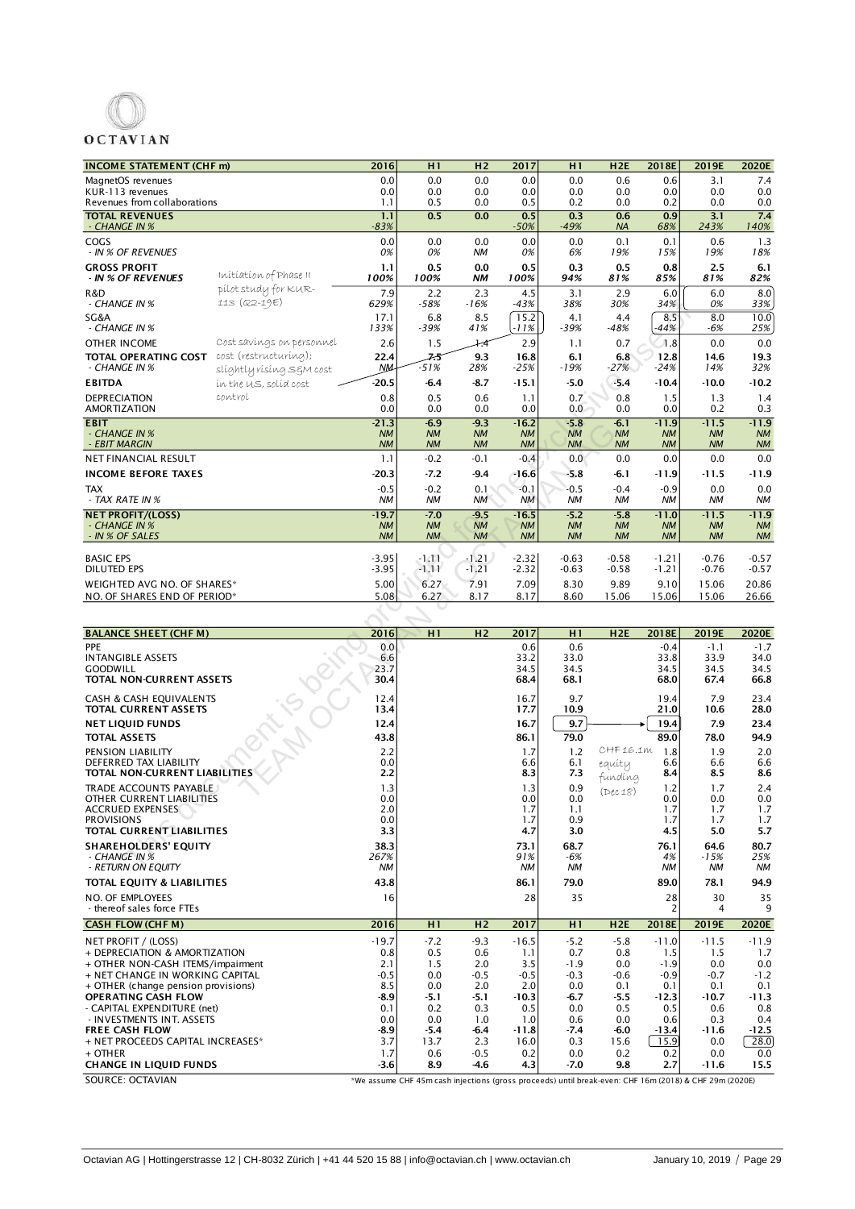| INCOME STATEMENT (CHF m) | 2016 | H1 | H2 | 2017 | H1 | H2E | 2018E | 2019E | 2020E |
|---|---|---|---|---|---|---|---|---|---|
| MagnetOS revenues | 0.0 | 0.0 | 0.0 | 0.0 | 0.0 | 0.6 | 0.6 | 3.1 | 7.4 |
| KUR-113 revenues | 0.0 | 0.0 | 0.0 | 0.0 | 0.0 | 0.0 | 0.0 | 0.0 | 0.0 |
| Revenues from collaborations | 1.1 | 0.5 | 0.0 | 0.5 | 0.2 | 0.0 | 0.2 | 0.0 | 0.0 |
| **TOTAL REVENUES** | **1.1** | **0.5** | **0.0** | **0.5** | **0.3** | **0.6** | **0.9** | **3.1** | **7.4** |
| *- CHANGE IN %* | *-83%* | | | *-50%* | *-49%* | *NA* | *68%* | *243%* | *140%* |
| COGS | 0.0 | 0.0 | 0.0 | 0.0 | 0.0 | 0.1 | 0.1 | 0.6 | 1.3 |
| *- IN % OF REVENUES* | *0%* | *0%* | *NM* | *0%* | *6%* | *19%* | *15%* | *19%* | *18%* |
| **GROSS PROFIT** | **1.1** | **0.5** | **0.0** | **0.5** | **0.3** | **0.5** | **0.8** | **2.5** | **6.1** |
| ***- IN % OF REVENUES*** | ***100%*** | ***100%*** | ***NM*** | ***100%*** | ***94%*** | ***81%*** | ***85%*** | ***81%*** | ***82%*** |
| R&D | 7.9 | 2.2 | 2.3 | 4.5 | 3.1 | 2.9 | 6.0 | 6.0 | 8.0 |
| *- CHANGE IN %* | *629%* | *-58%* | *-16%* | *-43%* | *38%* | *30%* | *34%* | *0%* | *33%* |
| SG&A | 17.1 | 6.8 | 8.5 | 15.2 | 4.1 | 4.4 | 8.5 | 8.0 | 10.0 |
| *- CHANGE IN %* | *133%* | *-39%* | *41%* | *-11%* | *-39%* | *-48%* | *-44%* | *-6%* | *25%* |
| OTHER INCOME | 2.6 | 1.5 | 1.4 | 2.9 | 1.1 | 0.7 | 1.8 | 0.0 | 0.0 |
| **TOTAL OPERATING COST** | **22.4** | **7.5** | **9.3** | **16.8** | **6.1** | **6.8** | **12.8** | **14.6** | **19.3** |
| *- CHANGE IN %* | *NM* | *-51%* | *28%* | *-25%* | *-19%* | *-27%* | *-24%* | *14%* | *32%* |
| **EBITDA** | **-20.5** | **-6.4** | **-8.7** | **-15.1** | **-5.0** | **-5.4** | **-10.4** | **-10.0** | **-10.2** |
| DEPRECIATION | 0.8 | 0.5 | 0.6 | 1.1 | 0.7 | 0.8 | 1.5 | 1.3 | 1.4 |
| AMORTIZATION | 0.0 | 0.0 | 0.0 | 0.0 | 0.0 | 0.0 | 0.0 | 0.2 | 0.3 |
| **EBIT** | **-21.3** | **-6.9** | **-9.3** | **-16.2** | **-5.8** | **-6.1** | **-11.9** | **-11.5** | **-11.9** |
| *- CHANGE IN %* | *NM* | *NM* | *NM* | *NM* | *NM* | *NM* | *NM* | *NM* | *NM* |
| *- EBIT MARGIN* | *NM* | *NM* | *NM* | *NM* | *NM* | *NM* | *NM* | *NM* | *NM* |
| NET FINANCIAL RESULT | 1.1 | -0.2 | -0.1 | -0.4 | 0.0 | 0.0 | 0.0 | 0.0 | 0.0 |
| **INCOME BEFORE TAXES** | **-20.3** | **-7.2** | **-9.4** | **-16.6** | **-5.8** | **-6.1** | **-11.9** | **-11.5** | **-11.9** |
| TAX | -0.5 | -0.2 | 0.1 | -0.1 | -0.5 | -0.4 | -0.9 | 0.0 | 0.0 |
| *- TAX RATE IN %* | *NM* | *NM* | *NM* | *NM* | *NM* | *NM* | *NM* | *NM* | *NM* |
| **NET PROFIT/(LOSS)** | **-19.7** | **-7.0** | **-9.5** | **-16.5** | **-5.2** | **-5.8** | **-11.0** | **-11.5** | **-11.9** |
| *- CHANGE IN %* | *NM* | *NM* | *NM* | *NM* | *NM* | *NM* | *NM* | *NM* | *NM* |
| *- IN % OF SALES* | *NM* | *NM* | *NM* | *NM* | *NM* | *NM* | *NM* | *NM* | *NM* |
| BASIC EPS | -3.95 | -1.11 | -1.21 | -2.32 | -0.63 | -0.58 | -1.21 | -0.76 | -0.57 |
| DILUTED EPS | -3.95 | -1.11 | -1.21 | -2.32 | -0.63 | -0.58 | -1.21 | -0.76 | -0.57 |
| WEIGHTED AVG NO. OF SHARES* | 5.00 | 6.27 | 7.91 | 7.09 | 8.30 | 9.89 | 9.10 | 15.06 | 20.86 |
| NO. OF SHARES END OF PERIOD* | 5.08 | 6.27 | 8.17 | 8.17 | 8.60 | 15.06 | 15.06 | 15.06 | 26.66 |

Annotations: Initiation of Phase II pilot study for KUR-113 (Q2-19E); Cost savings on personnel cost (restructuring); slightly rising SG&M cost in the US, solid cost control

| BALANCE SHEET (CHF M) | 2016 | H1 | H2 | 2017 | H1 | H2E | 2018E | 2019E | 2020E |
|---|---|---|---|---|---|---|---|---|---|
| PPE | 0.0 | | | 0.6 | 0.6 | | -0.4 | -1.1 | -1.7 |
| INTANGIBLE ASSETS | 6.6 | | | 33.2 | 33.0 | | 33.8 | 33.9 | 34.0 |
| GOODWILL | 23.7 | | | 34.5 | 34.5 | | 34.5 | 34.5 | 34.5 |
| **TOTAL NON-CURRENT ASSETS** | **30.4** | | | **68.4** | **68.1** | | **68.0** | **67.4** | **66.8** |
| CASH & CASH EQUIVALENTS | 12.4 | | | 16.7 | 9.7 | | 19.4 | 7.9 | 23.4 |
| **TOTAL CURRENT ASSETS** | **13.4** | | | **17.7** | **10.9** | | **21.0** | **10.6** | **28.0** |
| **NET LIQUID FUNDS** | **12.4** | | | **16.7** | **9.7** | | **19.4** | **7.9** | **23.4** |
| **TOTAL ASSETS** | **43.8** | | | **86.1** | **79.0** | | **89.0** | **78.0** | **94.9** |
| PENSION LIABILITY | 2.2 | | | 1.7 | 1.2 | CHF 16.1m equity funding (Dec 18) | 1.8 | 1.9 | 2.0 |
| DEFERRED TAX LIABILITY | 0.0 | | | 6.6 | 6.1 | | 6.6 | 6.6 | 6.6 |
| **TOTAL NON-CURRENT LIABILITIES** | **2.2** | | | **8.3** | **7.3** | | **8.4** | **8.5** | **8.6** |
| TRADE ACCOUNTS PAYABLE | 1.3 | | | 1.3 | 0.9 | | 1.2 | 1.7 | 2.4 |
| OTHER CURRENT LIABILITIES | 0.0 | | | 0.0 | 0.0 | | 0.0 | 0.0 | 0.0 |
| ACCRUED EXPENSES | 2.0 | | | 1.7 | 1.1 | | 1.7 | 1.7 | 1.7 |
| PROVISIONS | 0.0 | | | 1.7 | 0.9 | | 1.7 | 1.7 | 1.7 |
| **TOTAL CURRENT LIABILITIES** | **3.3** | | | **4.7** | **3.0** | | **4.5** | **5.0** | **5.7** |
| **SHAREHOLDERS' EQUITY** | **38.3** | | | **73.1** | **68.7** | | **76.1** | **64.6** | **80.7** |
| *- CHANGE IN %* | *267%* | | | *91%* | *-6%* | | *4%* | *-15%* | *25%* |
| *- RETURN ON EQUITY* | *NM* | | | *NM* | *NM* | | *NM* | *NM* | *NM* |
| **TOTAL EQUITY & LIABILITIES** | **43.8** | | | **86.1** | **79.0** | | **89.0** | **78.1** | **94.9** |
| NO. OF EMPLOYEES | 16 | | | 28 | 35 | | 28 | 30 | 35 |
| - thereof sales force FTEs | | | | | | | 2 | 4 | 9 |

| CASH FLOW (CHF M) | 2016 | H1 | H2 | 2017 | H1 | H2E | 2018E | 2019E | 2020E |
|---|---|---|---|---|---|---|---|---|---|
| NET PROFIT / (LOSS) | -19.7 | -7.2 | -9.3 | -16.5 | -5.2 | -5.8 | -11.0 | -11.5 | -11.9 |
| + DEPRECIATION & AMORTIZATION | 0.8 | 0.5 | 0.6 | 1.1 | 0.7 | 0.8 | 1.5 | 1.5 | 1.7 |
| + OTHER NON-CASH ITEMS/impairment | 2.1 | 1.5 | 2.0 | 3.5 | -1.9 | 0.0 | -1.9 | 0.0 | 0.0 |
| + NET CHANGE IN WORKING CAPITAL | -0.5 | 0.0 | -0.5 | -0.5 | -0.3 | -0.6 | -0.9 | -0.7 | -1.2 |
| + OTHER (change pension provisions) | 8.5 | 0.0 | 2.0 | 2.0 | 0.0 | 0.1 | 0.1 | 0.1 | 0.1 |
| **OPERATING CASH FLOW** | **-8.9** | **-5.1** | **-5.1** | **-10.3** | **-6.7** | **-5.5** | **-12.3** | **-10.7** | **-11.3** |
| - CAPITAL EXPENDITURE (net) | 0.1 | 0.2 | 0.3 | 0.5 | 0.0 | 0.5 | 0.5 | 0.6 | 0.8 |
| - INVESTMENTS INT. ASSETS | 0.0 | 0.0 | 1.0 | 1.0 | 0.6 | 0.0 | 0.6 | 0.3 | 0.4 |
| **FREE CASH FLOW** | **-8.9** | **-5.4** | **-6.4** | **-11.8** | **-7.4** | **-6.0** | **-13.4** | **-11.6** | **-12.5** |
| + NET PROCEEDS CAPITAL INCREASES* | 3.7 | 13.7 | 2.3 | 16.0 | 0.3 | 15.6 | 15.9 | 0.0 | 28.0 |
| + OTHER | 1.7 | 0.6 | -0.5 | 0.2 | 0.0 | 0.2 | 0.2 | 0.0 | 0.0 |
| **CHANGE IN LIQUID FUNDS** | **-3.6** | **8.9** | **-4.6** | **4.3** | **-7.0** | **9.8** | **2.7** | **-11.6** | **15.5** |

SOURCE: OCTAVIAN

*We assume CHF 45m cash injections (gross proceeds) until break-even: CHF 16m (2018) & CHF 29m (2020E)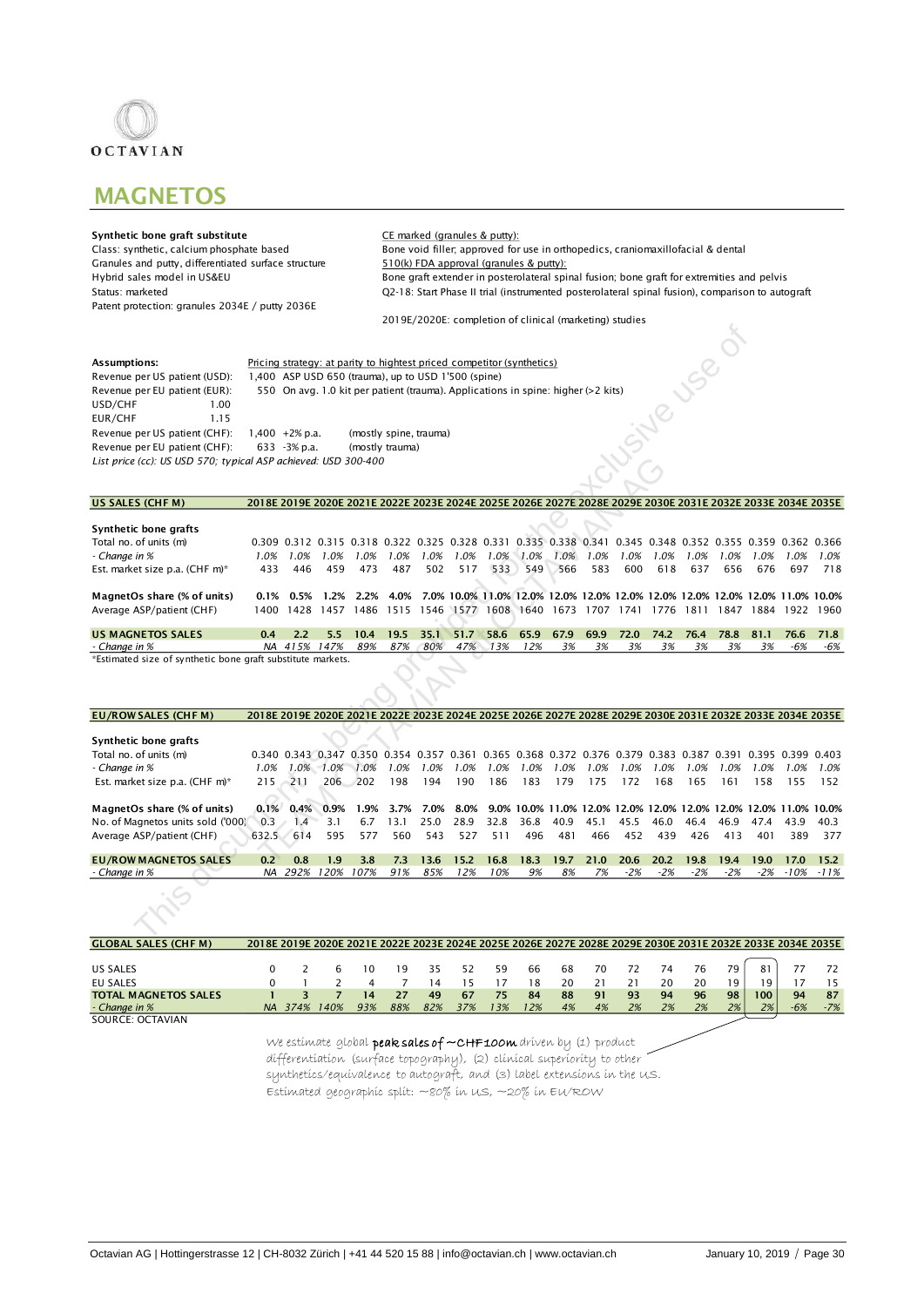# MAGNETOS

**Synthetic bone graft substitute**
Class: synthetic, calcium phosphate based
Granules and putty, differentiated surface structure
Hybrid sales model in US&EU
Status: marketed
Patent protection: granules 2034E / putty 2036E

CE marked (granules & putty):
Bone void filler; approved for use in orthopedics, craniomaxillofacial & dental
510(k) FDA approval (granules & putty):
Bone graft extender in posterolateral spinal fusion; bone graft for extremities and pelvis
Q2-18: Start Phase II trial (instrumented posterolateral spinal fusion), comparison to autograft

2019E/2020E: completion of clinical (marketing) studies

**Assumptions:**

Pricing strategy: at parity to hightest priced competitor (synthetics)

| | | |
|---|---|---|
| Revenue per US patient (USD): | 1,400 | ASP USD 650 (trauma), up to USD 1'500 (spine) |
| Revenue per EU patient (EUR): | 550 | On avg. 1.0 kit per patient (trauma). Applications in spine: higher (>2 kits) |
| USD/CHF | 1.00 | |
| EUR/CHF | 1.15 | |
| Revenue per US patient (CHF): | 1,400 +2% p.a. | (mostly spine, trauma) |
| Revenue per EU patient (CHF): | 633 -3% p.a. | (mostly trauma) |

*List price (cc): US USD 570; typical ASP achieved: USD 300-400*

| US SALES (CHF M) | 2018E | 2019E | 2020E | 2021E | 2022E | 2023E | 2024E | 2025E | 2026E | 2027E | 2028E | 2029E | 2030E | 2031E | 2032E | 2033E | 2034E | 2035E |
|---|---|---|---|---|---|---|---|---|---|---|---|---|---|---|---|---|---|---|
| **Synthetic bone grafts** | | | | | | | | | | | | | | | | | | |
| Total no. of units (m) | 0.309 | 0.312 | 0.315 | 0.318 | 0.322 | 0.325 | 0.328 | 0.331 | 0.335 | 0.338 | 0.341 | 0.345 | 0.348 | 0.352 | 0.355 | 0.359 | 0.362 | 0.366 |
| *- Change in %* | *1.0%* | *1.0%* | *1.0%* | *1.0%* | *1.0%* | *1.0%* | *1.0%* | *1.0%* | *1.0%* | *1.0%* | *1.0%* | *1.0%* | *1.0%* | *1.0%* | *1.0%* | *1.0%* | *1.0%* | *1.0%* |
| Est. market size p.a. (CHF m)* | 433 | 446 | 459 | 473 | 487 | 502 | 517 | 533 | 549 | 566 | 583 | 600 | 618 | 637 | 656 | 676 | 697 | 718 |
| **MagnetOs share (% of units)** | **0.1%** | **0.5%** | **1.2%** | **2.2%** | **4.0%** | **7.0%** | **10.0%** | **11.0%** | **12.0%** | **12.0%** | **12.0%** | **12.0%** | **12.0%** | **12.0%** | **12.0%** | **12.0%** | **11.0%** | **10.0%** |
| Average ASP/patient (CHF) | 1400 | 1428 | 1457 | 1486 | 1515 | 1546 | 1577 | 1608 | 1640 | 1673 | 1707 | 1741 | 1776 | 1811 | 1847 | 1884 | 1922 | 1960 |
| **US MAGNETOS SALES** | **0.4** | **2.2** | **5.5** | **10.4** | **19.5** | **35.1** | **51.7** | **58.6** | **65.9** | **67.9** | **69.9** | **72.0** | **74.2** | **76.4** | **78.8** | **81.1** | **76.6** | **71.8** |
| *- Change in %* | | *NA* | *415%* | *147%* | *89%* | *87%* | *80%* | *47%* | *13%* | *12%* | *3%* | *3%* | *3%* | *3%* | *3%* | *3%* | *-6%* | *-6%* |

*Estimated size of synthetic bone graft substitute markets.

| EU/ROW SALES (CHF M) | 2018E | 2019E | 2020E | 2021E | 2022E | 2023E | 2024E | 2025E | 2026E | 2027E | 2028E | 2029E | 2030E | 2031E | 2032E | 2033E | 2034E | 2035E |
|---|---|---|---|---|---|---|---|---|---|---|---|---|---|---|---|---|---|---|
| **Synthetic bone grafts** | | | | | | | | | | | | | | | | | | |
| Total no. of units (m) | 0.340 | 0.343 | 0.347 | 0.350 | 0.354 | 0.357 | 0.361 | 0.365 | 0.368 | 0.372 | 0.376 | 0.379 | 0.383 | 0.387 | 0.391 | 0.395 | 0.399 | 0.403 |
| *- Change in %* | *1.0%* | *1.0%* | *1.0%* | *1.0%* | *1.0%* | *1.0%* | *1.0%* | *1.0%* | *1.0%* | *1.0%* | *1.0%* | *1.0%* | *1.0%* | *1.0%* | *1.0%* | *1.0%* | *1.0%* | *1.0%* |
| Est. market size p.a. (CHF m)* | 215 | 211 | 206 | 202 | 198 | 194 | 190 | 186 | 183 | 179 | 175 | 172 | 168 | 165 | 161 | 158 | 155 | 152 |
| **MagnetOs share (% of units)** | **0.1%** | **0.4%** | **0.9%** | **1.9%** | **3.7%** | **7.0%** | **8.0%** | **9.0%** | **10.0%** | **11.0%** | **12.0%** | **12.0%** | **12.0%** | **12.0%** | **12.0%** | **12.0%** | **11.0%** | **10.0%** |
| No. of Magnetos units sold ('000) | 0.3 | 1.4 | 3.1 | 6.7 | 13.1 | 25.0 | 28.9 | 32.8 | 36.8 | 40.9 | 45.1 | 45.5 | 46.0 | 46.4 | 46.9 | 47.4 | 43.9 | 40.3 |
| Average ASP/patient (CHF) | 632.5 | 614 | 595 | 577 | 560 | 543 | 527 | 511 | 496 | 481 | 466 | 452 | 439 | 426 | 413 | 401 | 389 | 377 |
| **EU/ROW MAGNETOS SALES** | **0.2** | **0.8** | **1.9** | **3.8** | **7.3** | **13.6** | **15.2** | **16.8** | **18.3** | **19.7** | **21.0** | **20.6** | **20.2** | **19.8** | **19.4** | **19.0** | **17.0** | **15.2** |
| *- Change in %* | | *NA* | *292%* | *120%* | *107%* | *91%* | *85%* | *12%* | *10%* | *9%* | *8%* | *7%* | *-2%* | *-2%* | *-2%* | *-2%* | *-10%* | *-11%* |

| GLOBAL SALES (CHF M) | 2018E | 2019E | 2020E | 2021E | 2022E | 2023E | 2024E | 2025E | 2026E | 2027E | 2028E | 2029E | 2030E | 2031E | 2032E | 2033E | 2034E | 2035E |
|---|---|---|---|---|---|---|---|---|---|---|---|---|---|---|---|---|---|---|
| US SALES | 0 | 2 | 6 | 10 | 19 | 35 | 52 | 59 | 66 | 68 | 70 | 72 | 74 | 76 | 79 | 81 | 77 | 72 |
| EU SALES | 0 | 1 | 2 | 4 | 7 | 14 | 15 | 17 | 18 | 20 | 21 | 21 | 20 | 20 | 19 | 19 | 17 | 15 |
| **TOTAL MAGNETOS SALES** | **1** | **3** | **7** | **14** | **27** | **49** | **67** | **75** | **84** | **88** | **91** | **93** | **94** | **96** | **98** | **100** | **94** | **87** |
| *- Change in %* | | *NA* | *374%* | *140%* | *93%* | *88%* | *82%* | *37%* | *13%* | *12%* | *4%* | *4%* | *2%* | *2%* | *2%* | *2%* | *-6%* | *-7%* |

SOURCE: OCTAVIAN

We estimate global **peak sales of ~CHF100m** driven by (1) product differentiation (surface topography), (2) clinical superiority to other synthetics/equivalence to autograft, and (3) label extensions in the US. Estimated geographic split: ~80% in US, ~20% in EU/ROW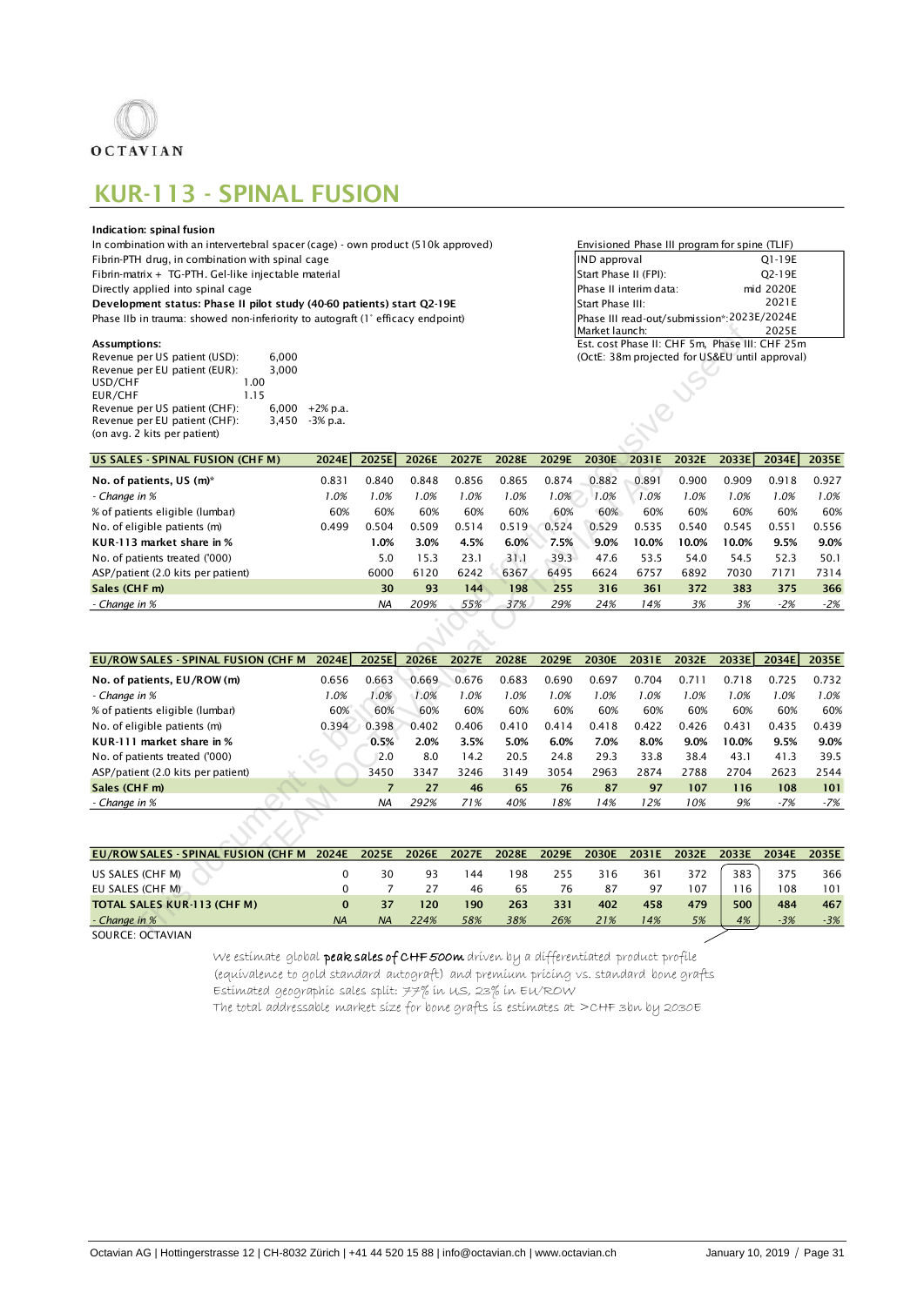## KUR-113 - SPINAL FUSION

**Indication: spinal fusion**

In combination with an intervertebral spacer (cage) - own product (510k approved)
Fibrin-PTH drug, in combination with spinal cage
Fibrin-matrix + TG-PTH. Gel-like injectable material
Directly applied into spinal cage
**Development status: Phase II pilot study (40-60 patients) start Q2-19E**
Phase IIb in trauma: showed non-inferiority to autograft (1° efficacy endpoint)

| Envisioned Phase III program for spine (TLIF) | |
|---|---|
| IND approval | Q1-19E |
| Start Phase II (FPI): | Q2-19E |
| Phase II interim data: | mid 2020E |
| Start Phase III: | 2021E |
| Phase III read-out/submission*: | 2023E/2024E |
| Market launch: | 2025E |

Est. cost Phase II: CHF 5m, Phase III: CHF 25m
(OctE: 38m projected for US&EU until approval)

**Assumptions:**

| | | |
|---|---|---|
| Revenue per US patient (USD): | 6,000 | |
| Revenue per EU patient (EUR): | 3,000 | |
| USD/CHF | 1.00 | |
| EUR/CHF | 1.15 | |
| Revenue per US patient (CHF): | 6,000 | +2% p.a. |
| Revenue per EU patient (CHF): | 3,450 | -3% p.a. |

(on avg. 2 kits per patient)

| US SALES - SPINAL FUSION (CHF M) | 2024E | 2025E | 2026E | 2027E | 2028E | 2029E | 2030E | 2031E | 2032E | 2033E | 2034E | 2035E |
|---|---|---|---|---|---|---|---|---|---|---|---|---|
| No. of patients, US (m)* | 0.831 | 0.840 | 0.848 | 0.856 | 0.865 | 0.874 | 0.882 | 0.891 | 0.900 | 0.909 | 0.918 | 0.927 |
| *- Change in %* | *1.0%* | *1.0%* | *1.0%* | *1.0%* | *1.0%* | *1.0%* | *1.0%* | *1.0%* | *1.0%* | *1.0%* | *1.0%* | *1.0%* |
| % of patients eligible (lumbar) | 60% | 60% | 60% | 60% | 60% | 60% | 60% | 60% | 60% | 60% | 60% | 60% |
| No. of eligible patients (m) | 0.499 | 0.504 | 0.509 | 0.514 | 0.519 | 0.524 | 0.529 | 0.535 | 0.540 | 0.545 | 0.551 | 0.556 |
| **KUR-113 market share in %** | | **1.0%** | **3.0%** | **4.5%** | **6.0%** | **7.5%** | **9.0%** | **10.0%** | **10.0%** | **10.0%** | **9.5%** | **9.0%** |
| No. of patients treated ('000) | | 5.0 | 15.3 | 23.1 | 31.1 | 39.3 | 47.6 | 53.5 | 54.0 | 54.5 | 52.3 | 50.1 |
| ASP/patient (2.0 kits per patient) | | 6000 | 6120 | 6242 | 6367 | 6495 | 6624 | 6757 | 6892 | 7030 | 7171 | 7314 |
| **Sales (CHF m)** | | **30** | **93** | **144** | **198** | **255** | **316** | **361** | **372** | **383** | **375** | **366** |
| *- Change in %* | | *NA* | *209%* | *55%* | *37%* | *29%* | *24%* | *14%* | *3%* | *3%* | *-2%* | *-2%* |

| EU/ROW SALES - SPINAL FUSION (CHF M) | 2024E | 2025E | 2026E | 2027E | 2028E | 2029E | 2030E | 2031E | 2032E | 2033E | 2034E | 2035E |
|---|---|---|---|---|---|---|---|---|---|---|---|---|
| No. of patients, EU/ROW (m) | 0.656 | 0.663 | 0.669 | 0.676 | 0.683 | 0.690 | 0.697 | 0.704 | 0.711 | 0.718 | 0.725 | 0.732 |
| *- Change in %* | *1.0%* | *1.0%* | *1.0%* | *1.0%* | *1.0%* | *1.0%* | *1.0%* | *1.0%* | *1.0%* | *1.0%* | *1.0%* | *1.0%* |
| % of patients eligible (lumbar) | 60% | 60% | 60% | 60% | 60% | 60% | 60% | 60% | 60% | 60% | 60% | 60% |
| No. of eligible patients (m) | 0.394 | 0.398 | 0.402 | 0.406 | 0.410 | 0.414 | 0.418 | 0.422 | 0.426 | 0.431 | 0.435 | 0.439 |
| **KUR-111 market share in %** | | **0.5%** | **2.0%** | **3.5%** | **5.0%** | **6.0%** | **7.0%** | **8.0%** | **9.0%** | **10.0%** | **9.5%** | **9.0%** |
| No. of patients treated ('000) | | 2.0 | 8.0 | 14.2 | 20.5 | 24.8 | 29.3 | 33.8 | 38.4 | 43.1 | 41.3 | 39.5 |
| ASP/patient (2.0 kits per patient) | | 3450 | 3347 | 3246 | 3149 | 3054 | 2963 | 2874 | 2788 | 2704 | 2623 | 2544 |
| **Sales (CHF m)** | | **7** | **27** | **46** | **65** | **76** | **87** | **97** | **107** | **116** | **108** | **101** |
| *- Change in %* | | *NA* | *292%* | *71%* | *40%* | *18%* | *14%* | *12%* | *10%* | *9%* | *-7%* | *-7%* |

| EU/ROW SALES - SPINAL FUSION (CHF M) | 2024E | 2025E | 2026E | 2027E | 2028E | 2029E | 2030E | 2031E | 2032E | 2033E | 2034E | 2035E |
|---|---|---|---|---|---|---|---|---|---|---|---|---|
| US SALES (CHF M) | 0 | 30 | 93 | 144 | 198 | 255 | 316 | 361 | 372 | 383 | 375 | 366 |
| EU SALES (CHF M) | 0 | 7 | 27 | 46 | 65 | 76 | 87 | 97 | 107 | 116 | 108 | 101 |
| **TOTAL SALES KUR-113 (CHF M)** | **0** | **37** | **120** | **190** | **263** | **331** | **402** | **458** | **479** | **500** | **484** | **467** |
| *- Change in %* | *NA* | *NA* | *224%* | *58%* | *38%* | *26%* | *21%* | *14%* | *5%* | *4%* | *-3%* | *-3%* |

SOURCE: OCTAVIAN

We estimate global **peak sales of CHF 500m** driven by a differentiated product profile (equivalence to gold standard autograft) and premium pricing vs. standard bone grafts
Estimated geographic sales split: 77% in US, 23% in EU/ROW
The total addressable market size for bone grafts is estimates at >CHF 3bn by 2030E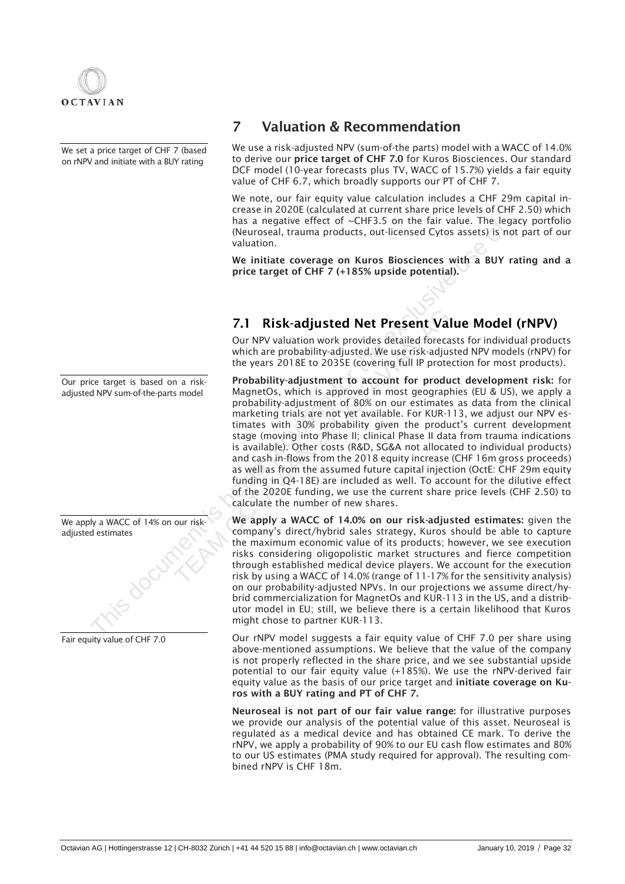# 7 Valuation & Recommendation

We set a price target of CHF 7 (based on rNPV and initiate with a BUY rating

We use a risk-adjusted NPV (sum-of-the parts) model with a WACC of 14.0% to derive our **price target of CHF 7.0** for Kuros Biosciences. Our standard DCF model (10-year forecasts plus TV, WACC of 15.7%) yields a fair equity value of CHF 6.7, which broadly supports our PT of CHF 7.

We note, our fair equity value calculation includes a CHF 29m capital increase in 2020E (calculated at current share price levels of CHF 2.50) which has a negative effect of ~CHF3.5 on the fair value. The legacy portfolio (Neuroseal, trauma products, out-licensed Cytos assets) is not part of our valuation.

**We initiate coverage on Kuros Biosciences with a BUY rating and a price target of CHF 7 (+185% upside potential).**

## 7.1 Risk-adjusted Net Present Value Model (rNPV)

Our NPV valuation work provides detailed forecasts for individual products which are probability-adjusted. We use risk-adjusted NPV models (rNPV) for the years 2018E to 2035E (covering full IP protection for most products).

Our price target is based on a risk-adjusted NPV sum-of-the-parts model

**Probability-adjustment to account for product development risk:** for MagnetOs, which is approved in most geographies (EU & US), we apply a probability-adjustment of 80% on our estimates as data from the clinical marketing trials are not yet available. For KUR-113, we adjust our NPV estimates with 30% probability given the product's current development stage (moving into Phase II; clinical Phase II data from trauma indications is available). Other costs (R&D, SG&A not allocated to individual products) and cash in-flows from the 2018 equity increase (CHF 16m gross proceeds) as well as from the assumed future capital injection (OctE: CHF 29m equity funding in Q4-18E) are included as well. To account for the dilutive effect of the 2020E funding, we use the current share price levels (CHF 2.50) to calculate the number of new shares.

We apply a WACC of 14% on our risk-adjusted estimates

**We apply a WACC of 14.0% on our risk-adjusted estimates:** given the company's direct/hybrid sales strategy, Kuros should be able to capture the maximum economic value of its products; however, we see execution risks considering oligopolistic market structures and fierce competition through established medical device players. We account for the execution risk by using a WACC of 14.0% (range of 11-17% for the sensitivity analysis) on our probability-adjusted NPVs. In our projections we assume direct/hybrid commercialization for MagnetOs and KUR-113 in the US, and a distributor model in EU; still, we believe there is a certain likelihood that Kuros might chose to partner KUR-113.

Fair equity value of CHF 7.0

Our rNPV model suggests a fair equity value of CHF 7.0 per share using above-mentioned assumptions. We believe that the value of the company is not properly reflected in the share price, and we see substantial upside potential to our fair equity value (+185%). We use the rNPV-derived fair equity value as the basis of our price target and **initiate coverage on Kuros with a BUY rating and PT of CHF 7.**

**Neuroseal is not part of our fair value range:** for illustrative purposes we provide our analysis of the potential value of this asset. Neuroseal is regulated as a medical device and has obtained CE mark. To derive the rNPV, we apply a probability of 90% to our EU cash flow estimates and 80% to our US estimates (PMA study required for approval). The resulting combined rNPV is CHF 18m.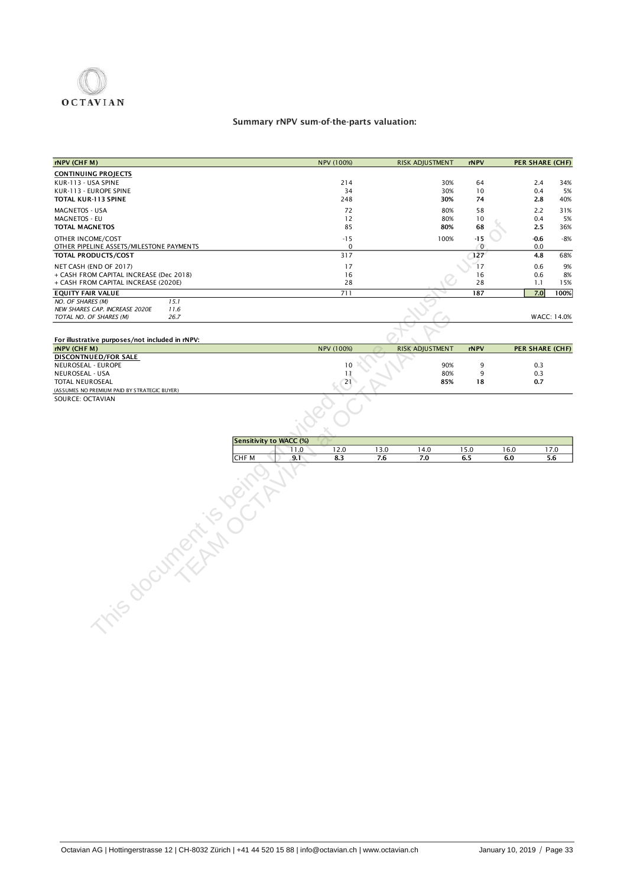## Summary rNPV sum-of-the-parts valuation:

| rNPV (CHF M) | | NPV (100%) | RISK ADJUSTMENT | rNPV | PER SHARE (CHF) | |
|---|---|---|---|---|---|---|
| **CONTINUING PROJECTS** | | | | | | |
| KUR-113 - USA SPINE | | 214 | 30% | 64 | 2.4 | 34% |
| KUR-113 - EUROPE SPINE | | 34 | 30% | 10 | 0.4 | 5% |
| **TOTAL KUR-113 SPINE** | | 248 | **30%** | **74** | **2.8** | 40% |
| MAGNETOS - USA | | 72 | 80% | 58 | 2.2 | 31% |
| MAGNETOS - EU | | 12 | 80% | 10 | 0.4 | 5% |
| **TOTAL MAGNETOS** | | 85 | **80%** | **68** | **2.5** | 36% |
| OTHER INCOME/COST | | -15 | 100% | -15 | -0.6 | -8% |
| OTHER PIPELINE ASSETS/MILESTONE PAYMENTS | | 0 | | 0 | 0.0 | |
| **TOTAL PRODUCTS/COST** | | 317 | | 127 | **4.8** | 68% |
| NET CASH (END OF 2017) | | 17 | | 17 | 0.6 | 9% |
| + CASH FROM CAPITAL INCREASE (Dec 2018) | | 16 | | 16 | 0.6 | 8% |
| + CASH FROM CAPITAL INCREASE (2020E) | | 28 | | 28 | 1.1 | 15% |
| **EQUITY FAIR VALUE** | | 711 | | **187** | **7.0** | **100%** |
| *NO. OF SHARES (M)* | *15.1* | | | | | |
| *NEW SHARES CAP. INCREASE 2020E* | *11.6* | | | | | |
| *TOTAL NO. OF SHARES (M)* | *26.7* | | | | WACC: 14.0% | |

**For illustrative purposes/not included in rNPV:**

| rNPV (CHF M) | NPV (100%) | RISK ADJUSTMENT | rNPV | PER SHARE (CHF) |
|---|---|---|---|---|
| **DISCONTNUED/FOR SALE** | | | | |
| NEUROSEAL - EUROPE | 10 | 90% | 9 | 0.3 |
| NEUROSEAL - USA | 11 | 80% | 9 | 0.3 |
| TOTAL NEUROSEAL | 21 | **85%** | **18** | **0.7** |
| (ASSUMES NO PREMIUM PAID BY STRATEGIC BUYER) | | | | |

SOURCE: OCTAVIAN

| Sensitivity to WACC (%) | 11.0 | 12.0 | 13.0 | 14.0 | 15.0 | 16.0 | 17.0 |
|---|---|---|---|---|---|---|---|
| CHF M | **9.1** | **8.3** | **7.6** | **7.0** | **6.5** | **6.0** | **5.6** |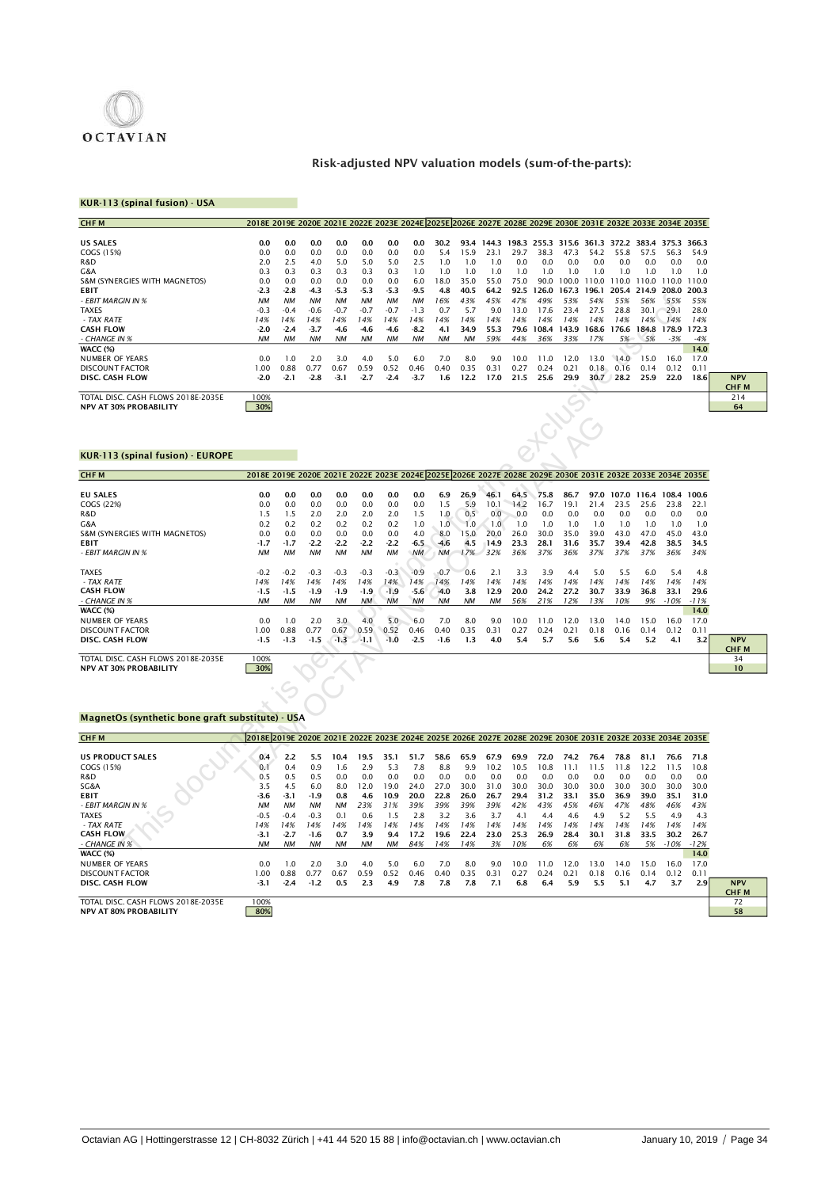## Risk-adjusted NPV valuation models (sum-of-the-parts):

### KUR-113 (spinal fusion) - USA

| CHF M | 2018E | 2019E | 2020E | 2021E | 2022E | 2023E | 2024E | 2025E | 2026E | 2027E | 2028E | 2029E | 2030E | 2031E | 2032E | 2033E | 2034E | 2035E | |
|---|---|---|---|---|---|---|---|---|---|---|---|---|---|---|---|---|---|---|---|
| **US SALES** | 0.0 | 0.0 | 0.0 | 0.0 | 0.0 | 0.0 | 0.0 | 30.2 | 93.4 | 144.3 | 198.3 | 255.3 | 315.6 | 361.3 | 372.2 | 383.4 | 375.3 | 366.3 | |
| COGS (15%) | 0.0 | 0.0 | 0.0 | 0.0 | 0.0 | 0.0 | 0.0 | 5.4 | 15.9 | 23.1 | 29.7 | 38.3 | 47.3 | 54.2 | 55.8 | 57.5 | 56.3 | 54.9 | |
| R&D | 2.0 | 2.5 | 4.0 | 5.0 | 5.0 | 5.0 | 2.5 | 1.0 | 1.0 | 1.0 | 0.0 | 0.0 | 0.0 | 0.0 | 0.0 | 0.0 | 0.0 | 0.0 | |
| G&A | 0.3 | 0.3 | 0.3 | 0.3 | 0.3 | 0.3 | 1.0 | 1.0 | 1.0 | 1.0 | 1.0 | 1.0 | 1.0 | 1.0 | 1.0 | 1.0 | 1.0 | 1.0 | |
| S&M (SYNERGIES WITH MAGNETOS) | 0.0 | 0.0 | 0.0 | 0.0 | 0.0 | 0.0 | 6.0 | 18.0 | 35.0 | 55.0 | 75.0 | 90.0 | 100.0 | 110.0 | 110.0 | 110.0 | 110.0 | 110.0 | |
| **EBIT** | -2.3 | -2.8 | -4.3 | -5.3 | -5.3 | -5.3 | -9.5 | 4.8 | 40.5 | 64.2 | 92.5 | 126.0 | 167.3 | 196.1 | 205.4 | 214.9 | 208.0 | 200.3 | |
| *- EBIT MARGIN IN %* | *NM* | *NM* | *NM* | *NM* | *NM* | *NM* | *NM* | *16%* | *43%* | *45%* | *47%* | *49%* | *53%* | *54%* | *55%* | *56%* | *55%* | *55%* | |
| TAXES | -0.3 | -0.4 | -0.6 | -0.7 | -0.7 | -0.7 | -1.3 | 0.7 | 5.7 | 9.0 | 13.0 | 17.6 | 23.4 | 27.5 | 28.8 | 30.1 | 29.1 | 28.0 | |
| *- TAX RATE* | *14%* | *14%* | *14%* | *14%* | *14%* | *14%* | *14%* | *14%* | *14%* | *14%* | *14%* | *14%* | *14%* | *14%* | *14%* | *14%* | *14%* | *14%* | |
| **CASH FLOW** | -2.0 | -2.4 | -3.7 | -4.6 | -4.6 | -4.6 | -8.2 | 4.1 | 34.9 | 55.3 | 79.6 | 108.4 | 143.9 | 168.6 | 176.6 | 184.8 | 178.9 | 172.3 | |
| *- CHANGE IN %* | *NM* | *NM* | *NM* | *NM* | *NM* | *NM* | *NM* | *NM* | *NM* | *59%* | *44%* | *36%* | *33%* | *17%* | *5%* | *5%* | *-3%* | *-4%* | |
| **WACC (%)** | | | | | | | | | | | | | | | | | | 14.0 | |
| NUMBER OF YEARS | 0.0 | 1.0 | 2.0 | 3.0 | 4.0 | 5.0 | 6.0 | 7.0 | 8.0 | 9.0 | 10.0 | 11.0 | 12.0 | 13.0 | 14.0 | 15.0 | 16.0 | 17.0 | |
| DISCOUNT FACTOR | 1.00 | 0.88 | 0.77 | 0.67 | 0.59 | 0.52 | 0.46 | 0.40 | 0.35 | 0.31 | 0.27 | 0.24 | 0.21 | 0.18 | 0.16 | 0.14 | 0.12 | 0.11 | **NPV CHF M** |
| **DISC. CASH FLOW** | -2.0 | -2.1 | -2.8 | -3.1 | -2.7 | -2.4 | -3.7 | 1.6 | 12.2 | 17.0 | 21.5 | 25.6 | 29.9 | 30.7 | 28.2 | 25.9 | 22.0 | 18.6 | |
| TOTAL DISC. CASH FLOWS 2018E-2035E | 100% | | | | | | | | | | | | | | | | | | 214 |
| **NPV AT 30% PROBABILITY** | 30% | | | | | | | | | | | | | | | | | | 64 |

### KUR-113 (spinal fusion) - EUROPE

| CHF M | 2018E | 2019E | 2020E | 2021E | 2022E | 2023E | 2024E | 2025E | 2026E | 2027E | 2028E | 2029E | 2030E | 2031E | 2032E | 2033E | 2034E | 2035E | |
|---|---|---|---|---|---|---|---|---|---|---|---|---|---|---|---|---|---|---|---|
| **EU SALES** | 0.0 | 0.0 | 0.0 | 0.0 | 0.0 | 0.0 | 0.0 | 6.9 | 26.9 | 46.1 | 64.5 | 75.8 | 86.7 | 97.0 | 107.0 | 116.4 | 108.4 | 100.6 | |
| COGS (22%) | 0.0 | 0.0 | 0.0 | 0.0 | 0.0 | 0.0 | 0.0 | 1.5 | 5.9 | 10.1 | 14.2 | 16.7 | 19.1 | 21.4 | 23.5 | 25.6 | 23.8 | 22.1 | |
| R&D | 1.5 | 1.5 | 2.0 | 2.0 | 2.0 | 2.0 | 1.5 | 1.0 | 0.5 | 0.0 | 0.0 | 0.0 | 0.0 | 0.0 | 0.0 | 0.0 | 0.0 | 0.0 | |
| G&A | 0.2 | 0.2 | 0.2 | 0.2 | 0.2 | 0.2 | 1.0 | 1.0 | 1.0 | 1.0 | 1.0 | 1.0 | 1.0 | 1.0 | 1.0 | 1.0 | 1.0 | 1.0 | |
| S&M (SYNERGIES WITH MAGNETOS) | 0.0 | 0.0 | 0.0 | 0.0 | 0.0 | 0.0 | 4.0 | 8.0 | 15.0 | 20.0 | 26.0 | 30.0 | 35.0 | 39.0 | 43.0 | 47.0 | 45.0 | 43.0 | |
| **EBIT** | -1.7 | -1.7 | -2.2 | -2.2 | -2.2 | -2.2 | -6.5 | -4.6 | 4.5 | 14.9 | 23.3 | 28.1 | 31.6 | 35.7 | 39.4 | 42.8 | 38.5 | 34.5 | |
| *- EBIT MARGIN IN %* | *NM* | *NM* | *NM* | *NM* | *NM* | *NM* | *NM* | *NM* | *17%* | *32%* | *36%* | *37%* | *36%* | *37%* | *37%* | *37%* | *36%* | *34%* | |
| TAXES | -0.2 | -0.2 | -0.3 | -0.3 | -0.3 | -0.3 | -0.9 | -0.7 | 0.6 | 2.1 | 3.3 | 3.9 | 4.4 | 5.0 | 5.5 | 6.0 | 5.4 | 4.8 | |
| *- TAX RATE* | *14%* | *14%* | *14%* | *14%* | *14%* | *14%* | *14%* | *14%* | *14%* | *14%* | *14%* | *14%* | *14%* | *14%* | *14%* | *14%* | *14%* | *14%* | |
| **CASH FLOW** | -1.5 | -1.5 | -1.9 | -1.9 | -1.9 | -1.9 | -5.6 | -4.0 | 3.8 | 12.9 | 20.0 | 24.2 | 27.2 | 30.7 | 33.9 | 36.8 | 33.1 | 29.6 | |
| *- CHANGE IN %* | *NM* | *NM* | *NM* | *NM* | *NM* | *NM* | *NM* | *NM* | *NM* | *NM* | *56%* | *21%* | *12%* | *13%* | *10%* | *9%* | *-10%* | *-11%* | |
| **WACC (%)** | | | | | | | | | | | | | | | | | | 14.0 | |
| NUMBER OF YEARS | 0.0 | 1.0 | 2.0 | 3.0 | 4.0 | 5.0 | 6.0 | 7.0 | 8.0 | 9.0 | 10.0 | 11.0 | 12.0 | 13.0 | 14.0 | 15.0 | 16.0 | 17.0 | |
| DISCOUNT FACTOR | 1.00 | 0.88 | 0.77 | 0.67 | 0.59 | 0.52 | 0.46 | 0.40 | 0.35 | 0.31 | 0.27 | 0.24 | 0.21 | 0.18 | 0.16 | 0.14 | 0.12 | 0.11 | **NPV CHF M** |
| **DISC. CASH FLOW** | -1.5 | -1.3 | -1.5 | -1.3 | -1.1 | -1.0 | -2.5 | -1.6 | 1.3 | 4.0 | 5.4 | 5.7 | 5.6 | 5.6 | 5.4 | 5.2 | 4.1 | 3.2 | |
| TOTAL DISC. CASH FLOWS 2018E-2035E | 100% | | | | | | | | | | | | | | | | | | 34 |
| **NPV AT 30% PROBABILITY** | 30% | | | | | | | | | | | | | | | | | | 10 |

### MagnetOs (synthetic bone graft substitute) - USA

| CHF M | 2018E | 2019E | 2020E | 2021E | 2022E | 2023E | 2024E | 2025E | 2026E | 2027E | 2028E | 2029E | 2030E | 2031E | 2032E | 2033E | 2034E | 2035E | |
|---|---|---|---|---|---|---|---|---|---|---|---|---|---|---|---|---|---|---|---|
| **US PRODUCT SALES** | 0.4 | 2.2 | 5.5 | 10.4 | 19.5 | 35.1 | 51.7 | 58.6 | 65.9 | 67.9 | 69.9 | 72.0 | 74.2 | 76.4 | 78.8 | 81.1 | 76.6 | 71.8 | |
| COGS (15%) | 0.1 | 0.4 | 0.9 | 1.6 | 2.9 | 5.3 | 7.8 | 8.8 | 9.9 | 10.2 | 10.5 | 10.8 | 11.1 | 11.5 | 11.8 | 12.2 | 11.5 | 10.8 | |
| R&D | 0.5 | 0.5 | 0.5 | 0.0 | 0.0 | 0.0 | 0.0 | 0.0 | 0.0 | 0.0 | 0.0 | 0.0 | 0.0 | 0.0 | 0.0 | 0.0 | 0.0 | 0.0 | |
| SG&A | 3.5 | 4.5 | 6.0 | 8.0 | 12.0 | 19.0 | 24.0 | 27.0 | 30.0 | 31.0 | 30.0 | 30.0 | 30.0 | 30.0 | 30.0 | 30.0 | 30.0 | 30.0 | |
| **EBIT** | -3.6 | -3.1 | -1.9 | 0.8 | 4.6 | 10.9 | 20.0 | 22.8 | 26.0 | 26.7 | 29.4 | 31.2 | 33.1 | 35.0 | 36.9 | 39.0 | 35.1 | 31.0 | |
| *- EBIT MARGIN IN %* | *NM* | *NM* | *NM* | *NM* | *23%* | *31%* | *39%* | *39%* | *39%* | *39%* | *42%* | *43%* | *45%* | *46%* | *47%* | *48%* | *46%* | *43%* | |
| TAXES | -0.5 | -0.4 | -0.3 | 0.1 | 0.6 | 1.5 | 2.8 | 3.2 | 3.6 | 3.7 | 4.1 | 4.4 | 4.6 | 4.9 | 5.2 | 5.5 | 4.9 | 4.3 | |
| *- TAX RATE* | *14%* | *14%* | *14%* | *14%* | *14%* | *14%* | *14%* | *14%* | *14%* | *14%* | *14%* | *14%* | *14%* | *14%* | *14%* | *14%* | *14%* | *14%* | |
| **CASH FLOW** | -3.1 | -2.7 | -1.6 | 0.7 | 3.9 | 9.4 | 17.2 | 19.6 | 22.4 | 23.0 | 25.3 | 26.9 | 28.4 | 30.1 | 31.8 | 33.5 | 30.2 | 26.7 | |
| *- CHANGE IN %* | *NM* | *NM* | *NM* | *NM* | *NM* | *NM* | *84%* | *14%* | *14%* | *3%* | *10%* | *6%* | *6%* | *6%* | *6%* | *5%* | *-10%* | *-12%* | |
| **WACC (%)** | | | | | | | | | | | | | | | | | | 14.0 | |
| NUMBER OF YEARS | 0.0 | 1.0 | 2.0 | 3.0 | 4.0 | 5.0 | 6.0 | 7.0 | 8.0 | 9.0 | 10.0 | 11.0 | 12.0 | 13.0 | 14.0 | 15.0 | 16.0 | 17.0 | |
| DISCOUNT FACTOR | 1.00 | 0.88 | 0.77 | 0.67 | 0.59 | 0.52 | 0.46 | 0.40 | 0.35 | 0.31 | 0.27 | 0.24 | 0.21 | 0.18 | 0.16 | 0.14 | 0.12 | 0.11 | **NPV CHF M** |
| **DISC. CASH FLOW** | -3.1 | -2.4 | -1.2 | 0.5 | 2.3 | 4.9 | 7.8 | 7.8 | 7.8 | 7.1 | 6.8 | 6.4 | 5.9 | 5.5 | 5.1 | 4.7 | 3.7 | 2.9 | |
| TOTAL DISC. CASH FLOWS 2018E-2035E | 100% | | | | | | | | | | | | | | | | | | 72 |
| **NPV AT 80% PROBABILITY** | 80% | | | | | | | | | | | | | | | | | | 58 |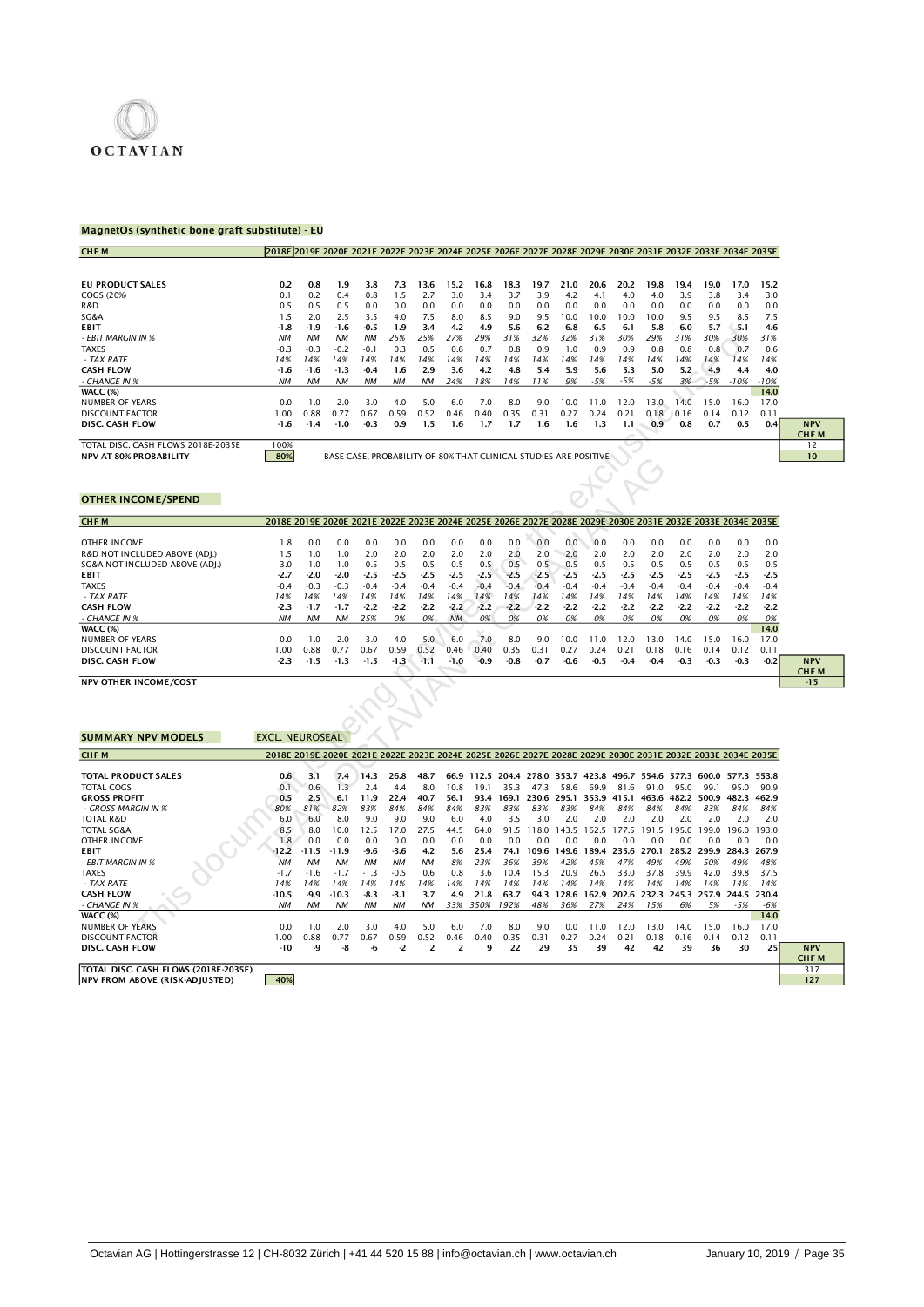## MagnetOs (synthetic bone graft substitute) - EU

| CHF M | 2018E | 2019E | 2020E | 2021E | 2022E | 2023E | 2024E | 2025E | 2026E | 2027E | 2028E | 2029E | 2030E | 2031E | 2032E | 2033E | 2034E | 2035E | |
|---|---|---|---|---|---|---|---|---|---|---|---|---|---|---|---|---|---|---|---|
| **EU PRODUCT SALES** | 0.2 | 0.8 | 1.9 | 3.8 | 7.3 | 13.6 | 15.2 | 16.8 | 18.3 | 19.7 | 21.0 | 20.6 | 20.2 | 19.8 | 19.4 | 19.0 | 17.0 | 15.2 | |
| COGS (20%) | 0.1 | 0.2 | 0.4 | 0.8 | 1.5 | 2.7 | 3.0 | 3.4 | 3.7 | 3.9 | 4.2 | 4.1 | 4.0 | 4.0 | 3.9 | 3.8 | 3.4 | 3.0 | |
| R&D | 0.5 | 0.5 | 0.5 | 0.0 | 0.0 | 0.0 | 0.0 | 0.0 | 0.0 | 0.0 | 0.0 | 0.0 | 0.0 | 0.0 | 0.0 | 0.0 | 0.0 | 0.0 | |
| SG&A | 1.5 | 2.0 | 2.5 | 3.5 | 4.0 | 7.5 | 8.0 | 8.5 | 9.0 | 9.5 | 10.0 | 10.0 | 10.0 | 10.0 | 9.5 | 9.5 | 8.5 | 7.5 | |
| **EBIT** | -1.8 | -1.9 | -1.6 | -0.5 | 1.9 | 3.4 | 4.2 | 4.9 | 5.6 | 6.2 | 6.8 | 6.5 | 6.1 | 5.8 | 6.0 | 5.7 | 5.1 | 4.6 | |
| *- EBIT MARGIN IN %* | *NM* | *NM* | *NM* | *NM* | *25%* | *25%* | *27%* | *29%* | *31%* | *32%* | *32%* | *31%* | *30%* | *29%* | *31%* | *30%* | *30%* | *31%* | |
| TAXES | -0.3 | -0.3 | -0.2 | -0.1 | 0.3 | 0.5 | 0.6 | 0.7 | 0.8 | 0.9 | 1.0 | 0.9 | 0.9 | 0.8 | 0.8 | 0.8 | 0.7 | 0.6 | |
| *- TAX RATE* | *14%* | *14%* | *14%* | *14%* | *14%* | *14%* | *14%* | *14%* | *14%* | *14%* | *14%* | *14%* | *14%* | *14%* | *14%* | *14%* | *14%* | *14%* | |
| **CASH FLOW** | -1.6 | -1.6 | -1.3 | -0.4 | 1.6 | 2.9 | 3.6 | 4.2 | 4.8 | 5.4 | 5.9 | 5.6 | 5.3 | 5.0 | 5.2 | 4.9 | 4.4 | 4.0 | |
| *- CHANGE IN %* | *NM* | *NM* | *NM* | *NM* | *NM* | *NM* | *24%* | *18%* | *14%* | *11%* | *9%* | *-5%* | *-5%* | *-5%* | *3%* | *-5%* | *-10%* | *-10%* | |
| **WACC (%)** | | | | | | | | | | | | | | | | | | 14.0 | |
| NUMBER OF YEARS | 0.0 | 1.0 | 2.0 | 3.0 | 4.0 | 5.0 | 6.0 | 7.0 | 8.0 | 9.0 | 10.0 | 11.0 | 12.0 | 13.0 | 14.0 | 15.0 | 16.0 | 17.0 | |
| DISCOUNT FACTOR | 1.00 | 0.88 | 0.77 | 0.67 | 0.59 | 0.52 | 0.46 | 0.40 | 0.35 | 0.31 | 0.27 | 0.24 | 0.21 | 0.18 | 0.16 | 0.14 | 0.12 | 0.11 | |
| **DISC. CASH FLOW** | -1.6 | -1.4 | -1.0 | -0.3 | 0.9 | 1.5 | 1.6 | 1.7 | 1.7 | 1.6 | 1.6 | 1.3 | 1.1 | 0.9 | 0.8 | 0.7 | 0.5 | 0.4 | **NPV CHF M** |
| TOTAL DISC. CASH FLOWS 2018E-2035E | 100% | | | | | | | | | | | | | | | | | | 12 |
| **NPV AT 80% PROBABILITY** | 80% | BASE CASE, PROBABILITY OF 80% THAT CLINICAL STUDIES ARE POSITIVE | | | | | | | | | | | | | | | | | 10 |

## OTHER INCOME/SPEND

| CHF M | 2018E | 2019E | 2020E | 2021E | 2022E | 2023E | 2024E | 2025E | 2026E | 2027E | 2028E | 2029E | 2030E | 2031E | 2032E | 2033E | 2034E | 2035E | |
|---|---|---|---|---|---|---|---|---|---|---|---|---|---|---|---|---|---|---|---|
| OTHER INCOME | 1.8 | 0.0 | 0.0 | 0.0 | 0.0 | 0.0 | 0.0 | 0.0 | 0.0 | 0.0 | 0.0 | 0.0 | 0.0 | 0.0 | 0.0 | 0.0 | 0.0 | 0.0 | |
| R&D NOT INCLUDED ABOVE (ADJ.) | 1.5 | 1.0 | 1.0 | 2.0 | 2.0 | 2.0 | 2.0 | 2.0 | 2.0 | 2.0 | 2.0 | 2.0 | 2.0 | 2.0 | 2.0 | 2.0 | 2.0 | 2.0 | |
| SG&A NOT INCLUDED ABOVE (ADJ.) | 3.0 | 1.0 | 1.0 | 0.5 | 0.5 | 0.5 | 0.5 | 0.5 | 0.5 | 0.5 | 0.5 | 0.5 | 0.5 | 0.5 | 0.5 | 0.5 | 0.5 | 0.5 | |
| **EBIT** | -2.7 | -2.0 | -2.0 | -2.5 | -2.5 | -2.5 | -2.5 | -2.5 | -2.5 | -2.5 | -2.5 | -2.5 | -2.5 | -2.5 | -2.5 | -2.5 | -2.5 | -2.5 | |
| TAXES | -0.4 | -0.3 | -0.3 | -0.4 | -0.4 | -0.4 | -0.4 | -0.4 | -0.4 | -0.4 | -0.4 | -0.4 | -0.4 | -0.4 | -0.4 | -0.4 | -0.4 | -0.4 | |
| *- TAX RATE* | *14%* | *14%* | *14%* | *14%* | *14%* | *14%* | *14%* | *14%* | *14%* | *14%* | *14%* | *14%* | *14%* | *14%* | *14%* | *14%* | *14%* | *14%* | |
| **CASH FLOW** | -2.3 | -1.7 | -1.7 | -2.2 | -2.2 | -2.2 | -2.2 | -2.2 | -2.2 | -2.2 | -2.2 | -2.2 | -2.2 | -2.2 | -2.2 | -2.2 | -2.2 | -2.2 | |
| *- CHANGE IN %* | *NM* | *NM* | *NM* | *25%* | *0%* | *0%* | *NM* | *0%* | *0%* | *0%* | *0%* | *0%* | *0%* | *0%* | *0%* | *0%* | *0%* | *0%* | |
| **WACC (%)** | | | | | | | | | | | | | | | | | | 14.0 | |
| NUMBER OF YEARS | 0.0 | 1.0 | 2.0 | 3.0 | 4.0 | 5.0 | 6.0 | 7.0 | 8.0 | 9.0 | 10.0 | 11.0 | 12.0 | 13.0 | 14.0 | 15.0 | 16.0 | 17.0 | |
| DISCOUNT FACTOR | 1.00 | 0.88 | 0.77 | 0.67 | 0.59 | 0.52 | 0.46 | 0.40 | 0.35 | 0.31 | 0.27 | 0.24 | 0.21 | 0.18 | 0.16 | 0.14 | 0.12 | 0.11 | |
| **DISC. CASH FLOW** | -2.3 | -1.5 | -1.3 | -1.5 | -1.3 | -1.1 | -1.0 | -0.9 | -0.8 | -0.7 | -0.6 | -0.5 | -0.4 | -0.4 | -0.3 | -0.3 | -0.3 | -0.2 | **NPV CHF M** |
| **NPV OTHER INCOME/COST** | | | | | | | | | | | | | | | | | | | -15 |

## SUMMARY NPV MODELS

EXCL. NEUROSEAL

| CHF M | 2018E | 2019E | 2020E | 2021E | 2022E | 2023E | 2024E | 2025E | 2026E | 2027E | 2028E | 2029E | 2030E | 2031E | 2032E | 2033E | 2034E | 2035E | |
|---|---|---|---|---|---|---|---|---|---|---|---|---|---|---|---|---|---|---|---|
| **TOTAL PRODUCT SALES** | 0.6 | 3.1 | 7.4 | 14.3 | 26.8 | 48.7 | 66.9 | 112.5 | 204.4 | 278.0 | 353.7 | 423.8 | 496.7 | 554.6 | 577.3 | 600.0 | 577.3 | 553.8 | |
| TOTAL COGS | 0.1 | 0.6 | 1.3 | 2.4 | 4.4 | 8.0 | 10.8 | 19.1 | 35.3 | 47.3 | 58.6 | 69.9 | 81.6 | 91.0 | 95.0 | 99.1 | 95.0 | 90.9 | |
| **GROSS PROFIT** | 0.5 | 2.5 | 6.1 | 11.9 | 22.4 | 40.7 | 56.1 | 93.4 | 169.1 | 230.6 | 295.1 | 353.9 | 415.1 | 463.6 | 482.2 | 500.9 | 482.3 | 462.9 | |
| *- GROSS MARGIN IN %* | *80%* | *81%* | *82%* | *83%* | *84%* | *84%* | *84%* | *83%* | *83%* | *83%* | *83%* | *84%* | *84%* | *84%* | *84%* | *83%* | *84%* | *84%* | |
| TOTAL R&D | 6.0 | 6.0 | 8.0 | 9.0 | 9.0 | 9.0 | 6.0 | 4.0 | 3.5 | 3.0 | 2.0 | 2.0 | 2.0 | 2.0 | 2.0 | 2.0 | 2.0 | 2.0 | |
| TOTAL SG&A | 8.5 | 8.0 | 10.0 | 12.5 | 17.0 | 27.5 | 44.5 | 64.0 | 91.5 | 118.0 | 143.5 | 162.5 | 177.5 | 191.5 | 195.0 | 199.0 | 196.0 | 193.0 | |
| OTHER INCOME | 1.8 | 0.0 | 0.0 | 0.0 | 0.0 | 0.0 | 0.0 | 0.0 | 0.0 | 0.0 | 0.0 | 0.0 | 0.0 | 0.0 | 0.0 | 0.0 | 0.0 | 0.0 | |
| **EBIT** | -12.2 | -11.5 | -11.9 | -9.6 | -3.6 | 4.2 | 5.6 | 25.4 | 74.1 | 109.6 | 149.6 | 189.4 | 235.6 | 270.1 | 285.2 | 299.9 | 284.3 | 267.9 | |
| *- EBIT MARGIN IN %* | *NM* | *NM* | *NM* | *NM* | *NM* | *NM* | *8%* | *23%* | *36%* | *39%* | *42%* | *45%* | *47%* | *49%* | *49%* | *50%* | *49%* | *48%* | |
| TAXES | -1.7 | -1.6 | -1.7 | -1.3 | -0.5 | 0.6 | 0.8 | 3.6 | 10.4 | 15.3 | 20.9 | 26.5 | 33.0 | 37.8 | 39.9 | 42.0 | 39.8 | 37.5 | |
| *- TAX RATE* | *14%* | *14%* | *14%* | *14%* | *14%* | *14%* | *14%* | *14%* | *14%* | *14%* | *14%* | *14%* | *14%* | *14%* | *14%* | *14%* | *14%* | *14%* | |
| **CASH FLOW** | -10.5 | -9.9 | -10.3 | -8.3 | -3.1 | 3.7 | 4.9 | 21.8 | 63.7 | 94.3 | 128.6 | 162.9 | 202.6 | 232.3 | 245.3 | 257.9 | 244.5 | 230.4 | |
| *- CHANGE IN %* | *NM* | *NM* | *NM* | *NM* | *NM* | *NM* | *33%* | *350%* | *192%* | *48%* | *36%* | *27%* | *24%* | *15%* | *6%* | *5%* | *-5%* | *-6%* | |
| **WACC (%)** | | | | | | | | | | | | | | | | | | 14.0 | |
| NUMBER OF YEARS | 0.0 | 1.0 | 2.0 | 3.0 | 4.0 | 5.0 | 6.0 | 7.0 | 8.0 | 9.0 | 10.0 | 11.0 | 12.0 | 13.0 | 14.0 | 15.0 | 16.0 | 17.0 | |
| DISCOUNT FACTOR | 1.00 | 0.88 | 0.77 | 0.67 | 0.59 | 0.52 | 0.46 | 0.40 | 0.35 | 0.31 | 0.27 | 0.24 | 0.21 | 0.18 | 0.16 | 0.14 | 0.12 | 0.11 | |
| **DISC. CASH FLOW** | -10 | -9 | -8 | -6 | -2 | 2 | 2 | 9 | 22 | 29 | 35 | 39 | 42 | 42 | 39 | 36 | 30 | 25 | **NPV CHF M** |
| **TOTAL DISC. CASH FLOWS (2018E-2035E)** | | | | | | | | | | | | | | | | | | | 317 |
| **NPV FROM ABOVE (RISK-ADJUSTED)** | 40% | | | | | | | | | | | | | | | | | | 127 |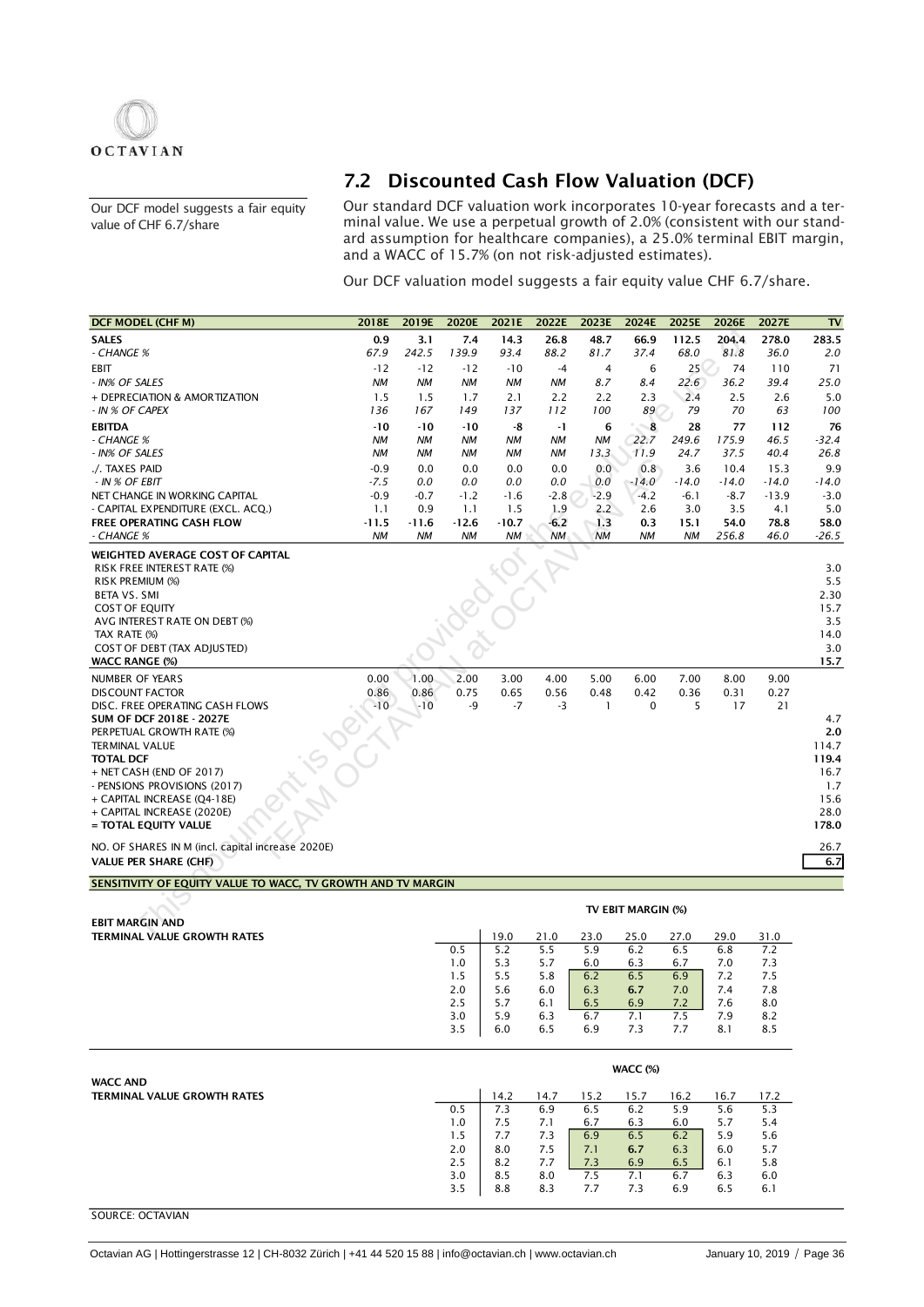## 7.2 Discounted Cash Flow Valuation (DCF)

Our DCF model suggests a fair equity value of CHF 6.7/share

Our standard DCF valuation work incorporates 10-year forecasts and a terminal value. We use a perpetual growth of 2.0% (consistent with our standard assumption for healthcare companies), a 25.0% terminal EBIT margin, and a WACC of 15.7% (on not risk-adjusted estimates).

Our DCF valuation model suggests a fair equity value CHF 6.7/share.

| DCF MODEL (CHF M) | 2018E | 2019E | 2020E | 2021E | 2022E | 2023E | 2024E | 2025E | 2026E | 2027E | TV |
|---|---|---|---|---|---|---|---|---|---|---|---|
| **SALES** | **0.9** | **3.1** | **7.4** | **14.3** | **26.8** | **48.7** | **66.9** | **112.5** | **204.4** | **278.0** | **283.5** |
| *- CHANGE %* | *67.9* | *242.5* | *139.9* | *93.4* | *88.2* | *81.7* | *37.4* | *68.0* | *81.8* | *36.0* | *2.0* |
| EBIT | -12 | -12 | -12 | -10 | -4 | 4 | 6 | 25 | 74 | 110 | 71 |
| *- IN% OF SALES* | *NM* | *NM* | *NM* | *NM* | *NM* | *8.7* | *8.4* | *22.6* | *36.2* | *39.4* | *25.0* |
| + DEPRECIATION & AMORTIZATION | 1.5 | 1.5 | 1.7 | 2.1 | 2.2 | 2.2 | 2.3 | 2.4 | 2.5 | 2.6 | 5.0 |
| *- IN % OF CAPEX* | *136* | *167* | *149* | *137* | *112* | *100* | *89* | *79* | *70* | *63* | *100* |
| **EBITDA** | **-10** | **-10** | **-10** | **-8** | **-1** | **6** | **8** | **28** | **77** | **112** | **76** |
| *- CHANGE %* | *NM* | *NM* | *NM* | *NM* | *NM* | *NM* | *22.7* | *249.6* | *175.9* | *46.5* | *-32.4* |
| *- IN% OF SALES* | *NM* | *NM* | *NM* | *NM* | *NM* | *13.3* | *11.9* | *24.7* | *37.5* | *40.4* | *26.8* |
| ./. TAXES PAID | -0.9 | 0.0 | 0.0 | 0.0 | 0.0 | 0.0 | 0.8 | 3.6 | 10.4 | 15.3 | 9.9 |
| *- IN % OF EBIT* | *-7.5* | *0.0* | *0.0* | *0.0* | *0.0* | *0.0* | *-14.0* | *-14.0* | *-14.0* | *-14.0* | *-14.0* |
| NET CHANGE IN WORKING CAPITAL | -0.9 | -0.7 | -1.2 | -1.6 | -2.8 | -2.9 | -4.2 | -6.1 | -8.7 | -13.9 | -3.0 |
| - CAPITAL EXPENDITURE (EXCL. ACQ.) | 1.1 | 0.9 | 1.1 | 1.5 | 1.9 | 2.2 | 2.6 | 3.0 | 3.5 | 4.1 | 5.0 |
| **FREE OPERATING CASH FLOW** | **-11.5** | **-11.6** | **-12.6** | **-10.7** | **-6.2** | **1.3** | **0.3** | **15.1** | **54.0** | **78.8** | **58.0** |
| *- CHANGE %* | *NM* | *NM* | *NM* | *NM* | *NM* | *NM* | *NM* | *NM* | *256.8* | *46.0* | *-26.5* |
| **WEIGHTED AVERAGE COST OF CAPITAL** | | | | | | | | | | | |
| RISK FREE INTEREST RATE (%) | | | | | | | | | | | 3.0 |
| RISK PREMIUM (%) | | | | | | | | | | | 5.5 |
| BETA VS. SMI | | | | | | | | | | | 2.30 |
| COST OF EQUITY | | | | | | | | | | | 15.7 |
| AVG INTEREST RATE ON DEBT (%) | | | | | | | | | | | 3.5 |
| TAX RATE (%) | | | | | | | | | | | 14.0 |
| COST OF DEBT (TAX ADJUSTED) | | | | | | | | | | | 3.0 |
| **WACC RANGE (%)** | | | | | | | | | | | **15.7** |
| NUMBER OF YEARS | 0.00 | 1.00 | 2.00 | 3.00 | 4.00 | 5.00 | 6.00 | 7.00 | 8.00 | 9.00 | |
| DISCOUNT FACTOR | 0.86 | 0.86 | 0.75 | 0.65 | 0.56 | 0.48 | 0.42 | 0.36 | 0.31 | 0.27 | |
| DISC. FREE OPERATING CASH FLOWS | -10 | -10 | -9 | -7 | -3 | 1 | 0 | 5 | 17 | 21 | |
| **SUM OF DCF 2018E - 2027E** | | | | | | | | | | | 4.7 |
| PERPETUAL GROWTH RATE (%) | | | | | | | | | | | **2.0** |
| TERMINAL VALUE | | | | | | | | | | | 114.7 |
| **TOTAL DCF** | | | | | | | | | | | **119.4** |
| + NET CASH (END OF 2017) | | | | | | | | | | | 16.7 |
| - PENSIONS PROVISIONS (2017) | | | | | | | | | | | 1.7 |
| + CAPITAL INCREASE (Q4-18E) | | | | | | | | | | | 15.6 |
| + CAPITAL INCREASE (2020E) | | | | | | | | | | | 28.0 |
| **= TOTAL EQUITY VALUE** | | | | | | | | | | | **178.0** |
| NO. OF SHARES IN M (incl. capital increase 2020E) | | | | | | | | | | | 26.7 |
| **VALUE PER SHARE (CHF)** | | | | | | | | | | | **6.7** |

**SENSITIVITY OF EQUITY VALUE TO WACC, TV GROWTH AND TV MARGIN**

**EBIT MARGIN AND TERMINAL VALUE GROWTH RATES**

| | TV EBIT MARGIN (%) | | | | | | |
|---|---|---|---|---|---|---|---|
| | 19.0 | 21.0 | 23.0 | 25.0 | 27.0 | 29.0 | 31.0 |
| 0.5 | 5.2 | 5.5 | 5.9 | 6.2 | 6.5 | 6.8 | 7.2 |
| 1.0 | 5.3 | 5.7 | 6.0 | 6.3 | 6.7 | 7.0 | 7.3 |
| 1.5 | 5.5 | 5.8 | 6.2 | 6.5 | 6.9 | 7.2 | 7.5 |
| 2.0 | 5.6 | 6.0 | 6.3 | **6.7** | 7.0 | 7.4 | 7.8 |
| 2.5 | 5.7 | 6.1 | 6.5 | 6.9 | 7.2 | 7.6 | 8.0 |
| 3.0 | 5.9 | 6.3 | 6.7 | 7.1 | 7.5 | 7.9 | 8.2 |
| 3.5 | 6.0 | 6.5 | 6.9 | 7.3 | 7.7 | 8.1 | 8.5 |

**WACC AND TERMINAL VALUE GROWTH RATES**

| | WACC (%) | | | | | | |
|---|---|---|---|---|---|---|---|
| | 14.2 | 14.7 | 15.2 | 15.7 | 16.2 | 16.7 | 17.2 |
| 0.5 | 7.3 | 6.9 | 6.5 | 6.2 | 5.9 | 5.6 | 5.3 |
| 1.0 | 7.5 | 7.1 | 6.7 | 6.3 | 6.0 | 5.7 | 5.4 |
| 1.5 | 7.7 | 7.3 | 6.9 | 6.5 | 6.2 | 5.9 | 5.6 |
| 2.0 | 8.0 | 7.5 | 7.1 | **6.7** | 6.3 | 6.0 | 5.7 |
| 2.5 | 8.2 | 7.7 | 7.3 | 6.9 | 6.5 | 6.1 | 5.8 |
| 3.0 | 8.5 | 8.0 | 7.5 | 7.1 | 6.7 | 6.3 | 6.0 |
| 3.5 | 8.8 | 8.3 | 7.7 | 7.3 | 6.9 | 6.5 | 6.1 |

SOURCE: OCTAVIAN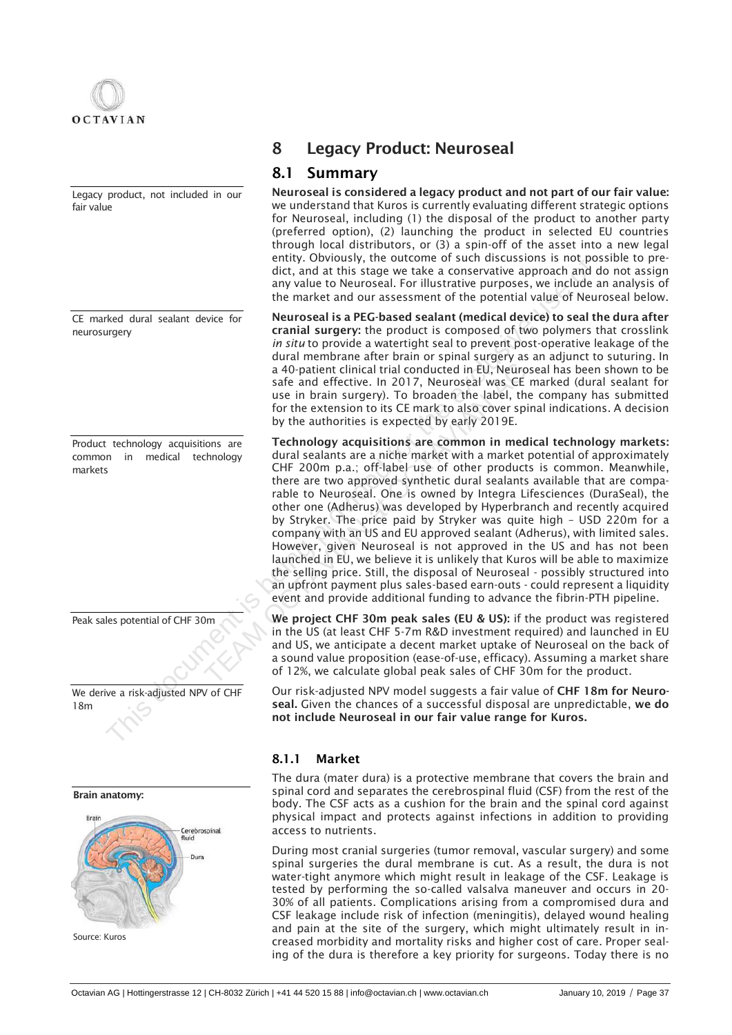# 8 Legacy Product: Neuroseal

## 8.1 Summary

Legacy product, not included in our fair value

**Neuroseal is considered a legacy product and not part of our fair value:** we understand that Kuros is currently evaluating different strategic options for Neuroseal, including (1) the disposal of the product to another party (preferred option), (2) launching the product in selected EU countries through local distributors, or (3) a spin-off of the asset into a new legal entity. Obviously, the outcome of such discussions is not possible to predict, and at this stage we take a conservative approach and do not assign any value to Neuroseal. For illustrative purposes, we include an analysis of the market and our assessment of the potential value of Neuroseal below.

CE marked dural sealant device for neurosurgery

**Neuroseal is a PEG-based sealant (medical device) to seal the dura after cranial surgery:** the product is composed of two polymers that crosslink *in situ* to provide a watertight seal to prevent post-operative leakage of the dural membrane after brain or spinal surgery as an adjunct to suturing. In a 40-patient clinical trial conducted in EU, Neuroseal has been shown to be safe and effective. In 2017, Neuroseal was CE marked (dural sealant for use in brain surgery). To broaden the label, the company has submitted for the extension to its CE mark to also cover spinal indications. A decision by the authorities is expected by early 2019E.

Product technology acquisitions are common in medical technology markets

**Technology acquisitions are common in medical technology markets:** dural sealants are a niche market with a market potential of approximately CHF 200m p.a.; off-label use of other products is common. Meanwhile, there are two approved synthetic dural sealants available that are comparable to Neuroseal. One is owned by Integra Lifesciences (DuraSeal), the other one (Adherus) was developed by Hyperbranch and recently acquired by Stryker. The price paid by Stryker was quite high – USD 220m for a company with an US and EU approved sealant (Adherus), with limited sales. However, given Neuroseal is not approved in the US and has not been launched in EU, we believe it is unlikely that Kuros will be able to maximize the selling price. Still, the disposal of Neuroseal - possibly structured into an upfront payment plus sales-based earn-outs - could represent a liquidity event and provide additional funding to advance the fibrin-PTH pipeline.

Peak sales potential of CHF 30m

**We project CHF 30m peak sales (EU & US):** if the product was registered in the US (at least CHF 5-7m R&D investment required) and launched in EU and US, we anticipate a decent market uptake of Neuroseal on the back of a sound value proposition (ease-of-use, efficacy). Assuming a market share of 12%, we calculate global peak sales of CHF 30m for the product.

We derive a risk-adjusted NPV of CHF 18m

Our risk-adjusted NPV model suggests a fair value of **CHF 18m for Neuroseal.** Given the chances of a successful disposal are unpredictable, **we do not include Neuroseal in our fair value range for Kuros.**

### 8.1.1 Market

**Brain anatomy:**

Brain | Cerebrospinal fluid | Dura

Source: Kuros

The dura (mater dura) is a protective membrane that covers the brain and spinal cord and separates the cerebrospinal fluid (CSF) from the rest of the body. The CSF acts as a cushion for the brain and the spinal cord against physical impact and protects against infections in addition to providing access to nutrients.

During most cranial surgeries (tumor removal, vascular surgery) and some spinal surgeries the dural membrane is cut. As a result, the dura is not water-tight anymore which might result in leakage of the CSF. Leakage is tested by performing the so-called valsalva maneuver and occurs in 20-30% of all patients. Complications arising from a compromised dura and CSF leakage include risk of infection (meningitis), delayed wound healing and pain at the site of the surgery, which might ultimately result in increased morbidity and mortality risks and higher cost of care. Proper sealing of the dura is therefore a key priority for surgeons. Today there is no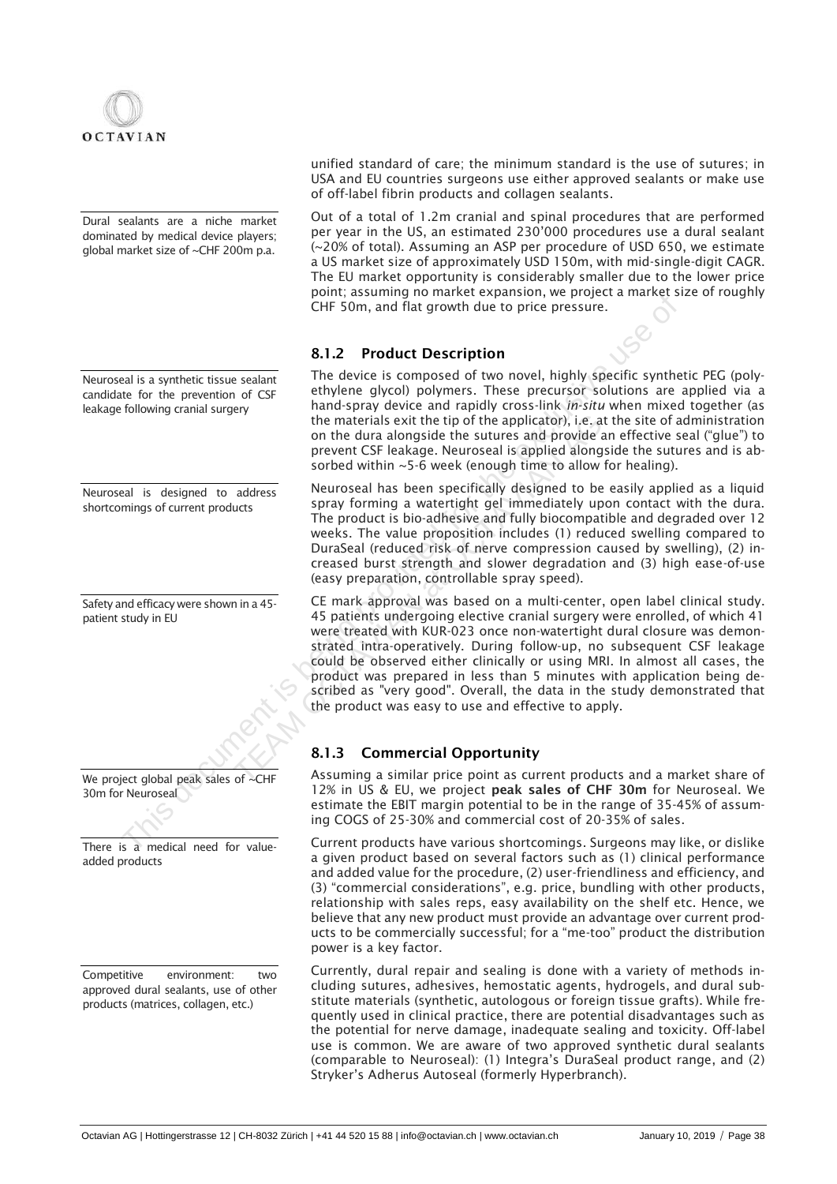unified standard of care; the minimum standard is the use of sutures; in USA and EU countries surgeons use either approved sealants or make use of off-label fibrin products and collagen sealants.

Dural sealants are a niche market dominated by medical device players; global market size of ~CHF 200m p.a.

Out of a total of 1.2m cranial and spinal procedures that are performed per year in the US, an estimated 230'000 procedures use a dural sealant (~20% of total). Assuming an ASP per procedure of USD 650, we estimate a US market size of approximately USD 150m, with mid-single-digit CAGR. The EU market opportunity is considerably smaller due to the lower price point; assuming no market expansion, we project a market size of roughly CHF 50m, and flat growth due to price pressure.

### 8.1.2 Product Description

Neuroseal is a synthetic tissue sealant candidate for the prevention of CSF leakage following cranial surgery

The device is composed of two novel, highly specific synthetic PEG (polyethylene glycol) polymers. These precursor solutions are applied via a hand-spray device and rapidly cross-link *in-situ* when mixed together (as the materials exit the tip of the applicator), i.e. at the site of administration on the dura alongside the sutures and provide an effective seal ("glue") to prevent CSF leakage. Neuroseal is applied alongside the sutures and is absorbed within ~5-6 week (enough time to allow for healing).

Neuroseal is designed to address shortcomings of current products

Neuroseal has been specifically designed to be easily applied as a liquid spray forming a watertight gel immediately upon contact with the dura. The product is bio-adhesive and fully biocompatible and degraded over 12 weeks. The value proposition includes (1) reduced swelling compared to DuraSeal (reduced risk of nerve compression caused by swelling), (2) increased burst strength and slower degradation and (3) high ease-of-use (easy preparation, controllable spray speed).

Safety and efficacy were shown in a 45-patient study in EU

CE mark approval was based on a multi-center, open label clinical study. 45 patients undergoing elective cranial surgery were enrolled, of which 41 were treated with KUR-023 once non-watertight dural closure was demonstrated intra-operatively. During follow-up, no subsequent CSF leakage could be observed either clinically or using MRI. In almost all cases, the product was prepared in less than 5 minutes with application being described as "very good". Overall, the data in the study demonstrated that the product was easy to use and effective to apply.

### 8.1.3 Commercial Opportunity

We project global peak sales of ~CHF 30m for Neuroseal

Assuming a similar price point as current products and a market share of 12% in US & EU, we project **peak sales of CHF 30m** for Neuroseal. We estimate the EBIT margin potential to be in the range of 35-45% of assuming COGS of 25-30% and commercial cost of 20-35% of sales.

There is a medical need for value-added products

Current products have various shortcomings. Surgeons may like, or dislike a given product based on several factors such as (1) clinical performance and added value for the procedure, (2) user-friendliness and efficiency, and (3) "commercial considerations", e.g. price, bundling with other products, relationship with sales reps, easy availability on the shelf etc. Hence, we believe that any new product must provide an advantage over current products to be commercially successful; for a "me-too" product the distribution power is a key factor.

Competitive environment: two approved dural sealants, use of other products (matrices, collagen, etc.)

Currently, dural repair and sealing is done with a variety of methods including sutures, adhesives, hemostatic agents, hydrogels, and dural substitute materials (synthetic, autologous or foreign tissue grafts). While frequently used in clinical practice, there are potential disadvantages such as the potential for nerve damage, inadequate sealing and toxicity. Off-label use is common. We are aware of two approved synthetic dural sealants (comparable to Neuroseal): (1) Integra's DuraSeal product range, and (2) Stryker's Adherus Autoseal (formerly Hyperbranch).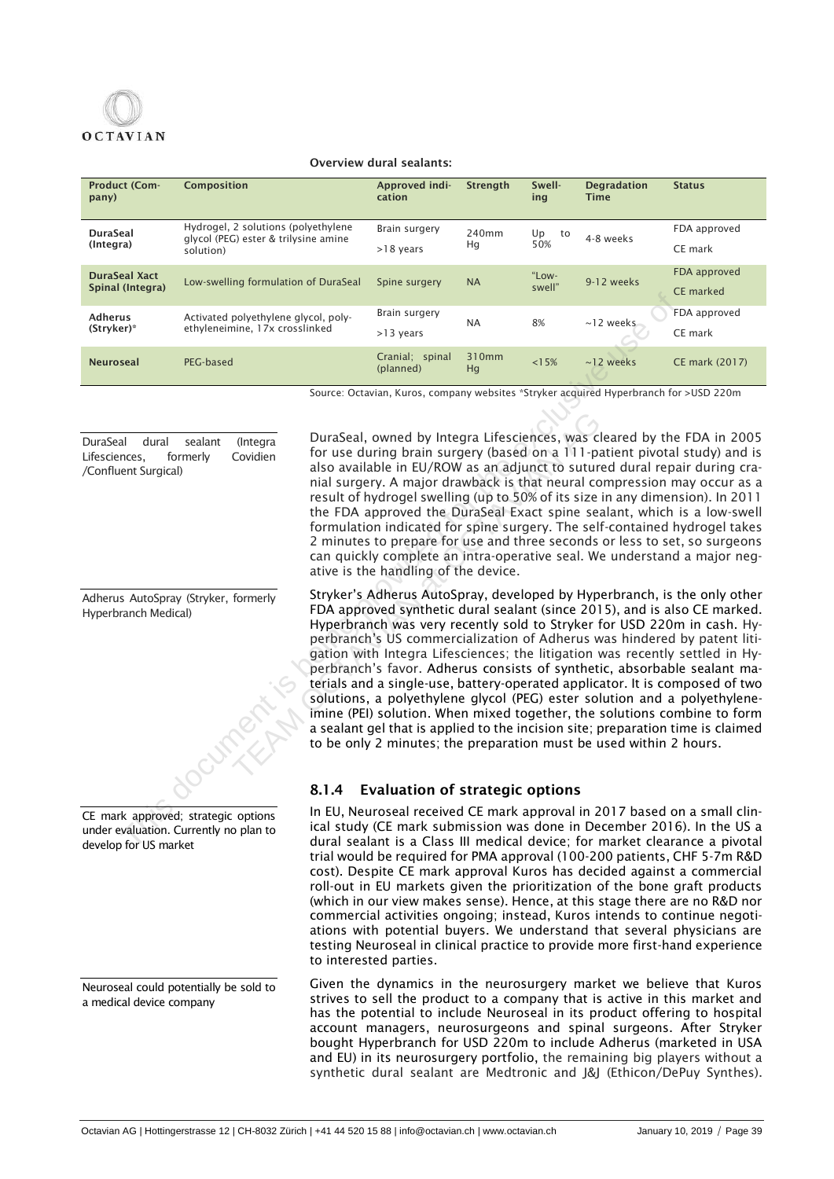**Overview dural sealants:**

| Product (Company) | Composition | Approved indication | Strength | Swelling | Degradation Time | Status |
|---|---|---|---|---|---|---|
| **DuraSeal (Integra)** | Hydrogel, 2 solutions (polyethylene glycol (PEG) ester & trilysine amine solution) | Brain surgery >18 years | 240mm Hg | Up to 50% | 4-8 weeks | FDA approved CE mark |
| **DuraSeal Xact Spinal (Integra)** | Low-swelling formulation of DuraSeal | Spine surgery | NA | "Low-swell" | 9-12 weeks | FDA approved CE marked |
| **Adherus (Stryker)*** | Activated polyethylene glycol, polyethyleneimine, 17x crosslinked | Brain surgery >13 years | NA | 8% | ~12 weeks | FDA approved CE mark |
| **Neuroseal** | PEG-based | Cranial; spinal (planned) | 310mm Hg | <15% | ~12 weeks | CE mark (2017) |

Source: Octavian, Kuros, company websites *Stryker acquired Hyperbranch for >USD 220m

DuraSeal dural sealant (Integra Lifesciences, formerly Covidien /Confluent Surgical)

DuraSeal, owned by Integra Lifesciences, was cleared by the FDA in 2005 for use during brain surgery (based on a 111-patient pivotal study) and is also available in EU/ROW as an adjunct to sutured dural repair during cranial surgery. A major drawback is that neural compression may occur as a result of hydrogel swelling (up to 50% of its size in any dimension). In 2011 the FDA approved the DuraSeal Exact spine sealant, which is a low-swell formulation indicated for spine surgery. The self-contained hydrogel takes 2 minutes to prepare for use and three seconds or less to set, so surgeons can quickly complete an intra-operative seal. We understand a major negative is the handling of the device.

Adherus AutoSpray (Stryker, formerly Hyperbranch Medical)

Stryker's Adherus AutoSpray, developed by Hyperbranch, is the only other FDA approved synthetic dural sealant (since 2015), and is also CE marked. Hyperbranch was very recently sold to Stryker for USD 220m in cash. Hyperbranch's US commercialization of Adherus was hindered by patent litigation with Integra Lifesciences; the litigation was recently settled in Hyperbranch's favor. Adherus consists of synthetic, absorbable sealant materials and a single-use, battery-operated applicator. It is composed of two solutions, a polyethylene glycol (PEG) ester solution and a polyethyleneimine (PEI) solution. When mixed together, the solutions combine to form a sealant gel that is applied to the incision site; preparation time is claimed to be only 2 minutes; the preparation must be used within 2 hours.

### 8.1.4 Evaluation of strategic options

CE mark approved; strategic options under evaluation. Currently no plan to develop for US market

In EU, Neuroseal received CE mark approval in 2017 based on a small clinical study (CE mark submission was done in December 2016). In the US a dural sealant is a Class III medical device; for market clearance a pivotal trial would be required for PMA approval (100-200 patients, CHF 5-7m R&D cost). Despite CE mark approval Kuros has decided against a commercial roll-out in EU markets given the prioritization of the bone graft products (which in our view makes sense). Hence, at this stage there are no R&D nor commercial activities ongoing; instead, Kuros intends to continue negotiations with potential buyers. We understand that several physicians are testing Neuroseal in clinical practice to provide more first-hand experience to interested parties.

Neuroseal could potentially be sold to a medical device company

Given the dynamics in the neurosurgery market we believe that Kuros strives to sell the product to a company that is active in this market and has the potential to include Neuroseal in its product offering to hospital account managers, neurosurgeons and spinal surgeons. After Stryker bought Hyperbranch for USD 220m to include Adherus (marketed in USA and EU) in its neurosurgery portfolio, the remaining big players without a synthetic dural sealant are Medtronic and J&J (Ethicon/DePuy Synthes).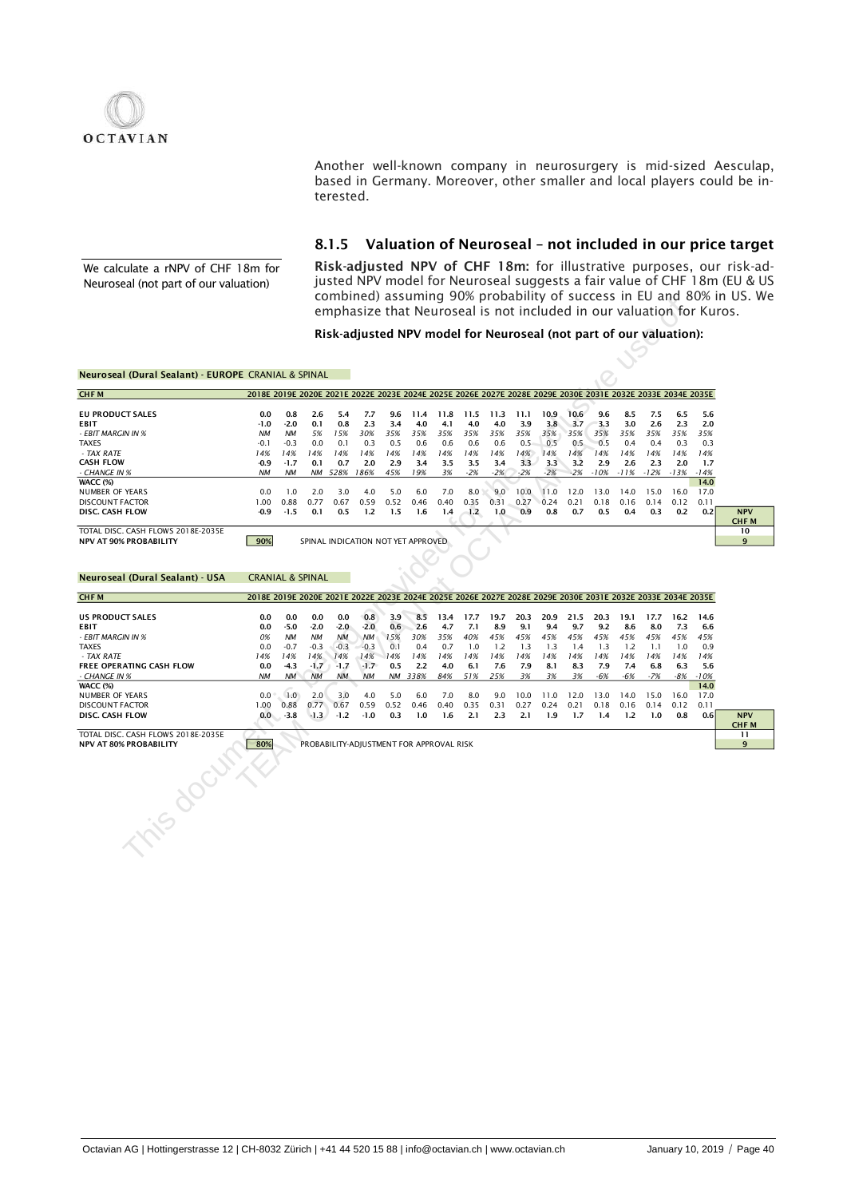Another well-known company in neurosurgery is mid-sized Aesculap, based in Germany. Moreover, other smaller and local players could be interested.

### 8.1.5 Valuation of Neuroseal – not included in our price target

We calculate a rNPV of CHF 18m for Neuroseal (not part of our valuation)

**Risk-adjusted NPV of CHF 18m:** for illustrative purposes, our risk-adjusted NPV model for Neuroseal suggests a fair value of CHF 18m (EU & US combined) assuming 90% probability of success in EU and 80% in US. We emphasize that Neuroseal is not included in our valuation for Kuros.

**Risk-adjusted NPV model for Neuroseal (not part of our valuation):**

**Neuroseal (Dural Sealant) - EUROPE** CRANIAL & SPINAL

| CHF M | 2018E | 2019E | 2020E | 2021E | 2022E | 2023E | 2024E | 2025E | 2026E | 2027E | 2028E | 2029E | 2030E | 2031E | 2032E | 2033E | 2034E | 2035E | |
|---|---|---|---|---|---|---|---|---|---|---|---|---|---|---|---|---|---|---|---|
| **EU PRODUCT SALES** | 0.0 | 0.8 | 2.6 | 5.4 | 7.7 | 9.6 | 11.4 | 11.8 | 11.5 | 11.3 | 11.1 | 10.9 | 10.6 | 9.6 | 8.5 | 7.5 | 6.5 | 5.6 | |
| **EBIT** | -1.0 | -2.0 | 0.1 | 0.8 | 2.3 | 3.4 | 4.0 | 4.1 | 4.0 | 4.0 | 3.9 | 3.8 | 3.7 | 3.3 | 3.0 | 2.6 | 2.3 | 2.0 | |
| *- EBIT MARGIN IN %* | *NM* | *NM* | *5%* | *15%* | *30%* | *35%* | *35%* | *35%* | *35%* | *35%* | *35%* | *35%* | *35%* | *35%* | *35%* | *35%* | *35%* | *35%* | |
| TAXES | -0.1 | -0.3 | 0.0 | 0.1 | 0.3 | 0.5 | 0.6 | 0.6 | 0.6 | 0.6 | 0.5 | 0.5 | 0.5 | 0.5 | 0.4 | 0.4 | 0.3 | 0.3 | |
| *- TAX RATE* | *14%* | *14%* | *14%* | *14%* | *14%* | *14%* | *14%* | *14%* | *14%* | *14%* | *14%* | *14%* | *14%* | *14%* | *14%* | *14%* | *14%* | *14%* | |
| **CASH FLOW** | -0.9 | -1.7 | 0.1 | 0.7 | 2.0 | 2.9 | 3.4 | 3.5 | 3.5 | 3.4 | 3.3 | 3.3 | 3.2 | 2.9 | 2.6 | 2.3 | 2.0 | 1.7 | |
| *- CHANGE IN %* | *NM* | *NM* | *NM* | *528%* | *186%* | *45%* | *19%* | *3%* | *-2%* | *-2%* | *-2%* | *-2%* | *-2%* | *-10%* | *-11%* | *-12%* | *-13%* | *-14%* | |
| **WACC (%)** | | | | | | | | | | | | | | | | | | 14.0 | |
| NUMBER OF YEARS | 0.0 | 1.0 | 2.0 | 3.0 | 4.0 | 5.0 | 6.0 | 7.0 | 8.0 | 9.0 | 10.0 | 11.0 | 12.0 | 13.0 | 14.0 | 15.0 | 16.0 | 17.0 | |
| DISCOUNT FACTOR | 1.00 | 0.88 | 0.77 | 0.67 | 0.59 | 0.52 | 0.46 | 0.40 | 0.35 | 0.31 | 0.27 | 0.24 | 0.21 | 0.18 | 0.16 | 0.14 | 0.12 | 0.11 | **NPV CHF M** |
| **DISC. CASH FLOW** | -0.9 | -1.5 | 0.1 | 0.5 | 1.2 | 1.5 | 1.6 | 1.4 | 1.2 | 1.0 | 0.9 | 0.8 | 0.7 | 0.5 | 0.4 | 0.3 | 0.2 | 0.2 | |
| TOTAL DISC. CASH FLOWS 2018E-2035E | | | | | | | | | | | | | | | | | | | 10 |
| **NPV AT 90% PROBABILITY** | 90% | SPINAL INDICATION NOT YET APPROVED | | | | | | | | | | | | | | | | | 9 |

**Neuroseal (Dural Sealant) - USA** CRANIAL & SPINAL

| CHF M | 2018E | 2019E | 2020E | 2021E | 2022E | 2023E | 2024E | 2025E | 2026E | 2027E | 2028E | 2029E | 2030E | 2031E | 2032E | 2033E | 2034E | 2035E | |
|---|---|---|---|---|---|---|---|---|---|---|---|---|---|---|---|---|---|---|---|
| **US PRODUCT SALES** | 0.0 | 0.0 | 0.0 | 0.0 | 0.8 | 3.9 | 8.5 | 13.4 | 17.7 | 19.7 | 20.3 | 20.9 | 21.5 | 20.3 | 19.1 | 17.7 | 16.2 | 14.6 | |
| **EBIT** | 0.0 | -5.0 | -2.0 | -2.0 | -2.0 | 0.6 | 2.6 | 4.7 | 7.1 | 8.9 | 9.1 | 9.4 | 9.7 | 9.2 | 8.6 | 8.0 | 7.3 | 6.6 | |
| *- EBIT MARGIN IN %* | *0%* | *NM* | *NM* | *NM* | *NM* | *15%* | *30%* | *35%* | *40%* | *45%* | *45%* | *45%* | *45%* | *45%* | *45%* | *45%* | *45%* | *45%* | |
| TAXES | 0.0 | -0.7 | -0.3 | -0.3 | -0.3 | 0.1 | 0.4 | 0.7 | 1.0 | 1.2 | 1.3 | 1.3 | 1.4 | 1.3 | 1.2 | 1.1 | 1.0 | 0.9 | |
| *- TAX RATE* | *14%* | *14%* | *14%* | *14%* | *14%* | *14%* | *14%* | *14%* | *14%* | *14%* | *14%* | *14%* | *14%* | *14%* | *14%* | *14%* | *14%* | *14%* | |
| **FREE OPERATING CASH FLOW** | 0.0 | -4.3 | -1.7 | -1.7 | -1.7 | 0.5 | 2.2 | 4.0 | 6.1 | 7.6 | 7.9 | 8.1 | 8.3 | 7.9 | 7.4 | 6.8 | 6.3 | 5.6 | |
| *- CHANGE IN %* | *NM* | *NM* | *NM* | *NM* | *NM* | *NM* | *338%* | *84%* | *51%* | *25%* | *3%* | *3%* | *3%* | *-6%* | *-6%* | *-7%* | *-8%* | *-10%* | |
| **WACC (%)** | | | | | | | | | | | | | | | | | | 14.0 | |
| NUMBER OF YEARS | 0.0 | 1.0 | 2.0 | 3.0 | 4.0 | 5.0 | 6.0 | 7.0 | 8.0 | 9.0 | 10.0 | 11.0 | 12.0 | 13.0 | 14.0 | 15.0 | 16.0 | 17.0 | |
| DISCOUNT FACTOR | 1.00 | 0.88 | 0.77 | 0.67 | 0.59 | 0.52 | 0.46 | 0.40 | 0.35 | 0.31 | 0.27 | 0.24 | 0.21 | 0.18 | 0.16 | 0.14 | 0.12 | 0.11 | **NPV CHF M** |
| **DISC. CASH FLOW** | 0.0 | -3.8 | -1.3 | -1.2 | -1.0 | 0.3 | 1.0 | 1.6 | 2.1 | 2.3 | 2.1 | 1.9 | 1.7 | 1.4 | 1.2 | 1.0 | 0.8 | 0.6 | |
| TOTAL DISC. CASH FLOWS 2018E-2035E | | | | | | | | | | | | | | | | | | | 11 |
| **NPV AT 80% PROBABILITY** | 80% | PROBABILITY-ADJUSTMENT FOR APPROVAL RISK | | | | | | | | | | | | | | | | | 9 |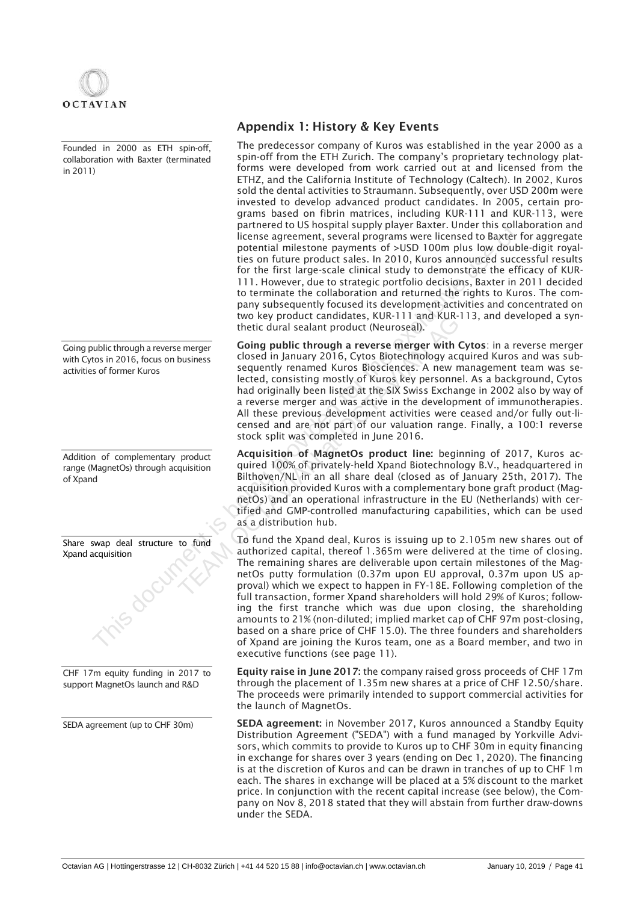## Appendix 1: History & Key Events

Founded in 2000 as ETH spin-off, collaboration with Baxter (terminated in 2011)

The predecessor company of Kuros was established in the year 2000 as a spin-off from the ETH Zurich. The company's proprietary technology platforms were developed from work carried out at and licensed from the ETHZ, and the California Institute of Technology (Caltech). In 2002, Kuros sold the dental activities to Straumann. Subsequently, over USD 200m were invested to develop advanced product candidates. In 2005, certain programs based on fibrin matrices, including KUR-111 and KUR-113, were partnered to US hospital supply player Baxter. Under this collaboration and license agreement, several programs were licensed to Baxter for aggregate potential milestone payments of >USD 100m plus low double-digit royalties on future product sales. In 2010, Kuros announced successful results for the first large-scale clinical study to demonstrate the efficacy of KUR-111. However, due to strategic portfolio decisions, Baxter in 2011 decided to terminate the collaboration and returned the rights to Kuros. The company subsequently focused its development activities and concentrated on two key product candidates, KUR-111 and KUR-113, and developed a synthetic dural sealant product (Neuroseal).

Going public through a reverse merger with Cytos in 2016, focus on business activities of former Kuros

**Going public through a reverse merger with Cytos**: in a reverse merger closed in January 2016, Cytos Biotechnology acquired Kuros and was subsequently renamed Kuros Biosciences. A new management team was selected, consisting mostly of Kuros key personnel. As a background, Cytos had originally been listed at the SIX Swiss Exchange in 2002 also by way of a reverse merger and was active in the development of immunotherapies. All these previous development activities were ceased and/or fully out-licensed and are not part of our valuation range. Finally, a 100:1 reverse stock split was completed in June 2016.

Addition of complementary product range (MagnetOs) through acquisition of Xpand

**Acquisition of MagnetOs product line:** beginning of 2017, Kuros acquired 100% of privately-held Xpand Biotechnology B.V., headquartered in Bilthoven/NL in an all share deal (closed as of January 25th, 2017). The acquisition provided Kuros with a complementary bone graft product (MagnetOs) and an operational infrastructure in the EU (Netherlands) with certified and GMP-controlled manufacturing capabilities, which can be used as a distribution hub.

Share swap deal structure to fund Xpand acquisition

To fund the Xpand deal, Kuros is issuing up to 2.105m new shares out of authorized capital, thereof 1.365m were delivered at the time of closing. The remaining shares are deliverable upon certain milestones of the MagnetOs putty formulation (0.37m upon EU approval, 0.37m upon US approval) which we expect to happen in FY-18E. Following completion of the full transaction, former Xpand shareholders will hold 29% of Kuros; following the first tranche which was due upon closing, the shareholding amounts to 21% (non-diluted; implied market cap of CHF 97m post-closing, based on a share price of CHF 15.0). The three founders and shareholders of Xpand are joining the Kuros team, one as a Board member, and two in executive functions (see page 11).

CHF 17m equity funding in 2017 to support MagnetOs launch and R&D

**Equity raise in June 2017:** the company raised gross proceeds of CHF 17m through the placement of 1.35m new shares at a price of CHF 12.50/share. The proceeds were primarily intended to support commercial activities for the launch of MagnetOs.

SEDA agreement (up to CHF 30m)

**SEDA agreement:** in November 2017, Kuros announced a Standby Equity Distribution Agreement ("SEDA") with a fund managed by Yorkville Advisors, which commits to provide to Kuros up to CHF 30m in equity financing in exchange for shares over 3 years (ending on Dec 1, 2020). The financing is at the discretion of Kuros and can be drawn in tranches of up to CHF 1m each. The shares in exchange will be placed at a 5% discount to the market price. In conjunction with the recent capital increase (see below), the Company on Nov 8, 2018 stated that they will abstain from further draw-downs under the SEDA.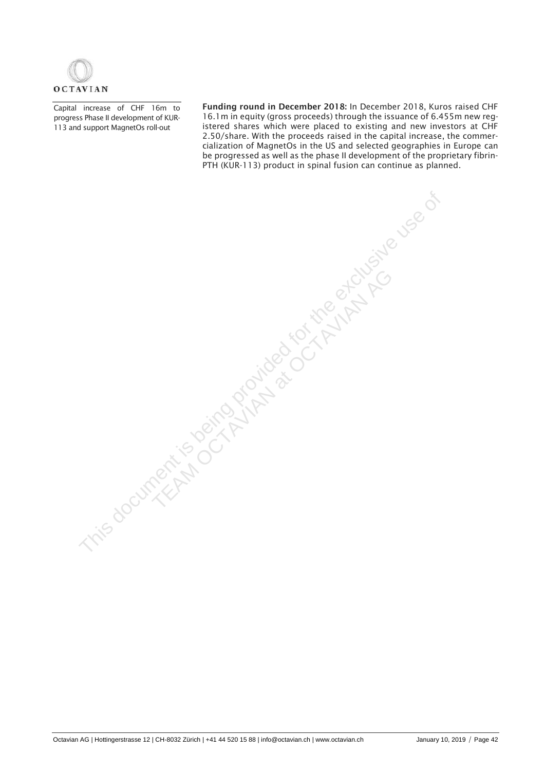Capital increase of CHF 16m to progress Phase II development of KUR-113 and support MagnetOs roll-out

**Funding round in December 2018:** In December 2018, Kuros raised CHF 16.1m in equity (gross proceeds) through the issuance of 6.455m new registered shares which were placed to existing and new investors at CHF 2.50/share. With the proceeds raised in the capital increase, the commercialization of MagnetOs in the US and selected geographies in Europe can be progressed as well as the phase II development of the proprietary fibrin-PTH (KUR-113) product in spinal fusion can continue as planned.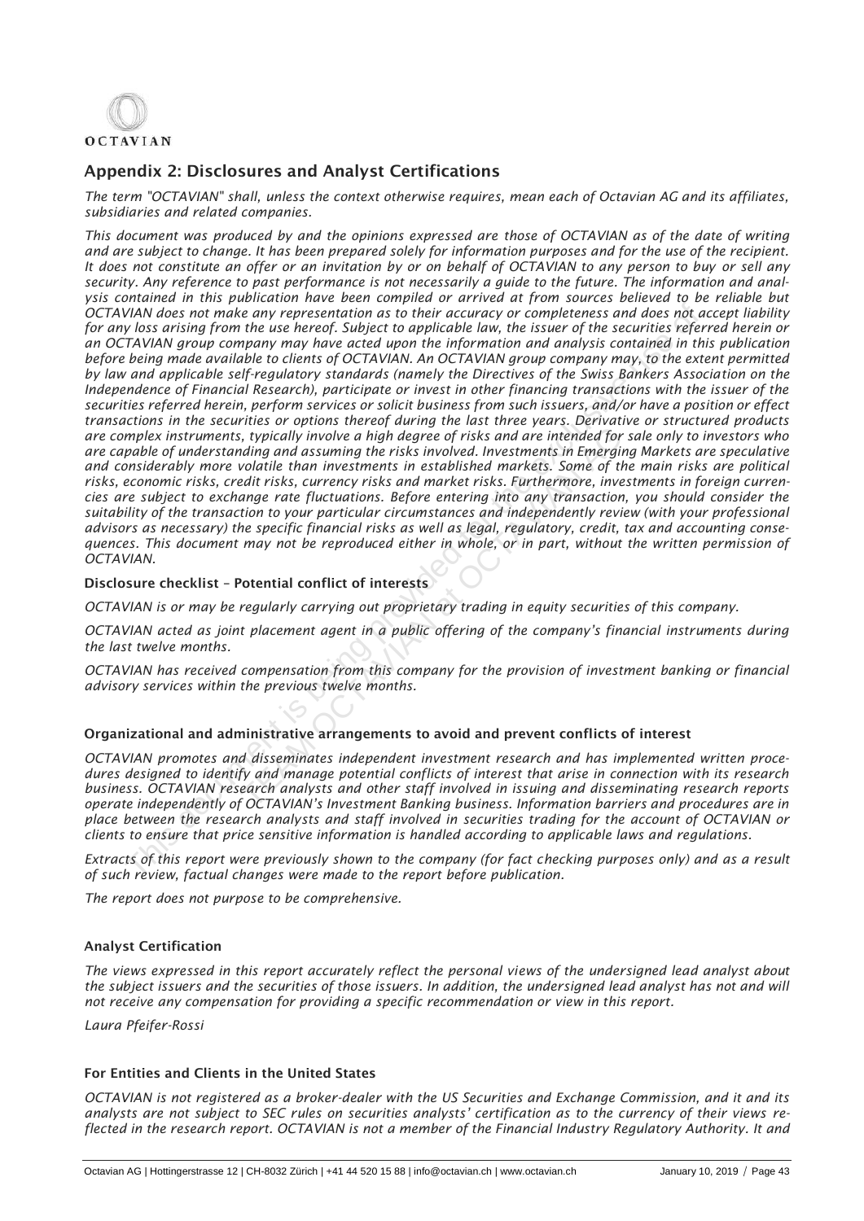## Appendix 2: Disclosures and Analyst Certifications

*The term "OCTAVIAN" shall, unless the context otherwise requires, mean each of Octavian AG and its affiliates, subsidiaries and related companies.*

*This document was produced by and the opinions expressed are those of OCTAVIAN as of the date of writing and are subject to change. It has been prepared solely for information purposes and for the use of the recipient. It does not constitute an offer or an invitation by or on behalf of OCTAVIAN to any person to buy or sell any security. Any reference to past performance is not necessarily a guide to the future. The information and analysis contained in this publication have been compiled or arrived at from sources believed to be reliable but OCTAVIAN does not make any representation as to their accuracy or completeness and does not accept liability for any loss arising from the use hereof. Subject to applicable law, the issuer of the securities referred herein or an OCTAVIAN group company may have acted upon the information and analysis contained in this publication before being made available to clients of OCTAVIAN. An OCTAVIAN group company may, to the extent permitted by law and applicable self-regulatory standards (namely the Directives of the Swiss Bankers Association on the Independence of Financial Research), participate or invest in other financing transactions with the issuer of the securities referred herein, perform services or solicit business from such issuers, and/or have a position or effect transactions in the securities or options thereof during the last three years. Derivative or structured products are complex instruments, typically involve a high degree of risks and are intended for sale only to investors who are capable of understanding and assuming the risks involved. Investments in Emerging Markets are speculative and considerably more volatile than investments in established markets. Some of the main risks are political risks, economic risks, credit risks, currency risks and market risks. Furthermore, investments in foreign currencies are subject to exchange rate fluctuations. Before entering into any transaction, you should consider the suitability of the transaction to your particular circumstances and independently review (with your professional advisors as necessary) the specific financial risks as well as legal, regulatory, credit, tax and accounting consequences. This document may not be reproduced either in whole, or in part, without the written permission of OCTAVIAN.*

### Disclosure checklist – Potential conflict of interests

*OCTAVIAN is or may be regularly carrying out proprietary trading in equity securities of this company.*

*OCTAVIAN acted as joint placement agent in a public offering of the company's financial instruments during the last twelve months.*

*OCTAVIAN has received compensation from this company for the provision of investment banking or financial advisory services within the previous twelve months.*

### Organizational and administrative arrangements to avoid and prevent conflicts of interest

*OCTAVIAN promotes and disseminates independent investment research and has implemented written procedures designed to identify and manage potential conflicts of interest that arise in connection with its research business. OCTAVIAN research analysts and other staff involved in issuing and disseminating research reports operate independently of OCTAVIAN's Investment Banking business. Information barriers and procedures are in place between the research analysts and staff involved in securities trading for the account of OCTAVIAN or clients to ensure that price sensitive information is handled according to applicable laws and regulations.*

*Extracts of this report were previously shown to the company (for fact checking purposes only) and as a result of such review, factual changes were made to the report before publication.*

*The report does not purpose to be comprehensive.*

### Analyst Certification

*The views expressed in this report accurately reflect the personal views of the undersigned lead analyst about the subject issuers and the securities of those issuers. In addition, the undersigned lead analyst has not and will not receive any compensation for providing a specific recommendation or view in this report.*

*Laura Pfeifer-Rossi*

### For Entities and Clients in the United States

*OCTAVIAN is not registered as a broker-dealer with the US Securities and Exchange Commission, and it and its analysts are not subject to SEC rules on securities analysts' certification as to the currency of their views reflected in the research report. OCTAVIAN is not a member of the Financial Industry Regulatory Authority. It and*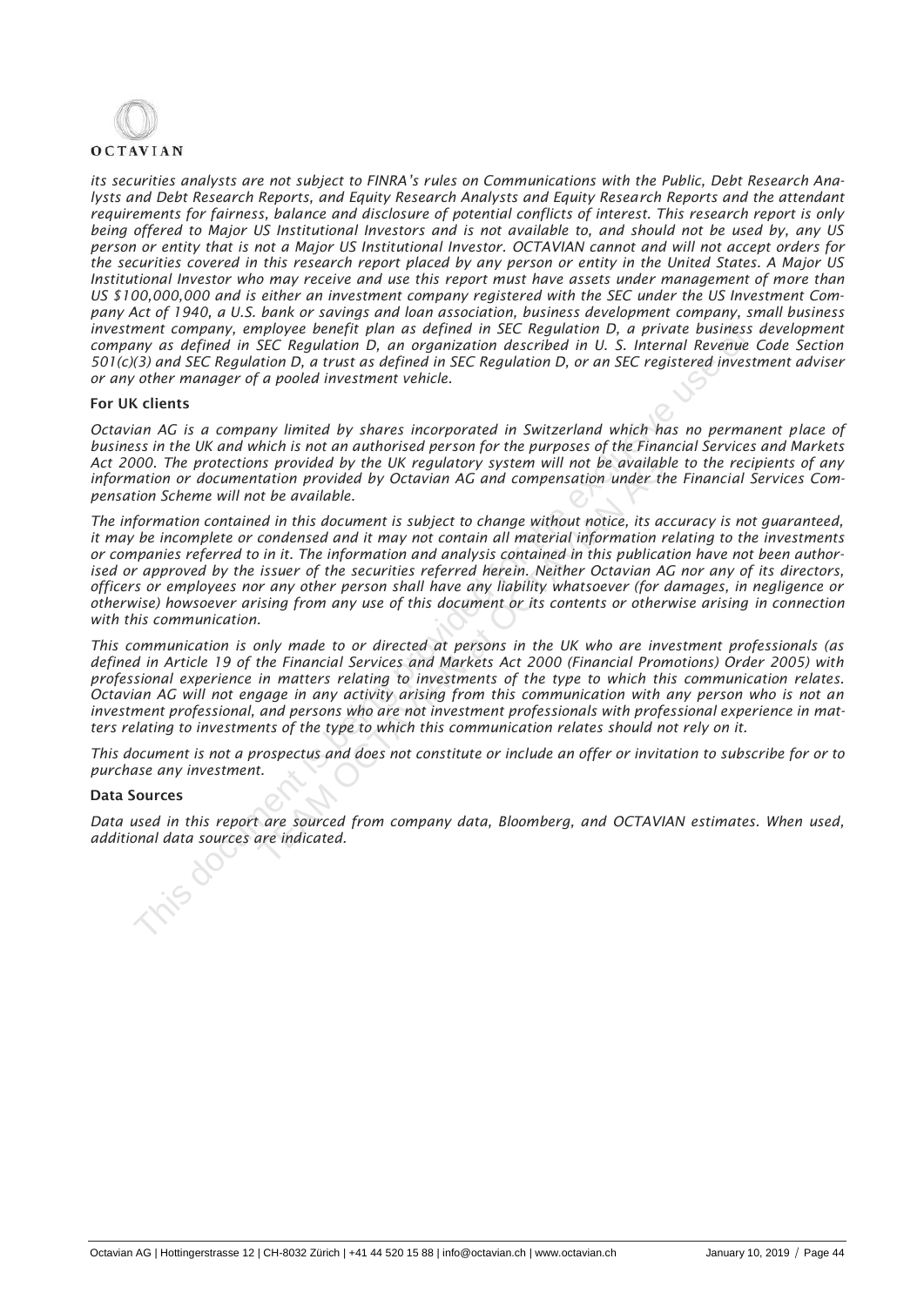*its securities analysts are not subject to FINRA's rules on Communications with the Public, Debt Research Analysts and Debt Research Reports, and Equity Research Analysts and Equity Research Reports and the attendant requirements for fairness, balance and disclosure of potential conflicts of interest. This research report is only being offered to Major US Institutional Investors and is not available to, and should not be used by, any US person or entity that is not a Major US Institutional Investor. OCTAVIAN cannot and will not accept orders for the securities covered in this research report placed by any person or entity in the United States. A Major US Institutional Investor who may receive and use this report must have assets under management of more than US $100,000,000 and is either an investment company registered with the SEC under the US Investment Company Act of 1940, a U.S. bank or savings and loan association, business development company, small business investment company, employee benefit plan as defined in SEC Regulation D, a private business development company as defined in SEC Regulation D, an organization described in U. S. Internal Revenue Code Section 501(c)(3) and SEC Regulation D, a trust as defined in SEC Regulation D, or an SEC registered investment adviser or any other manager of a pooled investment vehicle.*

**For UK clients**

*Octavian AG is a company limited by shares incorporated in Switzerland which has no permanent place of business in the UK and which is not an authorised person for the purposes of the Financial Services and Markets Act 2000. The protections provided by the UK regulatory system will not be available to the recipients of any information or documentation provided by Octavian AG and compensation under the Financial Services Compensation Scheme will not be available.*

*The information contained in this document is subject to change without notice, its accuracy is not guaranteed, it may be incomplete or condensed and it may not contain all material information relating to the investments or companies referred to in it. The information and analysis contained in this publication have not been authorised or approved by the issuer of the securities referred herein. Neither Octavian AG nor any of its directors, officers or employees nor any other person shall have any liability whatsoever (for damages, in negligence or otherwise) howsoever arising from any use of this document or its contents or otherwise arising in connection with this communication.*

*This communication is only made to or directed at persons in the UK who are investment professionals (as defined in Article 19 of the Financial Services and Markets Act 2000 (Financial Promotions) Order 2005) with professional experience in matters relating to investments of the type to which this communication relates. Octavian AG will not engage in any activity arising from this communication with any person who is not an investment professional, and persons who are not investment professionals with professional experience in matters relating to investments of the type to which this communication relates should not rely on it.*

*This document is not a prospectus and does not constitute or include an offer or invitation to subscribe for or to purchase any investment.*

**Data Sources**

*Data used in this report are sourced from company data, Bloomberg, and OCTAVIAN estimates. When used, additional data sources are indicated.*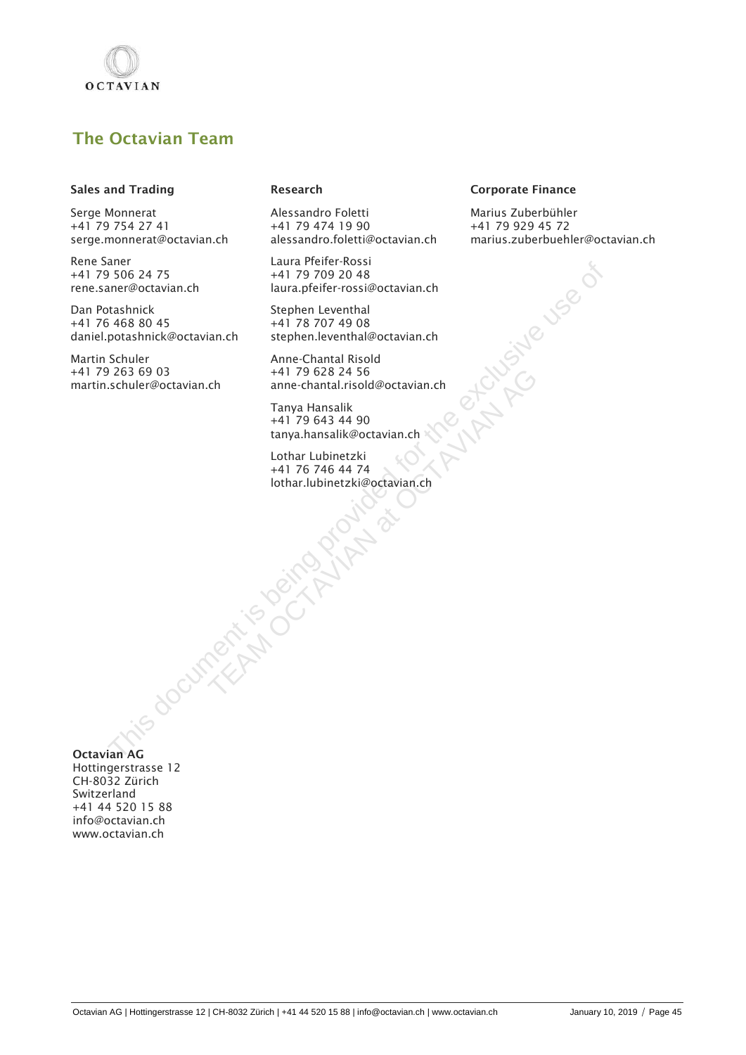# The Octavian Team

### Sales and Trading

Serge Monnerat
+41 79 754 27 41
serge.monnerat@octavian.ch

Rene Saner
+41 79 506 24 75
rene.saner@octavian.ch

Dan Potashnick
+41 76 468 80 45
daniel.potashnick@octavian.ch

Martin Schuler
+41 79 263 69 03
martin.schuler@octavian.ch

### Research

Alessandro Foletti
+41 79 474 19 90
alessandro.foletti@octavian.ch

Laura Pfeifer-Rossi
+41 79 709 20 48
laura.pfeifer-rossi@octavian.ch

Stephen Leventhal
+41 78 707 49 08
stephen.leventhal@octavian.ch

Anne-Chantal Risold
+41 79 628 24 56
anne-chantal.risold@octavian.ch

Tanya Hansalik
+41 79 643 44 90
tanya.hansalik@octavian.ch

Lothar Lubinetzki
+41 76 746 44 74
lothar.lubinetzki@octavian.ch

### Corporate Finance

Marius Zuberbühler
+41 79 929 45 72
marius.zuberbuehler@octavian.ch

This document is being provided for the exclusive use of TEAM OCTAVIAN at OCTAVIAN AG

**Octavian AG**
Hottingerstrasse 12
CH-8032 Zürich
Switzerland
+41 44 520 15 88
info@octavian.ch
www.octavian.ch